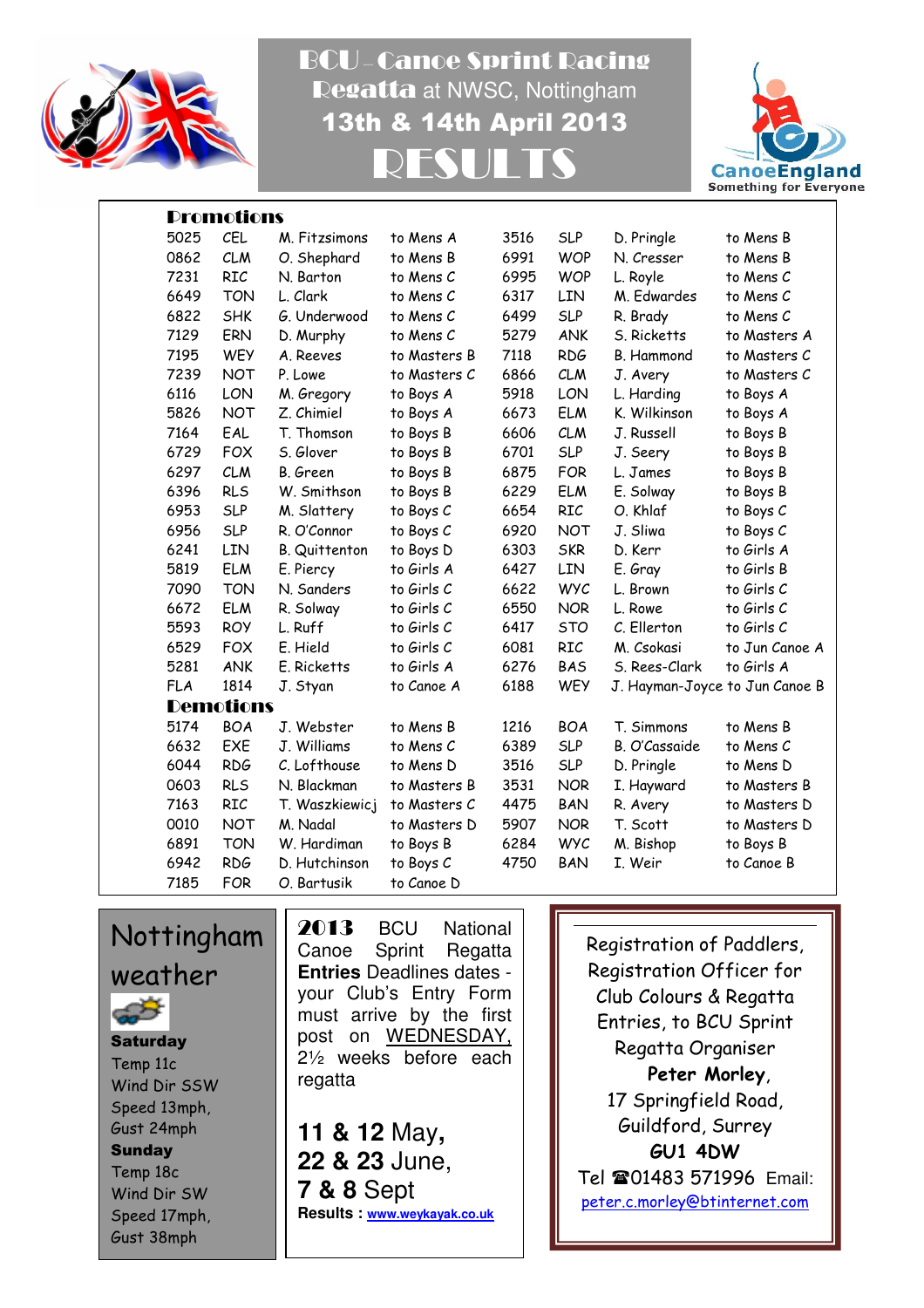# BCU - Canoe Sprint Racing Regatta at NWSC, Nottingham

## 13th & 14th April 2013

# RESULTS

CanoeEngland
Something for Everyone

## Promotions

| | | | | | | | |
|---|---|---|---|---|---|---|---|
| 5025 | CEL | M. Fitzsimons | to Mens A | 3516 | SLP | D. Pringle | to Mens B |
| 0862 | CLM | O. Shephard | to Mens B | 6991 | WOP | N. Cresser | to Mens B |
| 7231 | RIC | N. Barton | to Mens C | 6995 | WOP | L. Royle | to Mens C |
| 6649 | TON | L. Clark | to Mens C | 6317 | LIN | M. Edwardes | to Mens C |
| 6822 | SHK | G. Underwood | to Mens C | 6499 | SLP | R. Brady | to Mens C |
| 7129 | ERN | D. Murphy | to Mens C | 5279 | ANK | S. Ricketts | to Masters A |
| 7195 | WEY | A. Reeves | to Masters B | 7118 | RDG | B. Hammond | to Masters C |
| 7239 | NOT | P. Lowe | to Masters C | 6866 | CLM | J. Avery | to Masters C |
| 6116 | LON | M. Gregory | to Boys A | 5918 | LON | L. Harding | to Boys A |
| 5826 | NOT | Z. Chimiel | to Boys A | 6673 | ELM | K. Wilkinson | to Boys A |
| 7164 | EAL | T. Thomson | to Boys B | 6606 | CLM | J. Russell | to Boys B |
| 6729 | FOX | S. Glover | to Boys B | 6701 | SLP | J. Seery | to Boys B |
| 6297 | CLM | B. Green | to Boys B | 6875 | FOR | L. James | to Boys B |
| 6396 | RLS | W. Smithson | to Boys B | 6229 | ELM | E. Solway | to Boys B |
| 6953 | SLP | M. Slattery | to Boys C | 6654 | RIC | O. Khlaf | to Boys C |
| 6956 | SLP | R. O'Connor | to Boys C | 6920 | NOT | J. Sliwa | to Boys C |
| 6241 | LIN | B. Quittenton | to Boys D | 6303 | SKR | D. Kerr | to Girls A |
| 5819 | ELM | E. Piercy | to Girls A | 6427 | LIN | E. Gray | to Girls B |
| 7090 | TON | N. Sanders | to Girls C | 6622 | WYC | L. Brown | to Girls C |
| 6672 | ELM | R. Solway | to Girls C | 6550 | NOR | L. Rowe | to Girls C |
| 5593 | ROY | L. Ruff | to Girls C | 6417 | STO | C. Ellerton | to Girls C |
| 6529 | FOX | E. Hield | to Girls C | 6081 | RIC | M. Csokasi | to Jun Canoe A |
| 5281 | ANK | E. Ricketts | to Girls A | 6276 | BAS | S. Rees-Clark | to Girls A |
| FLA | 1814 | J. Styan | to Canoe A | 6188 | WEY | J. Hayman-Joyce | to Jun Canoe B |

## Demotions

| | | | | | | | |
|---|---|---|---|---|---|---|---|
| 5174 | BOA | J. Webster | to Mens B | 1216 | BOA | T. Simmons | to Mens B |
| 6632 | EXE | J. Williams | to Mens C | 6389 | SLP | B. O'Cassaide | to Mens C |
| 6044 | RDG | C. Lofthouse | to Mens D | 3516 | SLP | D. Pringle | to Mens D |
| 0603 | RLS | N. Blackman | to Masters B | 3531 | NOR | I. Hayward | to Masters B |
| 7163 | RIC | T. Waszkiewicj | to Masters C | 4475 | BAN | R. Avery | to Masters D |
| 0010 | NOT | M. Nadal | to Masters D | 5907 | NOR | T. Scott | to Masters D |
| 6891 | TON | W. Hardiman | to Boys B | 6284 | WYC | M. Bishop | to Boys B |
| 6942 | RDG | D. Hutchinson | to Boys C | 4750 | BAN | I. Weir | to Canoe B |
| 7185 | FOR | O. Bartusik | to Canoe D | | | | |

## Nottingham weather

**Saturday**
Temp 11c
Wind Dir SSW
Speed 13mph,
Gust 24mph

**Sunday**
Temp 18c
Wind Dir SW
Speed 17mph,
Gust 38mph

**2013** BCU National Canoe Sprint Regatta **Entries** Deadlines dates - your Club's Entry Form must arrive by the first post on WEDNESDAY, 2½ weeks before each regatta

**11 & 12** May,
**22 & 23** June,
**7 & 8** Sept

**Results : www.weykayak.co.uk**

Registration of Paddlers, Registration Officer for Club Colours & Regatta Entries, to BCU Sprint Regatta Organiser
**Peter Morley**,
17 Springfield Road,
Guildford, Surrey
**GU1 4DW**
Tel ☎01483 571996 Email:
peter.c.morley@btinternet.com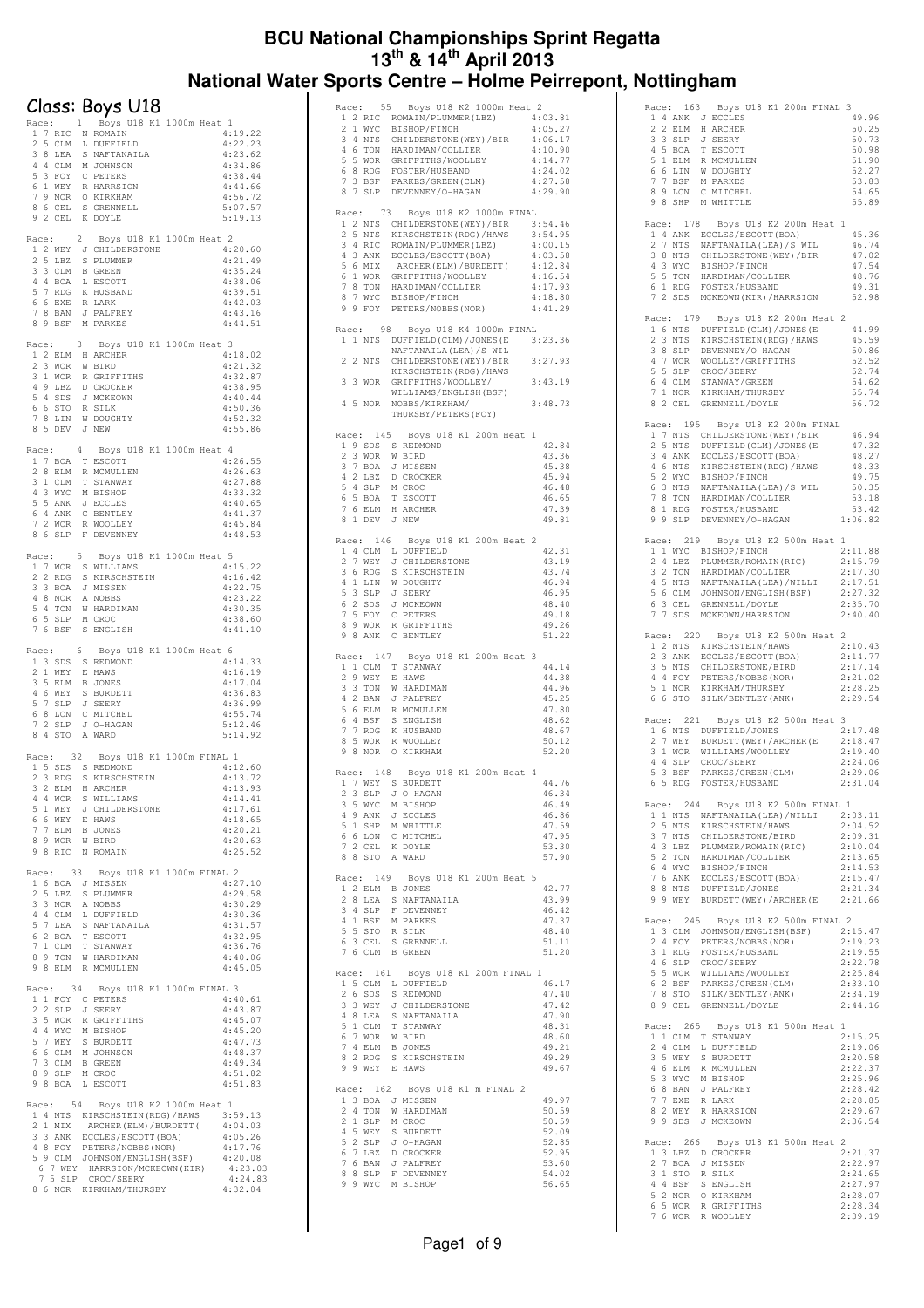# BCU National Championships Sprint Regatta

## 13th & 14th April 2013

## National Water Sports Centre – Holme Peirrepont, Nottingham

## Class: Boys U18

```
Race:   1   Boys U18 K1 1000m Heat 1
 1 7 RIC  N ROMAIN                  4:19.22
 2 5 CLM  L DUFFIELD                4:22.23
 3 8 LEA  S NAFTANAILA              4:23.62
 4 4 CLM  M JOHNSON                 4:34.86
 5 3 FOY  C PETERS                  4:38.44
 6 1 WEY  R HARRSION                4:44.66
 7 9 NOR  O KIRKHAM                 4:56.72
 8 6 CEL  S GRENNELL                5:07.57
 9 2 CEL  K DOYLE                   5:19.13

Race:   2   Boys U18 K1 1000m Heat 2
 1 2 WEY  J CHILDERSTONE            4:20.60
 2 5 LBZ  S PLUMMER                 4:21.49
 3 3 CLM  B GREEN                   4:35.24
 4 4 BOA  L ESCOTT                  4:38.06
 5 7 RDG  K HUSBAND                 4:39.51
 6 6 EXE  R LARK                    4:42.03
 7 8 BAN  J PALFREY                 4:43.16
 8 9 BSF  M PARKES                  4:44.51

Race:   3   Boys U18 K1 1000m Heat 3
 1 2 ELM  H ARCHER                  4:18.02
 2 3 WOR  W BIRD                    4:21.32
 3 1 WOR  R GRIFFITHS               4:32.87
 4 9 LBZ  D CROCKER                 4:38.95
 5 4 SDS  J MCKEOWN                 4:40.44
 6 6 STO  R SILK                    4:50.36
 7 8 LIN  W DOUGHTY                 4:52.32
 8 5 DEV  J NEW                     4:55.86

Race:   4   Boys U18 K1 1000m Heat 4
 1 7 BOA  T ESCOTT                  4:26.55
 2 8 ELM  R MCMULLEN                4:26.63
 3 1 CLM  T STANWAY                 4:27.88
 4 3 WYC  M BISHOP                  4:33.32
 5 5 ANK  J ECCLES                  4:40.65
 6 4 ANK  C BENTLEY                 4:41.37
 7 2 WOR  R WOOLLEY                 4:45.84
 8 6 SLP  F DEVENNEY                4:48.53

Race:   5   Boys U18 K1 1000m Heat 5
 1 7 WOR  S WILLIAMS                4:15.22
 2 2 RDG  S KIRSCHSTEIN             4:16.42
 3 3 BOA  J MISSEN                  4:22.75
 4 8 NOR  A NOBBS                   4:23.22
 5 4 TON  W HARDIMAN                4:30.35
 6 5 SLP  M CROC                    4:38.60
 7 6 BSF  S ENGLISH                 4:41.10

Race:   6   Boys U18 K1 1000m Heat 6
 1 3 SDS  S REDMOND                 4:14.33
 2 1 WEY  E HAWS                    4:16.19
 3 5 ELM  B JONES                   4:17.04
 4 6 WEY  S BURDETT                 4:36.83
 5 7 SLP  J SEERY                   4:36.99
 6 8 LON  C MITCHEL                 4:55.74
 7 2 SLP  J O-HAGAN                 5:12.46
 8 4 STO  A WARD                    5:14.92

Race:  32   Boys U18 K1 1000m FINAL 1
 1 5 SDS  S REDMOND                 4:12.60
 2 3 RDG  S KIRSCHSTEIN             4:13.72
 3 2 ELM  H ARCHER                  4:13.93
 4 4 WOR  S WILLIAMS                4:14.41
 5 1 WEY  J CHILDERSTONE            4:17.61
 6 6 WEY  E HAWS                    4:18.65
 7 7 ELM  B JONES                   4:20.21
 8 9 WOR  W BIRD                    4:20.63
 9 8 RIC  N ROMAIN                  4:25.52

Race:  33   Boys U18 K1 1000m FINAL 2
 1 6 BOA  J MISSEN                  4:27.10
 2 5 LBZ  S PLUMMER                 4:29.58
 3 3 NOR  A NOBBS                   4:30.29
 4 4 CLM  L DUFFIELD                4:30.36
 5 7 LEA  S NAFTANAILA              4:31.57
 6 2 BOA  T ESCOTT                  4:32.95
 7 1 CLM  T STANWAY                 4:36.76
 8 9 TON  W HARDIMAN                4:40.06
 9 8 ELM  R MCMULLEN                4:45.05

Race:  34   Boys U18 K1 1000m FINAL 3
 1 1 FOY  C PETERS                  4:40.61
 2 2 SLP  J SEERY                   4:43.87
 3 5 WOR  R GRIFFITHS               4:45.07
 4 4 WYC  M BISHOP                  4:45.20
 5 7 WEY  S BURDETT                 4:47.73
 6 6 CLM  M JOHNSON                 4:48.37
 7 3 CLM  B GREEN                   4:49.34
 8 9 SLP  M CROC                    4:51.82
 9 8 BOA  L ESCOTT                  4:51.83

Race:  54   Boys U18 K2 1000m Heat 1
 1 4 NTS  KIRSCHSTEIN(RDG)/HAWS     3:59.13
 2 1 MIX  ARCHER(ELM)/BURDETT(      4:04.03
 3 3 ANK  ECCLES/ESCOTT(BOA)        4:05.26
 4 8 FOY  PETERS/NOBBS(NOR)         4:17.76
 5 9 CLM  JOHNSON/ENGLISH(BSF)      4:20.08
 6 7 WEY  HARRSION/MCKEOWN(KIR)     4:23.03
 7 5 SLP  CROC/SEERY                4:24.83
 8 6 NOR  KIRKHAM/THURSBY           4:32.04

Race:  55   Boys U18 K2 1000m Heat 2
 1 2 RIC  ROMAIN/PLUMMER(LBZ)       4:03.81
 2 1 WYC  BISHOP/FINCH              4:05.27
 3 4 NTS  CHILDERSTONE(WEY)/BIR     4:06.17
 4 6 TON  HARDIMAN/COLLIER          4:10.90
 5 5 WOR  GRIFFITHS/WOOLLEY         4:14.77
 6 8 RDG  FOSTER/HUSBAND            4:24.02
 7 3 BSF  PARKES/GREEN(CLM)         4:27.58
 8 7 SLP  DEVENNEY/O-HAGAN          4:29.90

Race:  73   Boys U18 K2 1000m FINAL
 1 2 NTS  CHILDERSTONE(WEY)/BIR     3:54.46
 2 5 NTS  KIRSCHSTEIN(RDG)/HAWS     3:54.95
 3 4 RIC  ROMAIN/PLUMMER(LBZ)       4:00.15
 4 3 ANK  ECCLES/ESCOTT(BOA)        4:03.58
 5 6 MIX  ARCHER(ELM)/BURDETT(      4:12.84
 6 1 WOR  GRIFFITHS/WOOLLEY         4:16.54
 7 8 TON  HARDIMAN/COLLIER          4:17.93
 8 7 WYC  BISHOP/FINCH              4:18.80
 9 9 FOY  PETERS/NOBBS(NOR)         4:41.29

Race:  98   Boys U18 K4 1000m FINAL
 1 1 NTS  DUFFIELD(CLM)/JONES(E     3:23.36
          NAFTANAILA(LEA)/S WIL
 2 2 NTS  CHILDERSTONE(WEY)/BIR     3:27.93
          KIRSCHSTEIN(RDG)/HAWS
 3 3 WOR  GRIFFITHS/WOOLLEY/        3:43.19
          WILLIAMS/ENGLISH(BSF)
 4 5 NOR  NOBBS/KIRKHAM/            3:48.73
          THURSBY/PETERS(FOY)

Race: 145   Boys U18 K1 200m Heat 1
 1 9 SDS  S REDMOND                   42.84
 2 3 WOR  W BIRD                      43.36
 3 7 BOA  J MISSEN                    45.38
 4 2 LBZ  D CROCKER                   45.94
 5 4 SLP  M CROC                      46.48
 6 5 BOA  T ESCOTT                    46.65
 7 6 ELM  H ARCHER                    47.39
 8 1 DEV  J NEW                       49.81

Race: 146   Boys U18 K1 200m Heat 2
 1 4 CLM  L DUFFIELD                  42.31
 2 7 WEY  J CHILDERSTONE              43.19
 3 6 RDG  S KIRSCHSTEIN               43.74
 4 1 LIN  W DOUGHTY                   46.94
 5 3 SLP  J SEERY                     46.95
 6 2 SDS  J MCKEOWN                   48.40
 7 5 FOY  C PETERS                    49.18
 8 9 WOR  R GRIFFITHS                 49.26
 9 8 ANK  C BENTLEY                   51.22

Race: 147   Boys U18 K1 200m Heat 3
 1 1 CLM  T STANWAY                   44.14
 2 9 WEY  E HAWS                      44.38
 3 3 TON  W HARDIMAN                  44.96
 4 2 BAN  J PALFREY                   45.25
 5 6 ELM  R MCMULLEN                  47.80
 6 4 BSF  S ENGLISH                   48.62
 7 7 RDG  K HUSBAND                   48.67
 8 5 WOR  R WOOLLEY                   50.12
 9 8 NOR  O KIRKHAM                   52.20

Race: 148   Boys U18 K1 200m Heat 4
 1 7 WEY  S BURDETT                   44.76
 2 3 SLP  J O-HAGAN                   46.34
 3 5 WYC  M BISHOP                    46.49
 4 9 ANK  J ECCLES                    46.86
 5 1 SHP  M WHITTLE                   47.59
 6 6 LON  C MITCHEL                   47.95
 7 2 CEL  K DOYLE                     53.30
 8 8 STO  A WARD                      57.90

Race: 149   Boys U18 K1 200m Heat 5
 1 2 ELM  B JONES                     42.77
 2 8 LEA  S NAFTANAILA                43.99
 3 4 SLP  F DEVENNEY                  46.42
 4 1 BSF  M PARKES                    47.37
 5 5 STO  R SILK                      48.40
 6 3 CEL  S GRENNELL                  51.11
 7 6 CLM  B GREEN                     51.20

Race: 161   Boys U18 K1 200m FINAL 1
 1 5 CLM  L DUFFIELD                  46.17
 2 6 SDS  S REDMOND                   47.40
 3 3 WEY  J CHILDERSTONE              47.42
 4 8 LEA  S NAFTANAILA                47.90
 5 1 CLM  T STANWAY                   48.31
 6 7 WOR  W BIRD                      48.60
 7 4 ELM  B JONES                     49.21
 8 2 RDG  S KIRSCHSTEIN               49.29
 9 9 WEY  E HAWS                      49.67

Race: 162   Boys U18 K1 m FINAL 2
 1 3 BOA  J MISSEN                    49.97
 2 4 TON  W HARDIMAN                  50.59
 2 1 SLP  M CROC                      50.59
 4 5 WEY  S BURDETT                   52.09
 5 2 SLP  J O-HAGAN                   52.85
 6 7 LBZ  D CROCKER                   52.95
 7 6 BAN  J PALFREY                   53.60
 8 8 SLP  F DEVENNEY                  54.02
 9 9 WYC  M BISHOP                    56.65

Race: 163   Boys U18 K1 200m FINAL 3
 1 4 ANK  J ECCLES                    49.96
 2 2 ELM  H ARCHER                    50.25
 3 3 SLP  J SEERY                     50.73
 4 5 BOA  T ESCOTT                    50.98
 5 1 ELM  R MCMULLEN                  51.90
 6 6 LIN  W DOUGHTY                   52.27
 7 7 BSF  M PARKES                    53.83
 8 9 LON  C MITCHEL                   54.65
 9 8 SHP  M WHITTLE                   55.89

Race: 178   Boys U18 K2 200m Heat 1
 1 4 ANK  ECCLES/ESCOTT(BOA)          45.36
 2 7 NTS  NAFTANAILA(LEA)/S WIL       46.74
 3 8 NTS  CHILDERSTONE(WEY)/BIR       47.02
 4 3 WYC  BISHOP/FINCH                47.54
 5 5 TON  HARDIMAN/COLLIER            48.76
 6 1 RDG  FOSTER/HUSBAND              49.31
 7 2 SDS  MCKEOWN(KIR)/HARRSION       52.98

Race: 179   Boys U18 K2 200m Heat 2
 1 6 NTS  DUFFIELD(CLM)/JONES(E       44.99
 2 3 NTS  KIRSCHSTEIN(RDG)/HAWS       45.59
 3 8 SLP  DEVENNEY/O-HAGAN            50.86
 4 7 WOR  WOOLLEY/GRIFFITHS           52.52
 5 5 SLP  CROC/SEERY                  52.74
 6 4 CLM  STANWAY/GREEN               54.62
 7 1 NOR  KIRKHAM/THURSBY             55.74
 8 2 CEL  GRENNELL/DOYLE              56.72

Race: 195   Boys U18 K2 200m FINAL
 1 7 NTS  CHILDERSTONE(WEY)/BIR       46.94
 2 5 NTS  DUFFIELD(CLM)/JONES(E       47.32
 3 4 ANK  ECCLES/ESCOTT(BOA)          48.27
 4 6 NTS  KIRSCHSTEIN(RDG)/HAWS       48.33
 5 2 WYC  BISHOP/FINCH                49.75
 6 3 NTS  NAFTANAILA(LEA)/S WIL       50.35
 7 8 TON  HARDIMAN/COLLIER            53.18
 8 1 RDG  FOSTER/HUSBAND              53.42
 9 9 SLP  DEVENNEY/O-HAGAN          1:06.82

Race: 219   Boys U18 K2 500m Heat 1
 1 1 WYC  BISHOP/FINCH              2:11.88
 2 4 LBZ  PLUMMER/ROMAIN(RIC)       2:15.79
 3 2 TON  HARDIMAN/COLLIER          2:17.30
 4 5 NTS  NAFTANAILA(LEA)/WILLI     2:17.51
 5 6 CLM  JOHNSON/ENGLISH(BSF)      2:27.32
 6 3 CEL  GRENNELL/DOYLE            2:35.70
 7 7 SDS  MCKEOWN/HARRSION          2:40.40

Race: 220   Boys U18 K2 500m Heat 2
 1 2 NTS  KIRSCHSTEIN/HAWS          2:10.43
 2 3 ANK  ECCLES/ESCOTT(BOA)        2:14.77
 3 5 NTS  CHILDERSTONE/BIRD         2:17.14
 4 4 FOY  PETERS/NOBBS(NOR)         2:21.02
 5 1 NOR  KIRKHAM/THURSBY           2:28.25
 6 6 STO  SILK/BENTLEY(ANK)         2:29.54

Race: 221   Boys U18 K2 500m Heat 3
 1 6 NTS  DUFFIELD/JONES            2:17.48
 2 7 WEY  BURDETT(WEY)/ARCHER(E     2:18.47
 3 1 WOR  WILLIAMS/WOOLLEY          2:19.40
 4 4 SLP  CROC/SEERY                2:24.06
 5 3 BSF  PARKES/GREEN(CLM)         2:29.06
 6 5 RDG  FOSTER/HUSBAND            2:31.04

Race: 244   Boys U18 K2 500m FINAL 1
 1 1 NTS  NAFTANAILA(LEA)/WILLI     2:03.11
 2 5 NTS  KIRSCHSTEIN/HAWS          2:04.52
 3 7 NTS  CHILDERSTONE/BIRD         2:09.31
 4 3 LBZ  PLUMMER/ROMAIN(RIC)       2:10.04
 5 2 TON  HARDIMAN/COLLIER          2:13.65
 6 4 WYC  BISHOP/FINCH              2:14.53
 7 6 ANK  ECCLES/ESCOTT(BOA)        2:15.47
 8 8 NTS  DUFFIELD/JONES            2:21.34
 9 9 WEY  BURDETT(WEY)/ARCHER(E     2:21.66

Race: 245   Boys U18 K2 500m FINAL 2
 1 3 CLM  JOHNSON/ENGLISH(BSF)      2:15.47
 2 4 FOY  PETERS/NOBBS(NOR)         2:19.23
 3 1 RDG  FOSTER/HUSBAND            2:19.55
 4 6 SLP  CROC/SEERY                2:22.78
 5 5 WOR  WILLIAMS/WOOLLEY          2:25.84
 6 2 BSF  PARKES/GREEN(CLM)         2:33.10
 7 8 STO  SILK/BENTLEY(ANK)         2:34.19
 8 9 CEL  GRENNELL/DOYLE            2:44.16

Race: 265   Boys U18 K1 500m Heat 1
 1 1 CLM  T STANWAY                 2:15.25
 2 4 CLM  L DUFFIELD                2:19.06
 3 5 WEY  S BURDETT                 2:20.58
 4 6 ELM  R MCMULLEN                2:22.37
 5 3 WYC  M BISHOP                  2:25.96
 6 8 BAN  J PALFREY                 2:28.42
 7 7 EXE  R LARK                    2:28.85
 8 2 WEY  R HARRSION                2:29.67
 9 9 SDS  J MCKEOWN                 2:36.54

Race: 266   Boys U18 K1 500m Heat 2
 1 3 LBZ  D CROCKER                 2:21.37
 2 7 BOA  J MISSEN                  2:22.97
 3 1 STO  R SILK                    2:24.65
 4 4 BSF  S ENGLISH                 2:27.97
 5 2 NOR  O KIRKHAM                 2:28.07
 6 5 WOR  R GRIFFITHS               2:28.34
 7 6 WOR  R WOOLLEY                 2:39.19
```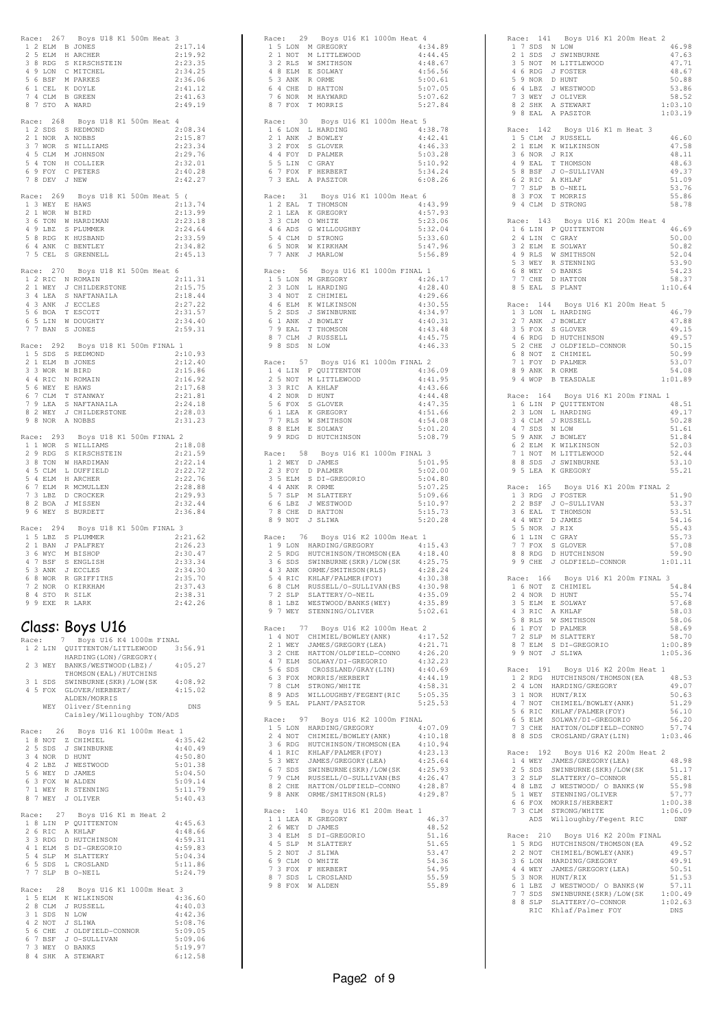Race: 267 Boys U18 K1 500m Heat 3

| Pos | Lane | Club | Name | Time |
|---|---|---|---|---|
| 1 | 2 | ELM | B JONES | 2:17.14 |
| 2 | 5 | ELM | H ARCHER | 2:19.92 |
| 3 | 8 | RDG | S KIRSCHSTEIN | 2:23.35 |
| 4 | 9 | LON | C MITCHEL | 2:34.25 |
| 5 | 6 | BSF | M PARKES | 2:36.06 |
| 6 | 1 | CEL | K DOYLE | 2:41.12 |
| 7 | 4 | CLM | B GREEN | 2:41.63 |
| 8 | 7 | STO | A WARD | 2:49.19 |

Race: 268 Boys U18 K1 500m Heat 4

| Pos | Lane | Club | Name | Time |
|---|---|---|---|---|
| 1 | 2 | SDS | S REDMOND | 2:08.34 |
| 2 | 1 | NOR | A NOBBS | 2:15.87 |
| 3 | 7 | WOR | S WILLIAMS | 2:23.34 |
| 4 | 5 | CLM | M JOHNSON | 2:29.76 |
| 5 | 4 | TON | H COLLIER | 2:32.01 |
| 6 | 9 | FOY | C PETERS | 2:40.28 |
| 7 | 8 | DEV | J NEW | 2:42.27 |

Race: 269 Boys U18 K1 500m Heat 5 (

| Pos | Lane | Club | Name | Time |
|---|---|---|---|---|
| 1 | 3 | WEY | E HAWS | 2:13.74 |
| 2 | 1 | WOR | W BIRD | 2:13.99 |
| 3 | 6 | TON | W HARDIMAN | 2:23.18 |
| 4 | 9 | LBZ | S PLUMMER | 2:24.64 |
| 5 | 8 | RDG | K HUSBAND | 2:33.59 |
| 6 | 4 | ANK | C BENTLEY | 2:34.82 |
| 7 | 5 | CEL | S GRENNELL | 2:45.13 |

Race: 270 Boys U18 K1 500m Heat 6

| Pos | Lane | Club | Name | Time |
|---|---|---|---|---|
| 1 | 2 | RIC | N ROMAIN | 2:11.31 |
| 2 | 1 | WEY | J CHILDERSTONE | 2:15.75 |
| 3 | 4 | LEA | S NAFTANAILA | 2:18.44 |
| 4 | 3 | ANK | J ECCLES | 2:27.22 |
| 5 | 6 | BOA | T ESCOTT | 2:31.57 |
| 6 | 5 | LIN | W DOUGHTY | 2:34.40 |
| 7 | 7 | BAN | S JONES | 2:59.31 |

Race: 292 Boys U18 K1 500m FINAL 1

| Pos | Lane | Club | Name | Time |
|---|---|---|---|---|
| 1 | 5 | SDS | S REDMOND | 2:10.93 |
| 2 | 1 | ELM | B JONES | 2:12.40 |
| 3 | 3 | WOR | W BIRD | 2:15.86 |
| 4 | 4 | RIC | N ROMAIN | 2:16.92 |
| 5 | 6 | WEY | E HAWS | 2:17.68 |
| 6 | 7 | CLM | T STANWAY | 2:21.81 |
| 7 | 9 | LEA | S NAFTANAILA | 2:24.18 |
| 8 | 2 | WEY | J CHILDERSTONE | 2:28.03 |
| 9 | 8 | NOR | A NOBBS | 2:31.23 |

Race: 293 Boys U18 K1 500m FINAL 2

| Pos | Lane | Club | Name | Time |
|---|---|---|---|---|
| 1 | 1 | WOR | S WILLIAMS | 2:18.08 |
| 2 | 9 | RDG | S KIRSCHSTEIN | 2:21.59 |
| 3 | 8 | TON | W HARDIMAN | 2:22.14 |
| 4 | 5 | CLM | L DUFFIELD | 2:22.72 |
| 5 | 4 | ELM | H ARCHER | 2:22.76 |
| 6 | 7 | ELM | R MCMULLEN | 2:28.88 |
| 7 | 3 | LBZ | D CROCKER | 2:29.93 |
| 8 | 2 | BOA | J MISSEN | 2:32.44 |
| 9 | 6 | WEY | S BURDETT | 2:36.84 |

Race: 294 Boys U18 K1 500m FINAL 3

| Pos | Lane | Club | Name | Time |
|---|---|---|---|---|
| 1 | 5 | LBZ | S PLUMMER | 2:21.62 |
| 2 | 1 | BAN | J PALFREY | 2:26.23 |
| 3 | 6 | WYC | M BISHOP | 2:30.47 |
| 4 | 7 | BSF | S ENGLISH | 2:33.34 |
| 5 | 3 | ANK | J ECCLES | 2:34.30 |
| 6 | 8 | WOR | R GRIFFITHS | 2:35.70 |
| 7 | 2 | NOR | O KIRKHAM | 2:37.43 |
| 8 | 4 | STO | R SILK | 2:38.31 |
| 9 | 9 | EXE | R LARK | 2:42.26 |

## Class: Boys U16

Race: 7 Boys U16 K4 1000m FINAL

| Pos | Lane | Club | Name | Time |
|---|---|---|---|---|
| 1 | 2 | LIN | QUITTENTON/LITTLEWOOD HARDING(LON)/GREGORY( | 3:56.91 |
| 2 | 3 | WEY | BANKS/WESTWOOD(LBZ)/ THOMSON(EAL)/HUTCHINS | 4:05.27 |
| 3 | 1 | SDS | SWINBURNE(SKR)/LOW(SK | 4:08.92 |
| 4 | 5 | FOX | GLOVER/HERBERT/ ALDEN/MORRIS | 4:15.02 |
| | | WEY | Oliver/Stenning Caisley/Willoughby TON/ADS | DNS |

Race: 26 Boys U16 K1 1000m Heat 1

| Pos | Lane | Club | Name | Time |
|---|---|---|---|---|
| 1 | 8 | NOT | Z CHIMIEL | 4:35.42 |
| 2 | 5 | SDS | J SWINBURNE | 4:40.49 |
| 3 | 4 | NOR | D HUNT | 4:50.80 |
| 4 | 2 | LBZ | J WESTWOOD | 5:01.38 |
| 5 | 6 | WEY | D JAMES | 5:04.50 |
| 6 | 3 | FOX | W ALDEN | 5:09.14 |
| 7 | 1 | WEY | R STENNING | 5:11.79 |
| 8 | 7 | WEY | J OLIVER | 5:40.43 |

Race: 27 Boys U16 K1 m Heat 2

| Pos | Lane | Club | Name | Time |
|---|---|---|---|---|
| 1 | 8 | LIN | P QUITTENTON | 4:45.63 |
| 2 | 6 | RIC | A KHLAF | 4:48.66 |
| 3 | 3 | RDG | D HUTCHINSON | 4:59.31 |
| 4 | 1 | ELM | S DI-GREGORIO | 4:59.83 |
| 5 | 4 | SLP | M SLATTERY | 5:04.34 |
| 6 | 5 | SDS | L CROSLAND | 5:11.86 |
| 7 | 7 | SLP | B O-NEIL | 5:24.79 |

Race: 28 Boys U16 K1 1000m Heat 3

| Pos | Lane | Club | Name | Time |
|---|---|---|---|---|
| 1 | 5 | ELM | K WILKINSON | 4:36.60 |
| 2 | 8 | CLM | J RUSSELL | 4:40.03 |
| 3 | 1 | SDS | N LOW | 4:42.36 |
| 4 | 2 | NOT | J SLIWA | 5:08.76 |
| 5 | 6 | CHE | J OLDFIELD-CONNOR | 5:09.05 |
| 6 | 7 | BSF | J O-SULLIVAN | 5:09.06 |
| 7 | 3 | WEY | O BANKS | 5:19.97 |
| 8 | 4 | SHK | A STEWART | 6:12.58 |

Race: 29 Boys U16 K1 1000m Heat 4

| Pos | Lane | Club | Name | Time |
|---|---|---|---|---|
| 1 | 5 | LON | M GREGORY | 4:34.89 |
| 2 | 1 | NOT | M LITTLEWOOD | 4:44.45 |
| 3 | 2 | RLS | W SMITHSON | 4:48.67 |
| 4 | 8 | ELM | E SOLWAY | 4:56.56 |
| 5 | 3 | ANK | R ORME | 5:00.61 |
| 6 | 4 | CHE | D HATTON | 5:07.05 |
| 7 | 6 | NOR | M HAYWARD | 5:07.62 |
| 8 | 7 | FOX | T MORRIS | 5:27.84 |

Race: 30 Boys U16 K1 1000m Heat 5

| Pos | Lane | Club | Name | Time |
|---|---|---|---|---|
| 1 | 6 | LON | L HARDING | 4:38.78 |
| 2 | 1 | ANK | J BOWLEY | 4:42.41 |
| 3 | 2 | FOX | S GLOVER | 4:46.33 |
| 4 | 4 | FOY | D PALMER | 5:03.28 |
| 5 | 5 | LIN | C GRAY | 5:10.92 |
| 6 | 7 | FOX | F HERBERT | 5:34.24 |
| 7 | 3 | EAL | A PASZTOR | 6:08.26 |

Race: 31 Boys U16 K1 1000m Heat 6

| Pos | Lane | Club | Name | Time |
|---|---|---|---|---|
| 1 | 2 | EAL | T THOMSON | 4:43.99 |
| 2 | 1 | LEA | K GREGORY | 4:57.93 |
| 3 | 3 | CLM | O WHITE | 5:23.06 |
| 4 | 6 | ADS | G WILLOUGHBY | 5:32.04 |
| 5 | 4 | CLM | D STRONG | 5:33.60 |
| 6 | 5 | NOR | W KIRKHAM | 5:47.96 |
| 7 | 7 | ANK | J MARLOW | 5:56.89 |

Race: 56 Boys U16 K1 1000m FINAL 1

| Pos | Lane | Club | Name | Time |
|---|---|---|---|---|
| 1 | 5 | LON | M GREGORY | 4:26.17 |
| 2 | 3 | LON | L HARDING | 4:28.40 |
| 3 | 4 | NOT | Z CHIMIEL | 4:29.66 |
| 4 | 6 | ELM | K WILKINSON | 4:30.55 |
| 5 | 2 | SDS | J SWINBURNE | 4:34.97 |
| 6 | 1 | ANK | J BOWLEY | 4:40.31 |
| 7 | 9 | EAL | T THOMSON | 4:43.48 |
| 8 | 7 | CLM | J RUSSELL | 4:45.75 |
| 9 | 8 | SDS | N LOW | 4:46.33 |

Race: 57 Boys U16 K1 1000m FINAL 2

| Pos | Lane | Club | Name | Time |
|---|---|---|---|---|
| 1 | 4 | LIN | P QUITTENTON | 4:36.09 |
| 2 | 5 | NOT | M LITTLEWOOD | 4:41.95 |
| 3 | 3 | RIC | A KHLAF | 4:43.66 |
| 4 | 2 | NOR | D HUNT | 4:44.48 |
| 5 | 6 | FOX | S GLOVER | 4:47.35 |
| 6 | 1 | LEA | K GREGORY | 4:51.66 |
| 7 | 7 | RLS | W SMITHSON | 4:54.08 |
| 8 | 8 | ELM | E SOLWAY | 5:01.20 |
| 9 | 9 | RDG | D HUTCHINSON | 5:08.79 |

Race: 58 Boys U16 K1 1000m FINAL 3

| Pos | Lane | Club | Name | Time |
|---|---|---|---|---|
| 1 | 2 | WEY | D JAMES | 5:01.95 |
| 2 | 3 | FOY | D PALMER | 5:02.00 |
| 3 | 5 | ELM | S DI-GREGORIO | 5:04.80 |
| 4 | 4 | ANK | R ORME | 5:07.25 |
| 5 | 7 | SLP | M SLATTERY | 5:09.66 |
| 6 | 6 | LBZ | J WESTWOOD | 5:10.97 |
| 7 | 8 | CHE | D HATTON | 5:15.73 |
| 8 | 9 | NOT | J SLIWA | 5:20.28 |

Race: 76 Boys U16 K2 1000m Heat 1

| Pos | Lane | Club | Name | Time |
|---|---|---|---|---|
| 1 | 9 | LON | HARDING/GREGORY | 4:15.43 |
| 2 | 5 | RDG | HUTCHINSON/THOMSON(EA | 4:18.40 |
| 3 | 6 | SDS | SWINBURNE(SKR)/LOW(SK | 4:25.75 |
| 4 | 3 | ANK | ORME/SMITHSON(RLS) | 4:28.24 |
| 5 | 4 | RIC | KHLAF/PALMER(FOY) | 4:30.38 |
| 6 | 8 | CLM | RUSSELL/O-SULLIVAN(BS | 4:30.98 |
| 7 | 2 | SLP | SLATTERY/O-NEIL | 4:35.09 |
| 8 | 1 | LBZ | WESTWOOD/BANKS(WEY) | 4:35.89 |
| 9 | 7 | WEY | STENNING/OLIVER | 5:02.61 |

Race: 77 Boys U16 K2 1000m Heat 2

| Pos | Lane | Club | Name | Time |
|---|---|---|---|---|
| 1 | 4 | NOT | CHIMIEL/BOWLEY(ANK) | 4:17.52 |
| 2 | 1 | WEY | JAMES/GREGORY(LEA) | 4:21.71 |
| 3 | 2 | CHE | HATTON/OLDFIELD-CONNO | 4:26.20 |
| 4 | 7 | ELM | SOLWAY/DI-GREGORIO | 4:32.23 |
| 5 | 6 | SDS | CROSSLAND/GRAY(LIN) | 4:40.69 |
| 6 | 3 | FOX | MORRIS/HERBERT | 4:44.19 |
| 7 | 8 | CLM | STRONG/WHITE | 4:58.31 |
| 8 | 9 | ADS | WILLOUGHBY/FEGENT(RIC | 5:05.35 |
| 9 | 5 | EAL | PLANT/PASZTOR | 5:25.53 |

Race: 97 Boys U16 K2 1000m FINAL

| Pos | Lane | Club | Name | Time |
|---|---|---|---|---|
| 1 | 5 | LON | HARDING/GREGORY | 4:07.09 |
| 2 | 4 | NOT | CHIMIEL/BOWLEY(ANK) | 4:10.18 |
| 3 | 6 | RDG | HUTCHINSON/THOMSON(EA | 4:10.94 |
| 4 | 1 | RIC | KHLAF/PALMER(FOY) | 4:23.13 |
| 5 | 3 | WEY | JAMES/GREGORY(LEA) | 4:25.64 |
| 6 | 7 | SDS | SWINBURNE(SKR)/LOW(SK | 4:25.93 |
| 7 | 9 | CLM | RUSSELL/O-SULLIVAN(BS | 4:26.47 |
| 8 | 2 | CHE | HATTON/OLDFIELD-CONNO | 4:28.87 |
| 9 | 8 | ANK | ORME/SMITHSON(RLS) | 4:29.87 |

Race: 140 Boys U16 K1 200m Heat 1

| Pos | Lane | Club | Name | Time |
|---|---|---|---|---|
| 1 | 1 | LEA | K GREGORY | 46.37 |
| 2 | 6 | WEY | D JAMES | 48.52 |
| 3 | 4 | ELM | S DI-GREGORIO | 51.16 |
| 4 | 5 | SLP | M SLATTERY | 51.65 |
| 5 | 2 | NOT | J SLIWA | 53.47 |
| 6 | 9 | CLM | O WHITE | 54.36 |
| 7 | 3 | FOX | F HERBERT | 54.95 |
| 8 | 7 | SDS | L CROSLAND | 55.59 |
| 9 | 8 | FOX | W ALDEN | 55.89 |

Race: 141 Boys U16 K1 200m Heat 2

| Pos | Lane | Club | Name | Time |
|---|---|---|---|---|
| 1 | 7 | SDS | N LOW | 46.98 |
| 2 | 1 | SDS | J SWINBURNE | 47.63 |
| 3 | 5 | NOT | M LITTLEWOOD | 47.71 |
| 4 | 6 | RDG | J FOSTER | 48.67 |
| 5 | 9 | NOR | D HUNT | 50.88 |
| 6 | 4 | LBZ | J WESTWOOD | 53.86 |
| 7 | 3 | WEY | J OLIVER | 58.52 |
| 8 | 2 | SHK | A STEWART | 1:03.10 |
| 9 | 8 | EAL | A PASZTOR | 1:03.19 |

Race: 142 Boys U16 K1 m Heat 3

| Pos | Lane | Club | Name | Time |
|---|---|---|---|---|
| 1 | 5 | CLM | J RUSSELL | 46.60 |
| 2 | 1 | ELM | K WILKINSON | 47.58 |
| 3 | 6 | NOR | J RIX | 48.11 |
| 4 | 9 | EAL | T THOMSON | 48.63 |
| 5 | 8 | BSF | J O-SULLIVAN | 49.37 |
| 6 | 2 | RIC | A KHLAF | 51.09 |
| 7 | 7 | SLP | B O-NEIL | 53.76 |
| 8 | 3 | FOX | T MORRIS | 55.86 |
| 9 | 4 | CLM | D STRONG | 58.78 |

Race: 143 Boys U16 K1 200m Heat 4

| Pos | Lane | Club | Name | Time |
|---|---|---|---|---|
| 1 | 6 | LIN | P QUITTENTON | 46.69 |
| 2 | 4 | LIN | C GRAY | 50.00 |
| 3 | 2 | ELM | E SOLWAY | 50.82 |
| 4 | 9 | RLS | W SMITHSON | 52.04 |
| 5 | 3 | WEY | R STENNING | 53.90 |
| 6 | 8 | WEY | O BANKS | 54.23 |
| 7 | 7 | CHE | D HATTON | 58.37 |
| 8 | 5 | EAL | S PLANT | 1:10.64 |

Race: 144 Boys U16 K1 200m Heat 5

| Pos | Lane | Club | Name | Time |
|---|---|---|---|---|
| 1 | 3 | LON | L HARDING | 46.79 |
| 2 | 7 | ANK | J BOWLEY | 47.88 |
| 3 | 5 | FOX | S GLOVER | 49.15 |
| 4 | 6 | RDG | D HUTCHINSON | 49.57 |
| 5 | 2 | CHE | J OLDFIELD-CONNOR | 50.15 |
| 6 | 8 | NOT | Z CHIMIEL | 50.99 |
| 7 | 1 | FOY | D PALMER | 53.07 |
| 8 | 9 | ANK | R ORME | 54.08 |
| 9 | 4 | WOP | B TEASDALE | 1:01.89 |

Race: 164 Boys U16 K1 200m FINAL 1

| Pos | Lane | Club | Name | Time |
|---|---|---|---|---|
| 1 | 6 | LIN | P QUITTENTON | 48.51 |
| 2 | 3 | LON | L HARDING | 49.17 |
| 3 | 4 | CLM | J RUSSELL | 50.28 |
| 4 | 7 | SDS | N LOW | 51.61 |
| 5 | 9 | ANK | J BOWLEY | 51.84 |
| 6 | 2 | ELM | K WILKINSON | 52.03 |
| 7 | 1 | NOT | M LITTLEWOOD | 52.44 |
| 8 | 8 | SDS | J SWINBURNE | 53.10 |
| 9 | 5 | LEA | K GREGORY | 55.21 |

Race: 165 Boys U16 K1 200m FINAL 2

| Pos | Lane | Club | Name | Time |
|---|---|---|---|---|
| 1 | 3 | RDG | J FOSTER | 51.90 |
| 2 | 2 | BSF | J O-SULLIVAN | 53.37 |
| 3 | 6 | EAL | T THOMSON | 53.51 |
| 4 | 4 | WEY | D JAMES | 54.16 |
| 5 | 5 | NOR | J RIX | 55.43 |
| 6 | 1 | LIN | C GRAY | 55.73 |
| 7 | 7 | FOX | S GLOVER | 57.08 |
| 8 | 8 | RDG | D HUTCHINSON | 59.90 |
| 9 | 9 | CHE | J OLDFIELD-CONNOR | 1:01.11 |

Race: 166 Boys U16 K1 200m FINAL 3

| Pos | Lane | Club | Name | Time |
|---|---|---|---|---|
| 1 | 6 | NOT | Z CHIMIEL | 54.84 |
| 2 | 4 | NOR | D HUNT | 55.74 |
| 3 | 5 | ELM | E SOLWAY | 57.68 |
| 4 | 3 | RIC | A KHLAF | 58.03 |
| 5 | 8 | RLS | W SMITHSON | 58.06 |
| 6 | 1 | FOY | D PALMER | 58.69 |
| 7 | 2 | SLP | M SLATTERY | 58.70 |
| 8 | 7 | ELM | S DI-GREGORIO | 1:00.89 |
| 9 | 9 | NOT | J SLIWA | 1:05.36 |

Race: 191 Boys U16 K2 200m Heat 1

| Pos | Lane | Club | Name | Time |
|---|---|---|---|---|
| 1 | 2 | RDG | HUTCHINSON/THOMSON(EA | 48.53 |
| 2 | 4 | LON | HARDING/GREGORY | 49.07 |
| 3 | 1 | NOR | HUNT/RIX | 50.63 |
| 4 | 7 | NOT | CHIMIEL/BOWLEY(ANK) | 51.29 |
| 5 | 6 | RIC | KHLAF/PALMER(FOY) | 56.10 |
| 6 | 5 | ELM | SOLWAY/DI-GREGORIO | 56.20 |
| 7 | 3 | CHE | HATTON/OLDFIELD-CONNO | 57.74 |
| 8 | 8 | SDS | CROSLAND/GRAY(LIN) | 1:03.46 |

Race: 192 Boys U16 K2 200m Heat 2

| Pos | Lane | Club | Name | Time |
|---|---|---|---|---|
| 1 | 4 | WEY | JAMES/GREGORY(LEA) | 48.98 |
| 2 | 5 | SDS | SWINBURNE(SKR)/LOW(SK | 51.17 |
| 3 | 2 | SLP | SLATTERY/O-CONNOR | 55.81 |
| 4 | 8 | LBZ | J WESTWOOD/ O BANKS(W | 55.98 |
| 5 | 1 | WEY | STENNING/OLIVER | 57.77 |
| 6 | 6 | FOX | MORRIS/HERBERT | 1:00.38 |
| 7 | 3 | CLM | STRONG/WHITE | 1:06.09 |
| | | ADS | Willoughby/Fegent RIC | DNF |

Race: 210 Boys U16 K2 200m FINAL

| Pos | Lane | Club | Name | Time |
|---|---|---|---|---|
| 1 | 5 | RDG | HUTCHINSON/THOMSON(EA | 49.52 |
| 2 | 2 | NOT | CHIMIEL/BOWLEY(ANK) | 49.57 |
| 3 | 6 | LON | HARDING/GREGORY | 49.91 |
| 4 | 4 | WEY | JAMES/GREGORY(LEA) | 50.51 |
| 5 | 3 | NOR | HUNT/RIX | 51.53 |
| 6 | 1 | LBZ | J WESTWOOD/ O BANKS(W | 57.11 |
| 7 | 7 | SDS | SWINBURNE(SKR)/LOW(SK | 1:00.49 |
| 8 | 8 | SLP | SLATTERY/O-CONNOR | 1:02.63 |
| | | RIC | Khlaf/Palmer FOY | DNS |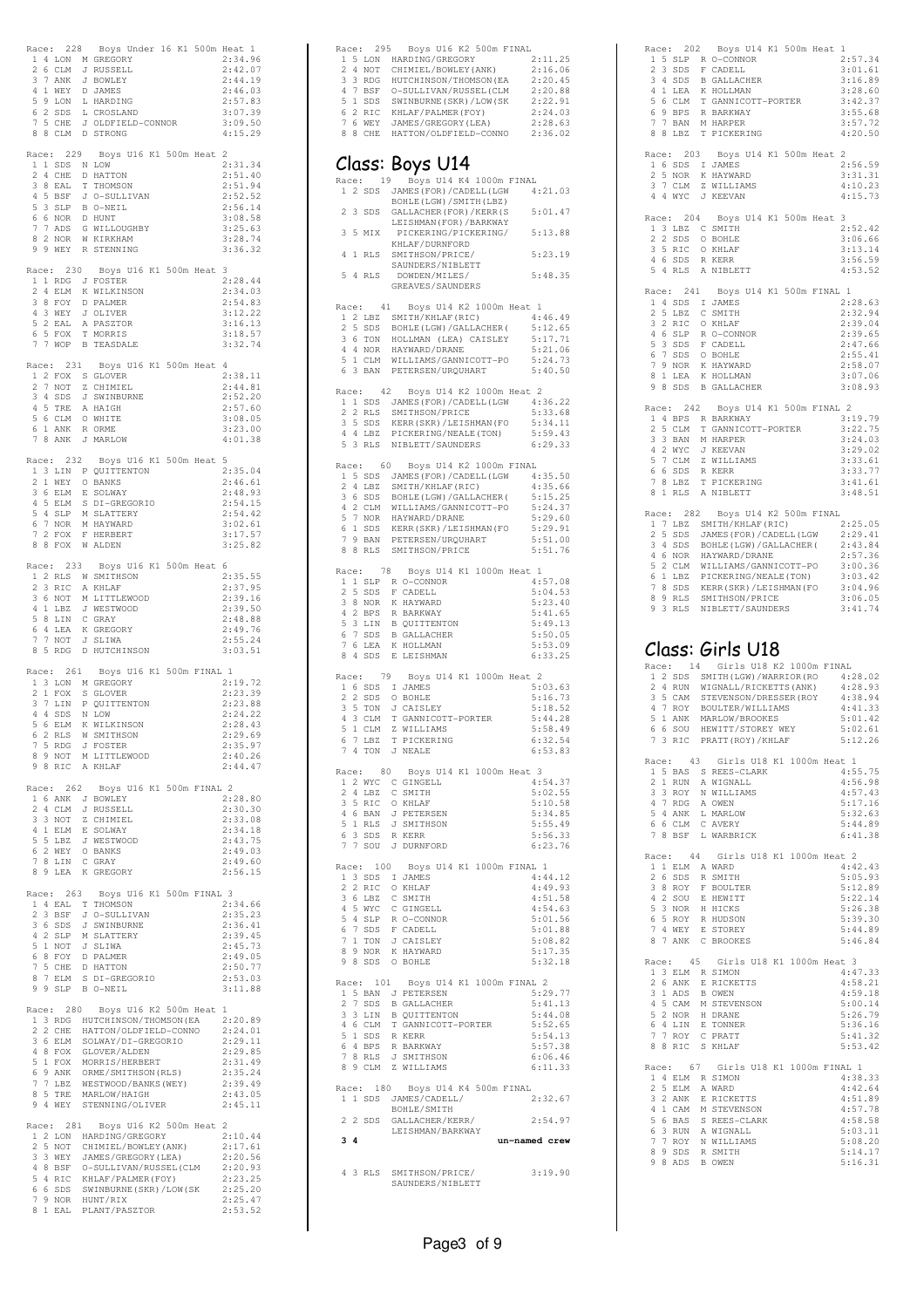Race: 228 Boys Under 16 K1 500m Heat 1

| | | | | |
|---|---|---|---|---|
| 1 | 4 | LON | M GREGORY | 2:34.96 |
| 2 | 6 | CLM | J RUSSELL | 2:42.07 |
| 3 | 7 | ANK | J BOWLEY | 2:44.19 |
| 4 | 1 | WEY | D JAMES | 2:46.03 |
| 5 | 9 | LON | L HARDING | 2:57.83 |
| 6 | 2 | SDS | L CROSLAND | 3:07.39 |
| 7 | 5 | CHE | J OLDFIELD-CONNOR | 3:09.50 |
| 8 | 8 | CLM | D STRONG | 4:15.29 |

Race: 229 Boys U16 K1 500m Heat 2

| | | | | |
|---|---|---|---|---|
| 1 | 1 | SDS | N LOW | 2:31.34 |
| 2 | 4 | CHE | D HATTON | 2:51.40 |
| 3 | 8 | EAL | T THOMSON | 2:51.94 |
| 4 | 5 | BSF | J O-SULLIVAN | 2:52.52 |
| 5 | 3 | SLP | B O-NEIL | 2:56.14 |
| 6 | 6 | NOR | D HUNT | 3:08.58 |
| 7 | 7 | ADS | G WILLOUGHBY | 3:25.63 |
| 8 | 2 | NOR | W KIRKHAM | 3:28.74 |
| 9 | 9 | WEY | R STENNING | 3:36.32 |

Race: 230 Boys U16 K1 500m Heat 3

| | | | | |
|---|---|---|---|---|
| 1 | 1 | RDG | J FOSTER | 2:28.44 |
| 2 | 4 | ELM | K WILKINSON | 2:34.03 |
| 3 | 8 | FOY | D PALMER | 2:54.83 |
| 4 | 3 | WEY | J OLIVER | 3:12.22 |
| 5 | 2 | EAL | A PASZTOR | 3:16.13 |
| 6 | 5 | FOX | T MORRIS | 3:18.57 |
| 7 | 7 | WOP | B TEASDALE | 3:32.74 |

Race: 231 Boys U16 K1 500m Heat 4

| | | | | |
|---|---|---|---|---|
| 1 | 2 | FOX | S GLOVER | 2:38.11 |
| 2 | 7 | NOT | Z CHIMIEL | 2:44.81 |
| 3 | 4 | SDS | J SWINBURNE | 2:52.20 |
| 4 | 5 | TRE | A HAIGH | 2:57.60 |
| 5 | 6 | CLM | O WHITE | 3:08.05 |
| 6 | 1 | ANK | R ORME | 3:23.00 |
| 7 | 8 | ANK | J MARLOW | 4:01.38 |

Race: 232 Boys U16 K1 500m Heat 5

| | | | | |
|---|---|---|---|---|
| 1 | 3 | LIN | P QUITTENTON | 2:35.04 |
| 2 | 1 | WEY | O BANKS | 2:46.61 |
| 3 | 6 | ELM | E SOLWAY | 2:48.93 |
| 4 | 5 | ELM | S DI-GREGORIO | 2:54.15 |
| 5 | 4 | SLP | M SLATTERY | 2:54.42 |
| 6 | 7 | NOR | M HAYWARD | 3:02.61 |
| 7 | 2 | FOX | F HERBERT | 3:17.57 |
| 8 | 8 | FOX | W ALDEN | 3:25.82 |

Race: 233 Boys U16 K1 500m Heat 6

| | | | | |
|---|---|---|---|---|
| 1 | 2 | RLS | W SMITHSON | 2:35.55 |
| 2 | 3 | RIC | A KHLAF | 2:37.95 |
| 3 | 6 | NOT | M LITTLEWOOD | 2:39.16 |
| 4 | 1 | LBZ | J WESTWOOD | 2:39.50 |
| 5 | 8 | LIN | C GRAY | 2:48.88 |
| 6 | 4 | LEA | K GREGORY | 2:49.76 |
| 7 | 7 | NOT | J SLIWA | 2:55.24 |
| 8 | 5 | RDG | D HUTCHINSON | 3:03.51 |

Race: 261 Boys U16 K1 500m FINAL 1

| | | | | |
|---|---|---|---|---|
| 1 | 3 | LON | M GREGORY | 2:19.72 |
| 2 | 1 | FOX | S GLOVER | 2:23.39 |
| 3 | 7 | LIN | P QUITTENTON | 2:23.88 |
| 4 | 4 | SDS | N LOW | 2:24.22 |
| 5 | 6 | ELM | K WILKINSON | 2:28.43 |
| 6 | 2 | RLS | W SMITHSON | 2:29.69 |
| 7 | 5 | RDG | J FOSTER | 2:35.97 |
| 8 | 9 | NOT | M LITTLEWOOD | 2:40.26 |
| 9 | 8 | RIC | A KHLAF | 2:44.47 |

Race: 262 Boys U16 K1 500m FINAL 2

| | | | | |
|---|---|---|---|---|
| 1 | 6 | ANK | J BOWLEY | 2:28.80 |
| 2 | 4 | CLM | J RUSSELL | 2:30.30 |
| 3 | 3 | NOT | Z CHIMIEL | 2:33.08 |
| 4 | 1 | ELM | E SOLWAY | 2:34.18 |
| 5 | 5 | LBZ | J WESTWOOD | 2:43.75 |
| 6 | 2 | WEY | O BANKS | 2:49.03 |
| 7 | 8 | LIN | C GRAY | 2:49.60 |
| 8 | 9 | LEA | K GREGORY | 2:56.15 |

Race: 263 Boys U16 K1 500m FINAL 3

| | | | | |
|---|---|---|---|---|
| 1 | 4 | EAL | T THOMSON | 2:34.66 |
| 2 | 3 | BSF | J O-SULLIVAN | 2:35.23 |
| 3 | 6 | SDS | J SWINBURNE | 2:36.41 |
| 4 | 2 | SLP | M SLATTERY | 2:39.45 |
| 5 | 1 | NOT | J SLIWA | 2:45.73 |
| 6 | 8 | FOY | D PALMER | 2:49.05 |
| 7 | 5 | CHE | D HATTON | 2:50.77 |
| 8 | 7 | ELM | S DI-GREGORIO | 2:53.03 |
| 9 | 9 | SLP | B O-NEIL | 3:11.88 |

Race: 280 Boys U16 K2 500m Heat 1

| | | | | |
|---|---|---|---|---|
| 1 | 3 | RDG | HUTCHINSON/THOMSON(EA | 2:20.89 |
| 2 | 2 | CHE | HATTON/OLDFIELD-CONNO | 2:24.01 |
| 3 | 6 | ELM | SOLWAY/DI-GREGORIO | 2:29.11 |
| 4 | 8 | FOX | GLOVER/ALDEN | 2:29.85 |
| 5 | 1 | FOX | MORRIS/HERBERT | 2:31.49 |
| 6 | 9 | ANK | ORME/SMITHSON(RLS) | 2:35.24 |
| 7 | 7 | LBZ | WESTWOOD/BANKS(WEY) | 2:39.49 |
| 8 | 5 | TRE | MARLOW/HAIGH | 2:43.05 |
| 9 | 4 | WEY | STENNING/OLIVER | 2:45.11 |

Race: 281 Boys U16 K2 500m Heat 2

| | | | | |
|---|---|---|---|---|
| 1 | 2 | LON | HARDING/GREGORY | 2:10.44 |
| 2 | 5 | NOT | CHIMIEL/BOWLEY(ANK) | 2:17.61 |
| 3 | 3 | WEY | JAMES/GREGORY(LEA) | 2:20.56 |
| 4 | 8 | BSF | O-SULLIVAN/RUSSEL(CLM | 2:20.93 |
| 5 | 4 | RIC | KHLAF/PALMER(FOY) | 2:23.25 |
| 6 | 6 | SDS | SWINBURNE(SKR)/LOW(SK | 2:25.20 |
| 7 | 9 | NOR | HUNT/RIX | 2:25.47 |
| 8 | 1 | EAL | PLANT/PASZTOR | 2:53.52 |

Race: 295 Boys U16 K2 500m FINAL

| | | | | |
|---|---|---|---|---|
| 1 | 5 | LON | HARDING/GREGORY | 2:11.25 |
| 2 | 4 | NOT | CHIMIEL/BOWLEY(ANK) | 2:16.06 |
| 3 | 3 | RDG | HUTCHINSON/THOMSON(EA | 2:20.45 |
| 4 | 7 | BSF | O-SULLIVAN/RUSSEL(CLM | 2:20.88 |
| 5 | 1 | SDS | SWINBURNE(SKR)/LOW(SK | 2:22.91 |
| 6 | 2 | RIC | KHLAF/PALMER(FOY) | 2:24.03 |
| 7 | 6 | WEY | JAMES/GREGORY(LEA) | 2:28.63 |
| 8 | 8 | CHE | HATTON/OLDFIELD-CONNO | 2:36.02 |

## Class: Boys U14

Race: 19 Boys U14 K4 1000m FINAL

| | | | | |
|---|---|---|---|---|
| 1 | 2 | SDS | JAMES(FOR)/CADELL(LGW BOHLE(LGW)/SMITH(LBZ) | 4:21.03 |
| 2 | 3 | SDS | GALLACHER(FOR)/KERR(S LEISHMAN(FOR)/BARKWAY | 5:01.47 |
| 3 | 5 | MIX | PICKERING/PICKERING/ KHLAF/DURNFORD | 5:13.88 |
| 4 | 1 | RLS | SMITHSON/PRICE/ SAUNDERS/NIBLETT | 5:23.19 |
| 5 | 4 | RLS | DOWDEN/MILES/ GREAVES/SAUNDERS | 5:48.35 |

Race: 41 Boys U14 K2 1000m Heat 1

| | | | | |
|---|---|---|---|---|
| 1 | 2 | LBZ | SMITH/KHLAF(RIC) | 4:46.49 |
| 2 | 5 | SDS | BOHLE(LGW)/GALLACHER( | 5:12.65 |
| 3 | 6 | TON | HOLLMAN (LEA) CAISLEY | 5:17.71 |
| 4 | 4 | NOR | HAYWARD/DRANE | 5:21.06 |
| 5 | 1 | CLM | WILLIAMS/GANNICOTT-PO | 5:24.73 |
| 6 | 3 | BAN | PETERSEN/URQUHART | 5:40.50 |

Race: 42 Boys U14 K2 1000m Heat 2

| | | | | |
|---|---|---|---|---|
| 1 | 1 | SDS | JAMES(FOR)/CADELL(LGW | 4:36.22 |
| 2 | 2 | RLS | SMITHSON/PRICE | 5:33.68 |
| 3 | 5 | SDS | KERR(SKR)/LEISHMAN(FO | 5:34.11 |
| 4 | 4 | LBZ | PICKERING/NEALE(TON) | 5:59.43 |
| 5 | 3 | RLS | NIBLETT/SAUNDERS | 6:29.33 |

Race: 60 Boys U14 K2 1000m FINAL

| | | | | |
|---|---|---|---|---|
| 1 | 5 | SDS | JAMES(FOR)/CADELL(LGW | 4:35.50 |
| 2 | 4 | LBZ | SMITH/KHLAF(RIC) | 4:35.66 |
| 3 | 6 | SDS | BOHLE(LGW)/GALLACHER( | 5:15.25 |
| 4 | 2 | CLM | WILLIAMS/GANNICOTT-PO | 5:24.37 |
| 5 | 7 | NOR | HAYWARD/DRANE | 5:29.60 |
| 6 | 1 | SDS | KERR(SKR)/LEISHMAN(FO | 5:29.91 |
| 7 | 9 | BAN | PETERSEN/URQUHART | 5:51.00 |
| 8 | 8 | RLS | SMITHSON/PRICE | 5:51.76 |

Race: 78 Boys U14 K1 1000m Heat 1

| | | | | |
|---|---|---|---|---|
| 1 | 1 | SLP | R O-CONNOR | 4:57.08 |
| 2 | 5 | SDS | F CADELL | 5:04.53 |
| 3 | 8 | NOR | K HAYWARD | 5:23.40 |
| 4 | 2 | BPS | R BARKWAY | 5:41.65 |
| 5 | 3 | LIN | B QUITTENTON | 5:49.13 |
| 6 | 7 | SDS | B GALLACHER | 5:50.05 |
| 7 | 6 | LEA | K HOLLMAN | 5:53.09 |
| 8 | 4 | SDS | E LEISHMAN | 6:33.25 |

Race: 79 Boys U14 K1 1000m Heat 2

| | | | | |
|---|---|---|---|---|
| 1 | 6 | SDS | I JAMES | 5:03.63 |
| 2 | 2 | SDS | O BOHLE | 5:16.73 |
| 3 | 5 | TON | J CAISLEY | 5:18.52 |
| 4 | 3 | CLM | T GANNICOTT-PORTER | 5:44.28 |
| 5 | 1 | CLM | Z WILLIAMS | 5:58.49 |
| 6 | 7 | LBZ | T PICKERING | 6:32.54 |
| 7 | 4 | TON | J NEALE | 6:53.83 |

Race: 80 Boys U14 K1 1000m Heat 3

| | | | | |
|---|---|---|---|---|
| 1 | 2 | WYC | C GINGELL | 4:54.37 |
| 2 | 4 | LBZ | C SMITH | 5:02.55 |
| 3 | 5 | RIC | O KHLAF | 5:10.58 |
| 4 | 6 | BAN | J PETERSEN | 5:34.85 |
| 5 | 1 | RLS | J SMITHSON | 5:55.49 |
| 6 | 3 | SDS | R KERR | 5:56.33 |
| 7 | 7 | SOU | J DURNFORD | 6:23.76 |

Race: 100 Boys U14 K1 1000m FINAL 1

| | | | | |
|---|---|---|---|---|
| 1 | 3 | SDS | I JAMES | 4:44.12 |
| 2 | 2 | RIC | O KHLAF | 4:49.93 |
| 3 | 6 | LBZ | C SMITH | 4:51.58 |
| 4 | 5 | WYC | C GINGELL | 4:54.63 |
| 5 | 4 | SLP | R O-CONNOR | 5:01.56 |
| 6 | 7 | SDS | F CADELL | 5:01.88 |
| 7 | 1 | TON | J CAISLEY | 5:08.82 |
| 8 | 9 | NOR | K HAYWARD | 5:17.35 |
| 9 | 8 | SDS | O BOHLE | 5:32.18 |

Race: 101 Boys U14 K1 1000m FINAL 2

| | | | | |
|---|---|---|---|---|
| 1 | 5 | BAN | J PETERSEN | 5:29.77 |
| 2 | 7 | SDS | B GALLACHER | 5:41.13 |
| 3 | 3 | LIN | B QUITTENTON | 5:44.08 |
| 4 | 6 | CLM | T GANNICOTT-PORTER | 5:52.65 |
| 5 | 1 | SDS | R KERR | 5:54.13 |
| 6 | 4 | BPS | R BARKWAY | 5:57.38 |
| 7 | 8 | RLS | J SMITHSON | 6:06.46 |
| 8 | 9 | CLM | Z WILLIAMS | 6:11.33 |

Race: 180 Boys U14 K4 500m FINAL

| | | | | |
|---|---|---|---|---|
| 1 | 1 | SDS | JAMES/CADELL/ BOHLE/SMITH | 2:32.67 |
| 2 | 2 | SDS | GALLACHER/KERR/ LEISHMAN/BARKWAY | 2:54.97 |
| **3** | **4** | | | **un-named crew** |
| 4 | 3 | RLS | SMITHSON/PRICE/ SAUNDERS/NIBLETT | 3:19.90 |

Race: 202 Boys U14 K1 500m Heat 1

| | | | | |
|---|---|---|---|---|
| 1 | 5 | SLP | R O-CONNOR | 2:57.34 |
| 2 | 3 | SDS | F CADELL | 3:01.61 |
| 3 | 4 | SDS | B GALLACHER | 3:16.89 |
| 4 | 1 | LEA | K HOLLMAN | 3:28.60 |
| 5 | 6 | CLM | T GANNICOTT-PORTER | 3:42.37 |
| 6 | 9 | BPS | R BARKWAY | 3:55.68 |
| 7 | 7 | BAN | M HARPER | 3:57.72 |
| 8 | 8 | LBZ | T PICKERING | 4:20.50 |

Race: 203 Boys U14 K1 500m Heat 2

| | | | | |
|---|---|---|---|---|
| 1 | 6 | SDS | I JAMES | 2:56.59 |
| 2 | 5 | NOR | K HAYWARD | 3:31.31 |
| 3 | 7 | CLM | Z WILLIAMS | 4:10.23 |
| 4 | 4 | WYC | J KEEVAN | 4:15.73 |

Race: 204 Boys U14 K1 500m Heat 3

| | | | | |
|---|---|---|---|---|
| 1 | 3 | LBZ | C SMITH | 2:52.42 |
| 2 | 2 | SDS | O BOHLE | 3:06.66 |
| 3 | 5 | RIC | O KHLAF | 3:13.14 |
| 4 | 6 | SDS | R KERR | 3:56.59 |
| 5 | 4 | RLS | A NIBLETT | 4:53.52 |

Race: 241 Boys U14 K1 500m FINAL 1

| | | | | |
|---|---|---|---|---|
| 1 | 4 | SDS | I JAMES | 2:28.63 |
| 2 | 5 | LBZ | C SMITH | 2:32.94 |
| 3 | 2 | RIC | O KHLAF | 2:39.04 |
| 4 | 6 | SLP | R O-CONNOR | 2:39.65 |
| 5 | 3 | SDS | F CADELL | 2:47.66 |
| 6 | 7 | SDS | O BOHLE | 2:55.41 |
| 7 | 9 | NOR | K HAYWARD | 2:58.07 |
| 8 | 1 | LEA | K HOLLMAN | 3:07.06 |
| 9 | 8 | SDS | B GALLACHER | 3:08.93 |

Race: 242 Boys U14 K1 500m FINAL 2

| | | | | |
|---|---|---|---|---|
| 1 | 4 | BPS | R BARKWAY | 3:19.79 |
| 2 | 5 | CLM | T GANNICOTT-PORTER | 3:22.75 |
| 3 | 3 | BAN | M HARPER | 3:24.03 |
| 4 | 2 | WYC | J KEEVAN | 3:29.02 |
| 5 | 7 | CLM | Z WILLIAMS | 3:33.61 |
| 6 | 6 | SDS | R KERR | 3:33.77 |
| 7 | 8 | LBZ | T PICKERING | 3:41.61 |
| 8 | 1 | RLS | A NIBLETT | 3:48.51 |

Race: 282 Boys U14 K2 500m FINAL

| | | | | |
|---|---|---|---|---|
| 1 | 7 | LBZ | SMITH/KHLAF(RIC) | 2:25.05 |
| 2 | 5 | SDS | JAMES(FOR)/CADELL(LGW | 2:29.41 |
| 3 | 4 | SDS | BOHLE(LGW)/GALLACHER( | 2:43.84 |
| 4 | 6 | NOR | HAYWARD/DRANE | 2:57.36 |
| 5 | 2 | CLM | WILLIAMS/GANNICOTT-PO | 3:00.36 |
| 6 | 1 | LBZ | PICKERING/NEALE(TON) | 3:03.42 |
| 7 | 8 | SDS | KERR(SKR)/LEISHMAN(FO | 3:04.96 |
| 8 | 9 | RLS | SMITHSON/PRICE | 3:06.05 |
| 9 | 3 | RLS | NIBLETT/SAUNDERS | 3:41.74 |

## Class: Girls U18

Race: 14 Girls U18 K2 1000m FINAL

| | | | | |
|---|---|---|---|---|
| 1 | 2 | SDS | SMITH(LGW)/WARRIOR(RO | 4:28.02 |
| 2 | 4 | RUN | WIGNALL/RICKETTS(ANK) | 4:28.93 |
| 3 | 5 | CAM | STEVENSON/DRESSER(ROY | 4:38.94 |
| 4 | 7 | ROY | BOULTER/WILLIAMS | 4:41.33 |
| 5 | 1 | ANK | MARLOW/BROOKES | 5:01.42 |
| 6 | 6 | SOU | HEWITT/STOREY WEY | 5:02.61 |
| 7 | 3 | RIC | PRATT(ROY)/KHLAF | 5:12.26 |

Race: 43 Girls U18 K1 1000m Heat 1

| | | | | |
|---|---|---|---|---|
| 1 | 5 | BAS | S REES-CLARK | 4:55.75 |
| 2 | 1 | RUN | A WIGNALL | 4:56.98 |
| 3 | 3 | ROY | N WILLIAMS | 4:57.43 |
| 4 | 7 | RDG | A OWEN | 5:17.16 |
| 5 | 4 | ANK | L MARLOW | 5:32.63 |
| 6 | 6 | CLM | C AVERY | 5:44.89 |
| 7 | 8 | BSF | L WARBRICK | 6:41.38 |

Race: 44 Girls U18 K1 1000m Heat 2

| | | | | |
|---|---|---|---|---|
| 1 | 1 | ELM | A WARD | 4:42.43 |
| 2 | 6 | SDS | R SMITH | 5:05.93 |
| 3 | 8 | ROY | F BOULTER | 5:12.89 |
| 4 | 2 | SOU | E HEWITT | 5:22.14 |
| 5 | 3 | NOR | H HICKS | 5:26.38 |
| 6 | 5 | ROY | R HUDSON | 5:39.30 |
| 7 | 4 | WEY | E STOREY | 5:44.89 |
| 8 | 7 | ANK | C BROOKES | 5:46.84 |

Race: 45 Girls U18 K1 1000m Heat 3

| | | | | |
|---|---|---|---|---|
| 1 | 3 | ELM | R SIMON | 4:47.33 |
| 2 | 6 | ANK | E RICKETTS | 4:58.21 |
| 3 | 1 | ADS | B OWEN | 4:59.18 |
| 4 | 5 | CAM | M STEVENSON | 5:00.14 |
| 5 | 2 | NOR | H DRANE | 5:26.79 |
| 6 | 4 | LIN | E TONNER | 5:36.16 |
| 7 | 7 | ROY | C PRATT | 5:41.32 |
| 8 | 8 | RIC | S KHLAF | 5:53.42 |

Race: 67 Girls U18 K1 1000m FINAL 1

| | | | | |
|---|---|---|---|---|
| 1 | 4 | ELM | R SIMON | 4:38.33 |
| 2 | 5 | ELM | A WARD | 4:42.64 |
| 3 | 2 | ANK | E RICKETTS | 4:51.89 |
| 4 | 1 | CAM | M STEVENSON | 4:57.78 |
| 5 | 6 | BAS | S REES-CLARK | 4:58.58 |
| 6 | 3 | RUN | A WIGNALL | 5:03.11 |
| 7 | 7 | ROY | N WILLIAMS | 5:08.20 |
| 8 | 9 | SDS | R SMITH | 5:14.17 |
| 9 | 8 | ADS | B OWEN | 5:16.31 |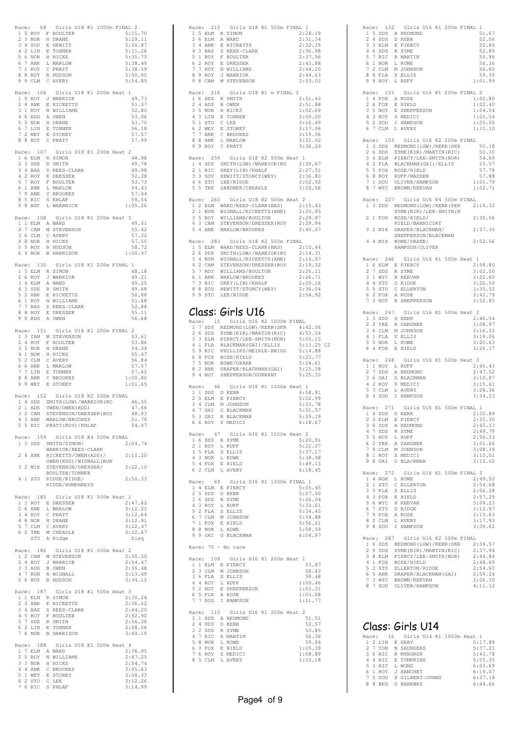Race: 68 Girls U18 K1 1000m FINAL 2

| Pos | Lane | Club | Name | Time |
|---|---|---|---|---|
| 1 | 5 | ROY | F BOULTER | 5:15.70 |
| 2 | 3 | NOR | H DRANE | 5:29.11 |
| 3 | 4 | SOU | E HEWITT | 5:30.87 |
| 4 | 2 | LIN | E TONNER | 5:31.26 |
| 5 | 6 | NOR | H HICKS | 5:35.75 |
| 6 | 7 | ANK | L MARLOW | 5:38.49 |
| 7 | 1 | ROY | C PRATT | 5:38.59 |
| 8 | 8 | ROY | R HUDSON | 5:50.90 |
| 9 | 9 | CLM | C AVERY | 5:54.85 |

Race: 106 Girls U18 K1 200m Heat 1

| Pos | Lane | Club | Name | Time |
|---|---|---|---|---|
| 1 | 9 | ROY | J WARRIOR | 49.73 |
| 2 | 4 | ANK | E RICKETTS | 51.37 |
| 3 | 1 | ROY | N WILLIAMS | 52.80 |
| 4 | 6 | RDG | A OWEN | 53.06 |
| 5 | 5 | NOR | H DRANE | 53.70 |
| 6 | 7 | LIN | E TONNER | 56.18 |
| 7 | 2 | WEY | E STOREY | 57.57 |
| 8 | 8 | ROY | C PRATT | 57.99 |

Race: 107 Girls U18 K1 200m Heat 2

| Pos | Lane | Club | Name | Time |
|---|---|---|---|---|
| 1 | 6 | ELM | R SIMON | 48.98 |
| 2 | 3 | SDS | R SMITH | 49.78 |
| 3 | 4 | BAS | S REES-CLARK | 49.98 |
| 4 | 2 | ROY | E DRESSER | 52.38 |
| 5 | 7 | ROY | F BOULTER | 53.73 |
| 6 | 1 | ANK | L MARLOW | 54.43 |
| 7 | 9 | ANK | C BROOKES | 57.44 |
| 8 | 5 | RIC | S KHLAF | 59.54 |
| 9 | 8 | BSF | L WARBRICK | 1:05.26 |

Race: 108 Girls U18 K1 200m Heat 3

| Pos | Lane | Club | Name | Time |
|---|---|---|---|---|
| 1 | 1 | ELM | A WARD | 49.51 |
| 2 | 7 | CAM | M STEVENSON | 55.42 |
| 3 | 6 | CLM | C AVERY | 57.32 |
| 4 | 8 | NOR | H HICKS | 57.50 |
| 5 | 5 | ROY | R HUDSON | 58.72 |
| 6 | 4 | NOR | B HARRISON | 1:00.47 |

Race: 130 Girls U18 K1 200m FINAL 1

| Pos | Lane | Club | Name | Time |
|---|---|---|---|---|
| 1 | 5 | ELM | R SIMON | 48.18 |
| 2 | 6 | ROY | J WARRIOR | 49.21 |
| 3 | 4 | ELM | A WARD | 49.25 |
| 4 | 3 | SDS | R SMITH | 49.68 |
| 5 | 2 | ANK | E RICKETTS | 50.88 |
| 6 | 1 | ROY | N WILLIAMS | 51.68 |
| 7 | 7 | BAS | S REES-CLARK | 52.88 |
| 8 | 8 | ROY | E DRESSER | 55.11 |
| 9 | 9 | RDG | A OWEN | 56.68 |

Race: 131 Girls U18 K1 200m FINAL 2

| Pos | Lane | Club | Name | Time |
|---|---|---|---|---|
| 1 | 3 | CAM | M STEVENSON | 53.61 |
| 2 | 4 | ROY | F BOULTER | 53.86 |
| 3 | 5 | NOR | H DRANE | 54.34 |
| 4 | 1 | NOR | H HICKS | 55.47 |
| 5 | 2 | CLM | C AVERY | 56.84 |
| 6 | 6 | ANK | L MARLOW | 57.57 |
| 7 | 7 | LIN | E TONNER | 57.62 |
| 8 | 8 | ANK | C BROOKES | 1:00.80 |
| 9 | 9 | WEY | E STOREY | 1:01.65 |

Race: 152 Girls U18 K2 200m FINAL

| Pos | Lane | Club | Name | Time |
|---|---|---|---|---|
| 1 | 4 | SDS | SMITH(LGW)/WARRIOR(RO | 46.35 |
| 2 | 1 | ADS | OWEN/OWEN(RDG) | 47.66 |
| 3 | 2 | CAM | STEVENSON/DRESSER(ROY | 48.93 |
| 4 | 3 | ANK | MARLOW/BROOKES | 51.79 |
| 5 | 5 | RIC | PRATT(ROY)/KHLAF | 54.47 |

Race: 159 Girls U18 K4 500m FINAL

| Pos | Lane | Club | Name | Time |
|---|---|---|---|---|
| 1 | 3 | SDS | SMITH/SIMON/ WARRIOR/REES-CLARK | 2:04.74 |
| 2 | 4 | ANK | RICKETTS/OWEN(ADS)/ OWEN(RDG)/WIGNALL(RUN | 2:10.20 |
| 3 | 2 | MIX | STEVENSON/DRESSER/ BOULTER/TONNER | 2:22.10 |
| 4 | 1 | STO | RIDGE/RIDGE/ RIDGE/HUMPHREYS | 2:50.33 |

Race: 185 Girls U18 K1 500m Heat 1

| Pos | Lane | Club | Name | Time |
|---|---|---|---|---|
| 1 | 3 | ROY | E DRESSER | 2:47.62 |
| 2 | 6 | ANK | L MARLOW | 3:12.25 |
| 3 | 4 | ROY | C PRATT | 3:12.64 |
| 4 | 8 | NOR | H DRANE | 3:12.91 |
| 5 | 7 | CLM | C AVERY | 3:22.47 |
| 6 | 2 | TRE | M CHEADLE | 3:22.67 |
| | | STO | A Ridge | Disq |

Race: 186 Girls U18 K1 500m Heat 2

| Pos | Lane | Club | Name | Time |
|---|---|---|---|---|
| 1 | 2 | CAM | M STEVENSON | 2:50.50 |
| 2 | 4 | ROY | J WARRIOR | 2:54.47 |
| 3 | 3 | ADS | B OWEN | 2:55.48 |
| 4 | 7 | RUN | A WIGNALL | 3:13.49 |
| 5 | 6 | ROY | R HUDSON | 3:34.12 |

Race: 187 Girls U18 K1 500m Heat 3

| Pos | Lane | Club | Name | Time |
|---|---|---|---|---|
| 1 | 1 | ELM | R SIMON | 2:30.24 |
| 2 | 3 | ANK | E RICKETTS | 2:36.62 |
| 3 | 4 | BAS | S REES-CLARK | 2:44.20 |
| 4 | 5 | ROY | F BOULTER | 2:52.90 |
| 5 | 7 | SDS | R SMITH | 2:56.38 |
| 6 | 2 | LIN | E TONNER | 2:58.06 |
| 7 | 6 | NOR | B HARRISON | 3:49.19 |

Race: 188 Girls U18 K1 500m Heat 4

| Pos | Lane | Club | Name | Time |
|---|---|---|---|---|
| 1 | 7 | ELM | A WARD | 2:36.95 |
| 2 | 5 | ROY | N WILLIAMS | 2:47.25 |
| 3 | 3 | NOR | H HICKS | 2:54.74 |
| 4 | 4 | ANK | C BROOKES | 3:05.63 |
| 5 | 1 | WEY | E STOREY | 3:08.33 |
| 6 | 2 | STO | C LEE | 3:12.26 |
| 7 | 6 | RIC | S KHLAF | 3:14.99 |

Race: 215 Girls U18 K1 500m FINAL 1

| Pos | Lane | Club | Name | Time |
|---|---|---|---|---|
| 1 | 5 | ELM | R SIMON | 2:28.19 |
| 2 | 6 | ELM | A WARD | 2:31.34 |
| 3 | 4 | ANK | E RICKETTS | 2:32.39 |
| 4 | 3 | BAS | S REES-CLARK | 2:36.98 |
| 5 | 1 | ROY | F BOULTER | 2:37.56 |
| 6 | 2 | ROY | E DRESSER | 2:43.88 |
| 7 | 7 | ROY | N WILLIAMS | 2:44.20 |
| 8 | 9 | ROY | J WARRIOR | 2:44.63 |
| 9 | 8 | CAM | M STEVENSON | 2:53.03 |

Race: 216 Girls U18 K1 m FINAL 2

| Pos | Lane | Club | Name | Time |
|---|---|---|---|---|
| 1 | 6 | SDS | R SMITH | 2:51.43 |
| 2 | 4 | ADS | B OWEN | 2:51.88 |
| 3 | 5 | NOR | H HICKS | 3:02.69 |
| 4 | 3 | LIN | E TONNER | 3:09.00 |
| 5 | 1 | STO | C LEE | 3:16.49 |
| 6 | 2 | WEY | E STOREY | 3:17.96 |
| 7 | 7 | ANK | C BROOKES | 3:19.06 |
| 8 | 8 | ANK | L MARLOW | 3:21.02 |
| 9 | 9 | ROY | C PRATT | 3:36.24 |

Race: 259 Girls U18 K2 500m Heat 1

| Pos | Lane | Club | Name | Time |
|---|---|---|---|---|
| 1 | 4 | SDS | SMITH(LGW)/WARRIOR(RO | 2:26.67 |
| 2 | 1 | RIC | GREY(LIN)/KHALF | 2:27.51 |
| 3 | 3 | SOU | HEWITT/STORCY(WEY) | 2:36.80 |
| 4 | 6 | STO | LEE/RIDGE | 3:02.92 |
| 5 | 5 | TRE | GARDNER/CHEADLE | 3:05.56 |

Race: 260 Girls U18 K2 500m Heat 2

| Pos | Lane | Club | Name | Time |
|---|---|---|---|---|
| 1 | 2 | ELM | WARD/REES-CLARK(BAS) | 2:15.43 |
| 2 | 1 | RUN | WIGNALL/RICKETTS(ANK) | 2:20.95 |
| 3 | 5 | ROY | WILLIAMS/BOULTON | 2:29.87 |
| 4 | 3 | CAM | STEVENSON/DRESSER(ROY | 2:29.94 |
| 5 | 4 | ANK | MARLOW/BROOKES | 2:40.07 |

Race: 283 Girls U18 K2 500m FINAL

| Pos | Lane | Club | Name | Time |
|---|---|---|---|---|
| 1 | 5 | ELM | WARD/REES-CLARK(BAS) | 2:10.44 |
| 2 | 6 | SDS | SMITH(LGW)/WARRIOR(RO | 2:14.31 |
| 3 | 4 | RUN | WIGNALL/RICKETTS(ANK) | 2:14.97 |
| 4 | 2 | CAM | STEVENSON/DRESSER(ROY | 2:19.32 |
| 5 | 7 | ROY | WILLIAMS/BOULTON | 2:26.11 |
| 6 | 1 | ANK | MARLOW/BROOKES | 2:26.71 |
| 7 | 3 | RIC | GREY(LIN)/KHALF | 2:29.16 |
| 8 | 8 | SOU | HEWITT/STORCY(WEY) | 2:36.04 |
| 9 | 9 | STO | LEE/RIDGE | 2:54.92 |

## Class: Girls U16

Race: 15 Girls U16 K2 1000m FINAL

| Pos | Lane | Club | Name | Time |
|---|---|---|---|---|
| 1 | 7 | SDS | REDMOND(LGW)/KERR(SKR | 4:42.06 |
| 2 | 6 | SDS | SYME(KIR)/MARTIN(RIC) | 4:53.04 |
| 3 | 3 | ELM | PIERCY/LEE-SMITH(NOR) | 5:05.15 |
| 4 | 1 | FLA | BLACKMAN(GAI)/ELLIS | 5:13.25 C2 |
| 5 | 9 | RIC | PHILLIPS/MEIKLE-BRIGG | 5:14.88 |
| 6 | 8 | FOX | ROSE/HIELD | 5:23.77 |
| 7 | 5 | NOR | ROWE/DRANE | 5:24.61 |
| 8 | 2 | ANK | DRAPER/BLACKMAN(GAI) | 5:25.08 |
| 9 | 4 | NOT | SHEPPERSON/DURRANT | 5:25.35 |

Race: 46 Girls U16 K1 1000m Heat 1

| Pos | Lane | Club | Name | Time |
|---|---|---|---|---|
| 1 | 1 | SDS | D KERR | 4:58.91 |
| 2 | 5 | ELM | E PIERCY | 5:02.99 |
| 3 | 4 | CLM | M JOHNSON | 5:33.78 |
| 4 | 7 | GAI | G BLACKMAN | 5:51.57 |
| 5 | 3 | GAI | R BLACKMAN | 5:59.19 |
| 6 | 6 | ROY | S MEDICI | 6:18.67 |

Race: 47 Girls U16 K1 1000m Heat 2

| Pos | Lane | Club | Name | Time |
|---|---|---|---|---|
| 1 | 6 | SDS | R SYME | 5:20.91 |
| 2 | 1 | ROY | L RUFF | 5:22.27 |
| 3 | 5 | FLA | S ELLIS | 5:37.17 |
| 4 | 3 | NOR | L ROWE | 5:38.98 |
| 5 | 4 | FOX | E HIELD | 5:49.13 |
| 6 | 2 | CLM | L AVERY | 6:18.45 |

Race: 69 Girls U16 K1 1000m FINAL 1

| Pos | Lane | Club | Name | Time |
|---|---|---|---|---|
| 1 | 4 | ELM | E PIERCY | 5:05.45 |
| 2 | 5 | SDS | D KERR | 5:07.00 |
| 3 | 6 | SDS | R SYME | 5:26.04 |
| 4 | 3 | ROY | L RUFF | 5:33.61 |
| 5 | 2 | FLA | S ELLIS | 5:34.45 |
| 6 | 7 | CLM | M JOHNSON | 5:54.88 |
| 7 | 1 | FOX | E HIELD | 5:56.21 |
| 8 | 8 | NOR | L ROWE | 5:59.59 |
| 9 | 9 | GAI | G BLACKMAN | 6:04.97 |

Race: 70 - No race

Race: 109 Girls U16 K1 200m Heat 1

| Pos | Lane | Club | Name | Time |
|---|---|---|---|---|
| 1 | 1 | ELM | E PIERCY | 53.87 |
| 2 | 3 | CLM | M JOHNSON | 58.43 |
| 3 | 6 | FLA | S ELLIS | 59.48 |
| 4 | 4 | ROY | L RUFF | 1:00.46 |
| 5 | 2 | NOT | E SHEPPERSON | 1:03.01 |
| 6 | 5 | FOX | A ROSE | 1:03.68 |
| 7 | 7 | SOU | I HAMPSON | 1:11.77 |

Race: 110 Girls U16 K1 200m Heat 2

| Pos | Lane | Club | Name | Time |
|---|---|---|---|---|
| 1 | 1 | SDS | A REDMOND | 51.51 |
| 2 | 4 | SDS | D KERR | 52.57 |
| 3 | 2 | SDS | R SYME | 53.85 |
| 4 | 7 | RIC | A MARTIN | 56.36 |
| 5 | 8 | NOR | L ROWE | 59.94 |
| 6 | 3 | FOX | E HIELD | 1:05.39 |
| 7 | 6 | ROY | S MEDICI | 1:08.89 |
| 8 | 5 | CLM | L AVERY | 1:10.18 |

Race: 132 Girls U16 K1 200m FINAL 1

| Pos | Lane | Club | Name | Time |
|---|---|---|---|---|
| 1 | 5 | SDS | A REDMOND | 51.67 |
| 2 | 4 | SDS | D KERR | 52.06 |
| 3 | 3 | ELM | E PIERCY | 52.85 |
| 4 | 6 | SDS | R SYME | 52.89 |
| 5 | 7 | RIC | A MARTIN | 55.96 |
| 6 | 1 | NOR | L ROWE | 56.36 |
| 7 | 2 | CLM | M JOHNSON | 56.60 |
| 8 | 8 | FLA | S ELLIS | 59.35 |
| 9 | 9 | ROY | L RUFF | 1:01.99 |

Race: 133 Girls U16 K1 200m FINAL 2

| Pos | Lane | Club | Name | Time |
|---|---|---|---|---|
| 1 | 4 | FOX | A ROSE | 1:00.80 |
| 2 | 6 | FOX | E HIELD | 1:02.40 |
| 3 | 5 | NOT | E SHEPPERSON | 1:04.04 |
| 4 | 3 | ROY | S MEDICI | 1:05.54 |
| 5 | 2 | SOU | I HAMPSON | 1:05.55 |
| 6 | 7 | CLM | L AVERY | 1:10.10 |

Race: 153 Girls U16 K2 200m FINAL

| Pos | Lane | Club | Name | Time |
|---|---|---|---|---|
| 1 | 3 | SDS | REDMOND(LGW)/KERR(SKR | 50.18 |
| 2 | 6 | SDS | SYME(KIR)/MARTIN(RIC) | 50.30 |
| 3 | 4 | ELM | PIERCY/LEE-SMITH(NOR) | 54.69 |
| 4 | 2 | FLA | BLACKMAN(GAI)/ELLIS | 55.57 |
| 5 | 5 | FOX | ROSE/HIELD | 57.79 |
| 6 | 8 | ROY | RUFF/MADDEN | 57.88 |
| 7 | 1 | SOU | OLIVER/HAMPSON | 1:01.79 |
| 8 | 7 | WYC | BROWN/KEEVAN | 1:02.71 |

Race: 227 Girls U16 K4 500m FINAL

| Pos | Lane | Club | Name | Time |
|---|---|---|---|---|
| 1 | 3 | SDS | REDMOND(LGW)/KERR(SKR SYME(KIR)/LEE-SMITH(N | 2:19.32 |
| 2 | 1 | FOX | ROSE/HIELD/ HIELD/BARNICOAT | 2:35.06 |
| 3 | 2 | MIX | DRAPER/BLACKMAN/ SHEPPERSON/BLACKMAN | 2:37.35 |
| 4 | 4 | MIX | ROWE/DRANE/ HAMPSON/OLIVER | 2:52.56 |

Race: 246 Girls U16 K1 500m Heat 1

| Pos | Lane | Club | Name | Time |
|---|---|---|---|---|
| 1 | 6 | ELM | E PIERCY | 2:58.80 |
| 2 | 7 | SDS | R SYME | 3:02.00 |
| 3 | 1 | WYC | H KEEVAN | 3:22.60 |
| 4 | 4 | STO | G RIDGE | 3:26.50 |
| 5 | 5 | STO | C ELLERTON | 3:35.52 |
| 6 | 2 | FOX | A ROSE | 3:41.79 |
| 7 | 3 | NOT | E SHEPPERSON | 3:52.83 |

Race: 247 Girls U16 K1 500m Heat 2

| Pos | Lane | Club | Name | Time |
|---|---|---|---|---|
| 1 | 3 | SDS | D KERR | 2:46.54 |
| 2 | 2 | TRE | A GARDNER | 3:08.97 |
| 3 | 6 | CLM | M JOHNSON | 3:16.36 |
| 4 | 1 | FLA | S ELLIS | 3:19.06 |
| 5 | 5 | NOR | L ROWE | 3:20.63 |
| 6 | 4 | FOX | E HIELD | 3:26.17 |

Race: 248 Girls U16 K1 500m Heat 3

| Pos | Lane | Club | Name | Time |
|---|---|---|---|---|
| 1 | 1 | ROY | L RUFF | 2:45.43 |
| 2 | 7 | SDS | A REDMOND | 2:47.52 |
| 3 | 6 | GAI | G BLACKMAN | 3:10.87 |
| 4 | 2 | ROY | S MEDICI | 3:15.61 |
| 5 | 3 | CLM | L AVERY | 3:28.36 |
| 6 | 4 | SOU | I HAMPSON | 3:34.23 |

Race: 271 Girls U16 K1 500m FINAL 1

| Pos | Lane | Club | Name | Time |
|---|---|---|---|---|
| 1 | 4 | SDS | D KERR | 2:30.89 |
| 2 | 3 | ELM | E PIERCY | 2:35.30 |
| 3 | 6 | SDS | A REDMOND | 2:45.13 |
| 4 | 7 | SDS | R SYME | 2:49.79 |
| 5 | 5 | ROY | L RUFF | 2:56.33 |
| 6 | 2 | TRE | A GARDNER | 3:01.66 |
| 7 | 9 | CLM | M JOHNSON | 3:08.39 |
| 8 | 1 | ROY | S MEDICI | 3:10.01 |
| 9 | 8 | GAI | G BLACKMAN | 3:15.02 |

Race: 272 Girls U16 K1 500m FINAL 2

| Pos | Lane | Club | Name | Time |
|---|---|---|---|---|
| 1 | 4 | NOR | L ROWE | 2:49.52 |
| 2 | 1 | STO | C ELLERTON | 2:54.68 |
| 3 | 5 | FLA | S ELLIS | 2:56.28 |
| 4 | 3 | FOX | E HIELD | 2:57.29 |
| 5 | 6 | WYC | H KEEVAN | 3:09.23 |
| 6 | 7 | STO | G RIDGE | 3:12.97 |
| 7 | 9 | FOX | A ROSE | 3:15.63 |
| 8 | 2 | CLM | L AVERY | 3:17.93 |
| 9 | 8 | SOU | I HAMPSON | 3:39.62 |

Race: 287 Girls U16 K2 500m FINAL

| Pos | Lane | Club | Name | Time |
|---|---|---|---|---|
| 1 | 6 | SDS | REDMOND(LGW)/KERR(SKR | 2:34.57 |
| 2 | 9 | SDS | SYME(KIR)/MARTIN(RIC) | 2:37.94 |
| 3 | 8 | ELM | PIERCY/LEE-SMITH(NOR) | 2:44.84 |
| 4 | 1 | FOX | ROSE/HIELD | 2:48.69 |
| 5 | 2 | STO | ELLERTON/RIDGE | 2:54.60 |
| 6 | 5 | ANK | DRAPER/BLACKMAN(GAI) | 2:59.24 |
| 7 | 3 | WYC | BROWN/KEEVAN | 3:06.30 |
| 8 | 7 | SOU | OLIVER/HAMPSON | 4:11.12 |

## Class: Girls U14

Race: 16 Girls U14 K1 1000m Heat 1

| Pos | Lane | Club | Name | Time |
|---|---|---|---|---|
| 1 | 2 | LIN | E GRAY | 5:17.89 |
| 2 | 7 | TON | N SAUNDERS | 5:37.21 |
| 3 | 6 | RIC | R MYBURGH | 5:43.78 |
| 4 | 4 | RIC | E TOMPKINS | 5:55.35 |
| 5 | 3 | RIC | L WONG | 6:03.69 |
| 6 | 1 | ROY | J HANCHET | 6:19.07 |
| 7 | 5 | SOU | S GILBERT-JOHNS | 6:37.18 |
| 8 | 8 | BPS | G BARKWAY | 6:44.66 |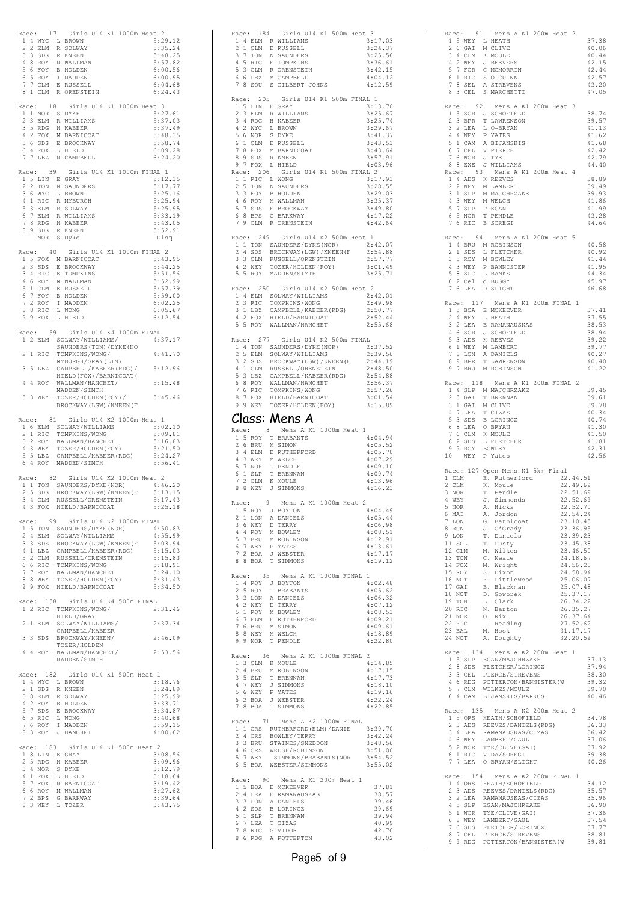Race: 17 Girls U14 K1 1000m Heat 2

| Pos | Lane | Club | Name | Time |
|---|---|---|---|---|
| 1 | 4 | WYC | L BROWN | 5:29.12 |
| 2 | 2 | ELM | R SOLWAY | 5:35.24 |
| 3 | 3 | SDS | R KNEEN | 5:48.25 |
| 4 | 8 | ROY | M WALLMAN | 5:57.82 |
| 5 | 6 | FOY | B HOLDEN | 6:00.56 |
| 6 | 5 | ROY | I MADDEN | 6:00.95 |
| 7 | 7 | CLM | E RUSSELL | 6:04.68 |
| 8 | 1 | CLM | R ORENSTEIN | 6:24.43 |

Race: 18 Girls U14 K1 1000m Heat 3

| Pos | Lane | Club | Name | Time |
|---|---|---|---|---|
| 1 | 1 | NOR | S DYKE | 5:27.61 |
| 2 | 3 | ELM | R WILLIAMS | 5:37.03 |
| 3 | 5 | RDG | H KABEER | 5:37.49 |
| 4 | 2 | FOX | M BARNICOAT | 5:48.35 |
| 5 | 6 | SDS | E BROCKWAY | 5:58.74 |
| 6 | 4 | FOX | L HIELD | 6:09.28 |
| 7 | 7 | LBZ | M CAMPBELL | 6:24.20 |

Race: 39 Girls U14 K1 1000m FINAL 1

| Pos | Lane | Club | Name | Time |
|---|---|---|---|---|
| 1 | 5 | LIN | E GRAY | 5:12.35 |
| 2 | 2 | TON | N SAUNDERS | 5:17.77 |
| 3 | 6 | WYC | L BROWN | 5:25.16 |
| 4 | 1 | RIC | R MYBURGH | 5:25.94 |
| 5 | 3 | ELM | R SOLWAY | 5:25.95 |
| 6 | 7 | ELM | R WILLIAMS | 5:33.19 |
| 7 | 8 | RDG | H KABEER | 5:43.05 |
| 8 | 9 | SDS | R KNEEN | 5:52.91 |
| | | NOR | S Dyke | Disq |

Race: 40 Girls U14 K1 1000m FINAL 2

| Pos | Lane | Club | Name | Time |
|---|---|---|---|---|
| 1 | 5 | FOX | M BARNICOAT | 5:43.95 |
| 2 | 3 | SDS | E BROCKWAY | 5:44.25 |
| 3 | 4 | RIC | E TOMPKINS | 5:51.56 |
| 4 | 6 | ROY | M WALLMAN | 5:52.99 |
| 5 | 1 | CLM | E RUSSELL | 5:57.39 |
| 6 | 7 | FOY | B HOLDEN | 5:59.00 |
| 7 | 2 | ROY | I MADDEN | 6:02.25 |
| 8 | 8 | RIC | L WONG | 6:05.67 |
| 9 | 9 | FOX | L HIELD | 6:12.54 |

Race: 59 Girls U14 K4 1000m FINAL

| Pos | Lane | Club | Crew | Time |
|---|---|---|---|---|
| 1 | 2 | ELM | SOLWAY/WILLIAMS/ SAUNDERS(TON)/DYKE(NO | 4:37.17 |
| 2 | 1 | RIC | TOMPKINS/WONG/ MYBURGH/GRAY(LIN) | 4:41.70 |
| 3 | 5 | LBZ | CAMPBELL/KABEER(RDG)/ HIELD(FOX)/BARNICOAT( | 5:12.96 |
| 4 | 4 | ROY | WALLMAN/HANCHET/ MADDEN/SIMTH | 5:15.48 |
| 5 | 3 | WEY | TOZER/HOLDEN(FOY)/ BROCKWAY(LGW)/KNEEN(F | 5:45.46 |

Race: 81 Girls U14 K2 1000m Heat 1

| Pos | Lane | Club | Crew | Time |
|---|---|---|---|---|
| 1 | 6 | ELM | SOLWAY/WILLIAMS | 5:02.10 |
| 2 | 1 | RIC | TOMPKINS/WONG | 5:09.81 |
| 3 | 2 | ROY | WALLMAN/HANCHET | 5:16.83 |
| 4 | 3 | WEY | TOZER/HOLDEN(FOY) | 5:21.50 |
| 5 | 5 | LBZ | CAMPBELL/KABEER(RDG) | 5:24.27 |
| 6 | 4 | ROY | MADDEN/SIMTH | 5:56.41 |

Race: 82 Girls U14 K2 1000m Heat 2

| Pos | Lane | Club | Crew | Time |
|---|---|---|---|---|
| 1 | 1 | TON | SAUNDERS/DYKE(NOR) | 4:46.20 |
| 2 | 5 | SDS | BROCKWAY(LGW)/KNEEN(F | 5:13.15 |
| 3 | 4 | CLM | RUSSELL/ORENSTEIN | 5:17.43 |
| 4 | 3 | FOX | HIELD/BARNICOAT | 5:25.18 |

Race: 99 Girls U14 K2 1000m FINAL

| Pos | Lane | Club | Crew | Time |
|---|---|---|---|---|
| 1 | 5 | TON | SAUNDERS/DYKE(NOR) | 4:50.83 |
| 2 | 4 | ELM | SOLWAY/WILLIAMS | 4:55.99 |
| 3 | 3 | SDS | BROCKWAY(LGW)/KNEEN(F | 5:03.94 |
| 4 | 1 | LBZ | CAMPBELL/KABEER(RDG) | 5:15.03 |
| 5 | 2 | CLM | RUSSELL/ORENSTEIN | 5:15.83 |
| 6 | 6 | RIC | TOMPKINS/WONG | 5:18.91 |
| 7 | 7 | ROY | WALLMAN/HANCHET | 5:24.10 |
| 8 | 8 | WEY | TOZER/HOLDEN(FOY) | 5:31.43 |
| 9 | 9 | FOX | HIELD/BARNICOAT | 5:34.50 |

Race: 158 Girls U14 K4 500m FINAL

| Pos | Lane | Club | Crew | Time |
|---|---|---|---|---|
| 1 | 2 | RIC | TOMPKINS/WONG/ HIELD/GRAY | 2:31.46 |
| 2 | 1 | ELM | SOLWAY/WILLIAMS/ CAMPBELL/KABEER | 2:37.34 |
| 3 | 3 | SDS | BROCKWAY/KNEEN/ TOZER/HOLDEN | 2:46.09 |
| 4 | 4 | ROY | WALLMAN/HANCHET/ MADDEN/SIMTH | 2:53.56 |

Race: 182 Girls U14 K1 500m Heat 1

| Pos | Lane | Club | Name | Time |
|---|---|---|---|---|
| 1 | 4 | WYC | L BROWN | 3:18.76 |
| 2 | 1 | SDS | R KNEEN | 3:24.89 |
| 3 | 8 | ELM | R SOLWAY | 3:25.99 |
| 4 | 2 | FOY | B HOLDEN | 3:33.71 |
| 5 | 7 | SDS | E BROCKWAY | 3:34.87 |
| 6 | 5 | RIC | L WONG | 3:40.68 |
| 7 | 6 | ROY | I MADDEN | 3:59.15 |
| 8 | 3 | ROY | J HANCHET | 4:00.62 |

Race: 183 Girls U14 K1 500m Heat 2

| Pos | Lane | Club | Name | Time |
|---|---|---|---|---|
| 1 | 8 | LIN | E GRAY | 3:08.56 |
| 2 | 5 | RDG | H KABEER | 3:09.96 |
| 3 | 4 | NOR | S DYKE | 3:12.79 |
| 4 | 1 | FOX | L HIELD | 3:18.64 |
| 5 | 7 | FOX | M BARNICOAT | 3:19.42 |
| 6 | 6 | ROY | M WALLMAN | 3:27.62 |
| 7 | 2 | BPS | G BARKWAY | 3:39.64 |
| 8 | 3 | WEY | L TOZER | 3:43.75 |

Race: 184 Girls U14 K1 500m Heat 3

| Pos | Lane | Club | Name | Time |
|---|---|---|---|---|
| 1 | 4 | ELM | R WILLIAMS | 3:17.03 |
| 2 | 1 | CLM | E RUSSELL | 3:24.37 |
| 3 | 7 | TON | N SAUNDERS | 3:25.56 |
| 4 | 5 | RIC | E TOMPKINS | 3:36.61 |
| 5 | 3 | CLM | R ORENSTEIN | 3:42.15 |
| 6 | 6 | LBZ | M CAMPBELL | 4:04.12 |
| 7 | 8 | SOU | S GILBERT-JOHNS | 4:12.59 |

Race: 205 Girls U14 K1 500m FINAL 1

| Pos | Lane | Club | Name | Time |
|---|---|---|---|---|
| 1 | 5 | LIN | E GRAY | 3:13.70 |
| 2 | 3 | ELM | R WILLIAMS | 3:25.67 |
| 3 | 4 | RDG | H KABEER | 3:25.74 |
| 4 | 2 | WYC | L BROWN | 3:29.67 |
| 5 | 6 | NOR | S DYKE | 3:41.37 |
| 6 | 1 | CLM | E RUSSELL | 3:43.53 |
| 7 | 8 | FOX | M BARNICOAT | 3:43.64 |
| 8 | 9 | SDS | R KNEEN | 3:57.91 |
| 9 | 7 | FOX | L HIELD | 4:03.96 |

Race: 206 Girls U14 K1 500m FINAL 2

| Pos | Lane | Club | Name | Time |
|---|---|---|---|---|
| 1 | 1 | RIC | L WONG | 3:17.93 |
| 2 | 5 | TON | N SAUNDERS | 3:28.55 |
| 3 | 3 | FOY | B HOLDEN | 3:29.03 |
| 4 | 6 | ROY | M WALLMAN | 3:35.37 |
| 5 | 7 | SDS | E BROCKWAY | 3:49.80 |
| 6 | 8 | BPS | G BARKWAY | 4:17.22 |
| 7 | 9 | CLM | R ORENSTEIN | 4:42.64 |

Race: 249 Girls U14 K2 500m Heat 1

| Pos | Lane | Club | Crew | Time |
|---|---|---|---|---|
| 1 | 1 | TON | SAUNDERS/DYKE(NOR) | 2:42.07 |
| 2 | 4 | SDS | BROCKWAY(LGW)/KNEEN(F | 2:54.88 |
| 3 | 3 | CLM | RUSSELL/ORENSTEIN | 2:57.77 |
| 4 | 2 | WEY | TOZER/HOLDEN(FOY) | 3:01.49 |
| 5 | 5 | ROY | MADDEN/SIMTH | 3:25.71 |

Race: 250 Girls U14 K2 500m Heat 2

| Pos | Lane | Club | Crew | Time |
|---|---|---|---|---|
| 1 | 4 | ELM | SOLWAY/WILLIAMS | 2:42.01 |
| 2 | 3 | RIC | TOMPKINS/WONG | 2:49.98 |
| 3 | 1 | LBZ | CAMPBELL/KABEER(RDG) | 2:50.77 |
| 4 | 2 | FOX | HIELD/BARNICOAT | 2:52.44 |
| 5 | 5 | ROY | WALLMAN/HANCHET | 2:55.68 |

Race: 277 Girls U14 K2 500m FINAL

| Pos | Lane | Club | Crew | Time |
|---|---|---|---|---|
| 1 | 4 | TON | SAUNDERS/DYKE(NOR) | 2:37.52 |
| 2 | 5 | ELM | SOLWAY/WILLIAMS | 2:39.56 |
| 3 | 2 | SDS | BROCKWAY(LGW)/KNEEN(F | 2:44.19 |
| 4 | 1 | CLM | RUSSELL/ORENSTEIN | 2:48.50 |
| 5 | 3 | LBZ | CAMPBELL/KABEER(RDG) | 2:54.88 |
| 6 | 8 | ROY | WALLMAN/HANCHET | 2:56.37 |
| 7 | 6 | RIC | TOMPKINS/WONG | 2:57.26 |
| 8 | 7 | FOX | HIELD/BARNICOAT | 3:01.54 |
| 9 | 9 | WEY | TOZER/HOLDEN(FOY) | 3:15.89 |

# Class: Mens A

Race: 8 Mens A K1 1000m Heat 1

| Pos | Lane | Club | Name | Time |
|---|---|---|---|---|
| 1 | 5 | ROY | T BRABANTS | 4:04.94 |
| 2 | 6 | BRU | M SIMON | 4:05.52 |
| 3 | 4 | ELM | E RUTHERFORD | 4:05.70 |
| 4 | 3 | WEY | M WELCH | 4:07.29 |
| 5 | 7 | NOR | T PENDLE | 4:09.10 |
| 6 | 1 | SLP | T BRENNAN | 4:09.74 |
| 7 | 2 | CLM | K MOULE | 4:13.96 |
| 8 | 8 | WEY | J SIMMONS | 4:16.23 |

Race: 9 Mens A K1 1000m Heat 2

| Pos | Lane | Club | Name | Time |
|---|---|---|---|---|
| 1 | 5 | ROY | J BOYTON | 4:04.49 |
| 2 | 1 | LON | A DANIELS | 4:05.44 |
| 3 | 6 | WEY | D TERRY | 4:06.98 |
| 4 | 4 | ROY | M BOWLEY | 4:08.51 |
| 5 | 3 | BRU | M ROBINSON | 4:12.91 |
| 6 | 7 | WEY | P YATES | 4:13.61 |
| 7 | 2 | BOA | J WEBSTER | 4:17.17 |
| 8 | 8 | BOA | T SIMMONS | 4:19.12 |

Race: 35 Mens A K1 1000m FINAL 1

| Pos | Lane | Club | Name | Time |
|---|---|---|---|---|
| 1 | 4 | ROY | J BOYTON | 4:02.48 |
| 2 | 5 | ROY | T BRABANTS | 4:05.62 |
| 3 | 3 | LON | A DANIELS | 4:06.32 |
| 4 | 2 | WEY | D TERRY | 4:07.12 |
| 5 | 1 | ROY | M BOWLEY | 4:08.53 |
| 6 | 7 | ELM | E RUTHERFORD | 4:09.21 |
| 7 | 6 | BRU | M SIMON | 4:09.61 |
| 8 | 8 | WEY | M WELCH | 4:18.89 |
| 9 | 9 | NOR | T PENDLE | 4:22.80 |

Race: 36 Mens A K1 1000m FINAL 2

| Pos | Lane | Club | Name | Time |
|---|---|---|---|---|
| 1 | 3 | CLM | K MOULE | 4:14.85 |
| 2 | 4 | BRU | M ROBINSON | 4:17.15 |
| 3 | 5 | SLP | T BRENNAN | 4:17.73 |
| 4 | 7 | WEY | J SIMMONS | 4:18.10 |
| 5 | 6 | WEY | P YATES | 4:19.16 |
| 6 | 2 | BOA | J WEBSTER | 4:22.24 |
| 7 | 8 | BOA | T SIMMONS | 4:22.85 |

Race: 71 Mens A K2 1000m FINAL

| Pos | Lane | Club | Crew | Time |
|---|---|---|---|---|
| 1 | 1 | ORS | RUTHERFORD(ELM)/DANIE | 3:39.70 |
| 2 | 4 | ORS | BOWLEY/TERRY | 3:42.24 |
| 3 | 3 | BRU | STAINES/SNEDDON | 3:48.56 |
| 4 | 6 | ORS | WELSH/ROBINSON | 3:51.00 |
| 5 | 7 | WEY | SIMMONS/BRABANTS(NOR | 3:54.52 |
| 6 | 5 | BOA | WEBSTER/SIMMONS | 3:55.02 |

Race: 90 Mens A K1 200m Heat 1

| Pos | Lane | Club | Name | Time |
|---|---|---|---|---|
| 1 | 5 | BOA | E MCKEEVER | 37.81 |
| 2 | 4 | LEA | E RAMANAUSKAS | 38.57 |
| 3 | 3 | LON | A DANIELS | 39.46 |
| 4 | 2 | SDS | B LORINCZ | 39.69 |
| 5 | 1 | SLP | T BRENNAN | 39.94 |
| 6 | 7 | LEA | T CIZAS | 40.99 |
| 7 | 8 | RIC | G VIDOR | 42.76 |
| 8 | 6 | RDG | A POTTERTON | 43.02 |

Race: 91 Mens A K1 200m Heat 2

| Pos | Lane | Club | Name | Time |
|---|---|---|---|---|
| 1 | 5 | WEY | L HEATH | 37.38 |
| 2 | 6 | GAI | M CLIVE | 40.06 |
| 3 | 4 | CLM | K MOULE | 40.44 |
| 4 | 2 | WEY | J BEEVERS | 42.15 |
| 5 | 7 | FOR | C MCMORRIN | 42.44 |
| 6 | 1 | RIC | S O-CUINN | 42.57 |
| 7 | 8 | SEL | A STREVENS | 43.20 |
| 8 | 3 | CEL | S MARCHETTI | 47.05 |

Race: 92 Mens A K1 200m Heat 3

| Pos | Lane | Club | Name | Time |
|---|---|---|---|---|
| 1 | 5 | SOR | J SCHOFIELD | 38.74 |
| 2 | 3 | BPR | T LAWRENSON | 39.57 |
| 3 | 2 | LEA | L O-BRYAN | 41.13 |
| 4 | 4 | WEY | P YATES | 41.62 |
| 5 | 1 | CAM | A BIJANSKIS | 41.68 |
| 6 | 7 | CEL | V PIERCE | 42.42 |
| 7 | 6 | WOR | J TYE | 42.79 |
| 8 | 8 | EXE | J WILLIAMS | 44.40 |

Race: 93 Mens A K1 200m Heat 4

| Pos | Lane | Club | Name | Time |
|---|---|---|---|---|
| 1 | 4 | ADS | K REEVES | 38.89 |
| 2 | 2 | WEY | M LAMBERT | 39.49 |
| 3 | 1 | SLP | M MAJCHRZAKE | 39.93 |
| 4 | 3 | WEY | M WELCH | 41.86 |
| 5 | 7 | SLP | P EGAN | 41.99 |
| 6 | 5 | NOR | T PENDLE | 43.28 |
| 7 | 6 | RIC | B SOREGI | 44.64 |

Race: 94 Mens A K1 200m Heat 5

| Pos | Lane | Club | Name | Time |
|---|---|---|---|---|
| 1 | 4 | BRU | M ROBINSON | 40.58 |
| 2 | 1 | SDS | L FLETCHER | 40.92 |
| 3 | 5 | ROY | M BOWLEY | 41.44 |
| 4 | 3 | WEY | P BANNISTER | 41.95 |
| 5 | 8 | SLC | L BANKS | 44.34 |
| 6 | 2 | Cel | d BUGGY | 45.97 |
| 7 | 6 | LEA | D SLIGHT | 46.68 |

Race: 117 Mens A K1 200m FINAL 1

| Pos | Lane | Club | Name | Time |
|---|---|---|---|---|
| 1 | 5 | BOA | E MCKEEVER | 37.41 |
| 2 | 4 | WEY | L HEATH | 37.55 |
| 3 | 2 | LEA | E RAMANAUSKAS | 38.53 |
| 4 | 6 | SOR | J SCHOFIELD | 38.94 |
| 5 | 3 | ADS | K REEVES | 39.22 |
| 6 | 1 | WEY | M LAMBERT | 39.77 |
| 7 | 8 | LON | A DANIELS | 40.27 |
| 8 | 9 | BPR | T LAWRENSON | 40.40 |
| 9 | 7 | BRU | M ROBINSON | 41.22 |

Race: 118 Mens A K1 200m FINAL 2

| Pos | Lane | Club | Name | Time |
|---|---|---|---|---|
| 1 | 4 | SLP | M MAJCHRZAKE | 39.45 |
| 2 | 5 | GAI | T BRENNAN | 39.61 |
| 3 | 1 | GAI | M CLIVE | 39.78 |
| 4 | 7 | LEA | T CIZAS | 40.34 |
| 5 | 3 | SDS | B LORINCZ | 40.74 |
| 6 | 8 | LEA | O BRYAN | 41.30 |
| 7 | 6 | CLM | K MOULE | 41.50 |
| 8 | 2 | SDS | L FLETCHER | 41.81 |
| 9 | 9 | ROY | BOWLEY | 42.31 |
| 10 | | WEY | P Yates | 42.56 |

Race: 127 Open Mens K1 5km Final

| Pos | Club | Name | Time |
|---|---|---|---|
| 1 | ELM | E. Rutherford | 22.44.51 |
| 2 | CLM | K. Moule | 22.49.69 |
| 3 | NOR | T. Pendle | 22.51.69 |
| 4 | WEY | J. Simmonds | 22.52.69 |
| 5 | NOR | A. Hicks | 22.52.70 |
| 6 | MAI | A. Jordon | 22.54.24 |
| 7 | LON | G. Barnicoat | 23.10.45 |
| 8 | RUN | J. O'Grady | 23.36.95 |
| 9 | LON | T. Daniels | 23.39.23 |
| 11 | SOL | T. Lusty | 23.45.38 |
| 12 | CLM | M. Wilkes | 23.46.50 |
| 13 | TON | C. Neale | 24.18.67 |
| 14 | FOX | M. Wright | 24.56.20 |
| 15 | ROY | S. Dixon | 24.58.94 |
| 16 | NOT | R. Littlewood | 25.06.07 |
| 17 | GAI | B. Blackman | 25.07.48 |
| 18 | NOT | D. Goworek | 25.37.17 |
| 19 | TON | L. Clark | 26.34.22 |
| 20 | RIC | N. Barton | 26.35.27 |
| 21 | NOR | O. Rix | 26.37.64 |
| 22 | RIC | . Reading | 27.52.62 |
| 23 | EAL | M. Hook | 31.17.17 |
| 24 | NOT | A. Doughty | 32.20.59 |

Race: 134 Mens A K2 200m Heat 1

| Pos | Lane | Club | Crew | Time |
|---|---|---|---|---|
| 1 | 5 | SLP | EGAN/MAJCHRZAKE | 37.13 |
| 2 | 8 | SDS | FLETCHER/LORINCZ | 37.94 |
| 3 | 3 | CEL | PIERCE/STREVENS | 38.30 |
| 4 | 6 | RDG | POTTERTON/BANNISTER(W | 39.32 |
| 5 | 7 | CLM | WILKES/MOULE | 39.70 |
| 6 | 4 | CAM | BIJANSKIS/BARKUS | 40.46 |

Race: 135 Mens A K2 200m Heat 2

| Pos | Lane | Club | Crew | Time |
|---|---|---|---|---|
| 1 | 5 | ORS | HEATH/SCHOFIELD | 34.78 |
| 2 | 3 | ADS | REEVES/DANIELS(RDG) | 36.33 |
| 3 | 4 | LEA | RAMANAUSKAS/CIZAS | 36.42 |
| 4 | 6 | WEY | LAMBERT/GAUL | 37.06 |
| 5 | 2 | WOR | TYE/CLIVE(GAI) | 37.92 |
| 6 | 1 | RIC | VIDA/SOREGI | 39.38 |
| 7 | 7 | LEA | O-BRYAN/SLIGHT | 40.26 |

Race: 154 Mens A K2 200m FINAL 1

| Pos | Lane | Club | Crew | Time |
|---|---|---|---|---|
| 1 | 4 | ORS | HEATH/SCHOFIELD | 34.12 |
| 2 | 3 | ADS | REEVES/DANIELS(RDG) | 35.57 |
| 3 | 2 | LEA | RAMANAUSKAS/CIZAS | 35.96 |
| 4 | 5 | SLP | EGAN/MAJCHRZAKE | 36.90 |
| 5 | 1 | WOR | TYE/CLIVE(GAI) | 37.36 |
| 6 | 8 | WEY | LAMBERT/GAUL | 37.54 |
| 7 | 6 | SDS | FLETCHER/LORINCZ | 37.77 |
| 8 | 7 | CEL | PIERCE/STREVENS | 38.81 |
| 9 | 9 | RDG | POTTERTON/BANNISTER(W | 39.81 |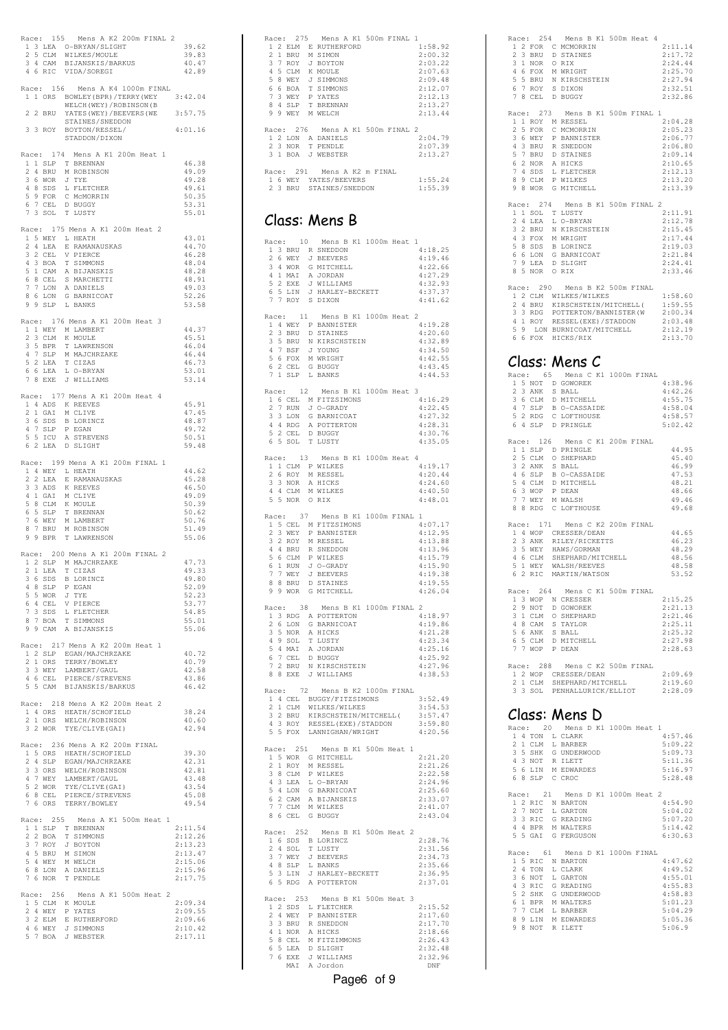Race: 155 Mens A K2 200m FINAL 2

| | | | | |
|---|---|---|---|---|
| 1 | 3 | LEA | O-BRYAN/SLIGHT | 39.62 |
| 2 | 5 | CLM | WILKES/MOULE | 39.83 |
| 3 | 4 | CAM | BIJANSKIS/BARKUS | 40.47 |
| 4 | 6 | RIC | VIDA/SOREGI | 42.89 |

Race: 156 Mens A K4 1000m FINAL

| | | | | |
|---|---|---|---|---|
| 1 | 1 | ORS | BOWLEY(BPR)/TERRY(WEY WELCH(WEY)/ROBINSON(B | 3:42.04 |
| 2 | 2 | BRU | YATES(WEY)/BEEVERS(WE STAINES/SNEDDON | 3:57.75 |
| 3 | 3 | ROY | BOYTON/RESSEL/ STADDON/DIXON | 4:01.16 |

Race: 174 Mens A K1 200m Heat 1

| | | | | |
|---|---|---|---|---|
| 1 | 1 | SLP | T BRENNAN | 46.38 |
| 2 | 4 | BRU | M ROBINSON | 49.09 |
| 3 | 6 | WOR | J TYE | 49.28 |
| 4 | 8 | SDS | L FLETCHER | 49.61 |
| 5 | 9 | FOR | C McMORRIN | 50.35 |
| 6 | 7 | CEL | D BUGGY | 53.31 |
| 7 | 3 | SOL | T LUSTY | 55.01 |

Race: 175 Mens A K1 200m Heat 2

| | | | | |
|---|---|---|---|---|
| 1 | 5 | WEY | L HEATH | 43.01 |
| 2 | 4 | LEA | E RAMANAUSKAS | 44.70 |
| 3 | 2 | CEL | V PIERCE | 46.28 |
| 4 | 3 | BOA | T SIMMONS | 48.04 |
| 5 | 1 | CAM | A BIJANSKIS | 48.28 |
| 6 | 8 | CEL | S MARCHETTI | 48.91 |
| 7 | 7 | LON | A DANIELS | 49.03 |
| 8 | 6 | LON | G BARNICOAT | 52.26 |
| 9 | 9 | SLP | L BANKS | 53.58 |

Race: 176 Mens A K1 200m Heat 3

| | | | | |
|---|---|---|---|---|
| 1 | 1 | WEY | M LAMBERT | 44.37 |
| 2 | 3 | CLM | K MOULE | 45.51 |
| 3 | 5 | BPR | T LAWRENSON | 46.04 |
| 4 | 7 | SLP | M MAJCHRZAKE | 46.44 |
| 5 | 2 | LEA | T CIZAS | 46.73 |
| 6 | 6 | LEA | L O-BRYAN | 53.01 |
| 7 | 8 | EXE | J WILLIAMS | 53.14 |

Race: 177 Mens A K1 200m Heat 4

| | | | | |
|---|---|---|---|---|
| 1 | 4 | ADS | K REEVES | 45.91 |
| 2 | 1 | GAI | M CLIVE | 47.45 |
| 3 | 6 | SDS | B LORINCZ | 48.87 |
| 4 | 7 | SLP | P EGAN | 49.72 |
| 5 | 5 | ICU | A STREVENS | 50.51 |
| 6 | 2 | LEA | D SLIGHT | 59.48 |

Race: 199 Mens A K1 200m FINAL 1

| | | | | |
|---|---|---|---|---|
| 1 | 4 | WEY | L HEATH | 44.62 |
| 2 | 2 | LEA | E RAMANAUSKAS | 45.28 |
| 3 | 3 | ADS | K REEVES | 46.50 |
| 4 | 1 | GAI | M CLIVE | 49.09 |
| 5 | 8 | CLM | K MOULE | 50.39 |
| 6 | 5 | SLP | T BRENNAN | 50.62 |
| 7 | 6 | WEY | M LAMBERT | 50.76 |
| 8 | 7 | BRU | M ROBINSON | 51.49 |
| 9 | 9 | BPR | T LAWRENSON | 55.06 |

Race: 200 Mens A K1 200m FINAL 2

| | | | | |
|---|---|---|---|---|
| 1 | 2 | SLP | M MAJCHRZAKE | 47.73 |
| 2 | 1 | LEA | T CIZAS | 49.33 |
| 3 | 6 | SDS | B LORINCZ | 49.80 |
| 4 | 8 | SLP | P EGAN | 52.09 |
| 5 | 5 | WOR | J TYE | 52.23 |
| 6 | 4 | CEL | V PIERCE | 53.77 |
| 7 | 3 | SDS | L FLETCHER | 54.85 |
| 8 | 7 | BOA | T SIMMONS | 55.01 |
| 9 | 9 | CAM | A BIJANSKIS | 55.06 |

Race: 217 Mens A K2 200m Heat 1

| | | | | |
|---|---|---|---|---|
| 1 | 2 | SLP | EGAN/MAJCHRZAKE | 40.72 |
| 2 | 1 | ORS | TERRY/BOWLEY | 40.79 |
| 3 | 3 | WEY | LAMBERT/GAUL | 42.58 |
| 4 | 6 | CEL | PIERCE/STREVENS | 43.86 |
| 5 | 5 | CAM | BIJANSKIS/BARKUS | 46.42 |

Race: 218 Mens A K2 200m Heat 2

| | | | | |
|---|---|---|---|---|
| 1 | 4 | ORS | HEATH/SCHOFIELD | 38.24 |
| 2 | 1 | ORS | WELCH/ROBINSON | 40.60 |
| 3 | 2 | WOR | TYE/CLIVE(GAI) | 42.94 |

Race: 236 Mens A K2 200m FINAL

| | | | | |
|---|---|---|---|---|
| 1 | 5 | ORS | HEATH/SCHOFIELD | 39.30 |
| 2 | 4 | SLP | EGAN/MAJCHRZAKE | 42.31 |
| 3 | 3 | ORS | WELCH/ROBINSON | 42.81 |
| 4 | 7 | WEY | LAMBERT/GAUL | 43.48 |
| 5 | 2 | WOR | TYE/CLIVE(GAI) | 43.54 |
| 6 | 8 | CEL | PIERCE/STREVENS | 45.08 |
| 7 | 6 | ORS | TERRY/BOWLEY | 49.54 |

Race: 255 Mens A K1 500m Heat 1

| | | | | |
|---|---|---|---|---|
| 1 | 1 | SLP | T BRENNAN | 2:11.54 |
| 2 | 2 | BOA | T SIMMONS | 2:12.26 |
| 3 | 7 | ROY | J BOYTON | 2:13.23 |
| 4 | 5 | BRU | M SIMON | 2:13.47 |
| 5 | 4 | WEY | M WELCH | 2:15.06 |
| 6 | 8 | LON | A DANIELS | 2:15.96 |
| 7 | 6 | NOR | T PENDLE | 2:17.75 |

Race: 256 Mens A K1 500m Heat 2

| | | | | |
|---|---|---|---|---|
| 1 | 5 | CLM | K MOULE | 2:09.34 |
| 2 | 4 | WEY | P YATES | 2:09.55 |
| 3 | 2 | ELM | E RUTHERFORD | 2:09.66 |
| 4 | 6 | WEY | J SIMMONS | 2:10.42 |
| 5 | 7 | BOA | J WEBSTER | 2:17.11 |

Race: 275 Mens A K1 500m FINAL 1

| | | | | |
|---|---|---|---|---|
| 1 | 2 | ELM | E RUTHERFORD | 1:58.92 |
| 2 | 1 | BRU | M SIMON | 2:00.32 |
| 3 | 7 | ROY | J BOYTON | 2:03.22 |
| 4 | 5 | CLM | K MOULE | 2:07.63 |
| 5 | 8 | WEY | J SIMMONS | 2:09.48 |
| 6 | 6 | BOA | T SIMMONS | 2:12.07 |
| 7 | 3 | WEY | P YATES | 2:12.13 |
| 8 | 4 | SLP | T BRENNAN | 2:13.27 |
| 9 | 9 | WEY | M WELCH | 2:13.44 |

Race: 276 Mens A K1 500m FINAL 2

| | | | | |
|---|---|---|---|---|
| 1 | 2 | LON | A DANIELS | 2:04.79 |
| 2 | 3 | NOR | T PENDLE | 2:07.39 |
| 3 | 1 | BOA | J WEBSTER | 2:13.27 |

Race: 291 Mens A K2 m FINAL

| | | | | |
|---|---|---|---|---|
| 1 | 6 | WEY | YATES/BEEVERS | 1:55.24 |
| 2 | 3 | BRU | STAINES/SNEDDON | 1:55.39 |

## Class: Mens B

Race: 10 Mens B K1 1000m Heat 1

| | | | | |
|---|---|---|---|---|
| 1 | 3 | BRU | R SNEDDON | 4:18.25 |
| 2 | 6 | WEY | J BEEVERS | 4:19.46 |
| 3 | 4 | WOR | G MITCHELL | 4:22.66 |
| 4 | 1 | MAI | A JORDAN | 4:27.29 |
| 5 | 2 | EXE | J WILLIAMS | 4:32.93 |
| 6 | 5 | LIN | J HARLEY-BECKETT | 4:37.37 |
| 7 | 7 | ROY | S DIXON | 4:41.62 |

Race: 11 Mens B K1 1000m Heat 2

| | | | | |
|---|---|---|---|---|
| 1 | 4 | WEY | P BANNISTER | 4:19.28 |
| 2 | 3 | BRU | D STAINES | 4:20.60 |
| 3 | 5 | BRU | N KIRSCHSTEIN | 4:32.89 |
| 4 | 7 | BSF | J YOUNG | 4:34.50 |
| 5 | 6 | FOX | M WRIGHT | 4:42.55 |
| 6 | 2 | CEL | G BUGGY | 4:43.45 |
| 7 | 1 | SLP | L BANKS | 4:44.53 |

Race: 12 Mens B K1 1000m Heat 3

| | | | | |
|---|---|---|---|---|
| 1 | 6 | CEL | M FITZSIMONS | 4:16.29 |
| 2 | 7 | RUN | J O-GRADY | 4:22.45 |
| 3 | 3 | LON | G BARNICOAT | 4:27.32 |
| 4 | 4 | RDG | A POTTERTON | 4:28.31 |
| 5 | 2 | CEL | D BUGGY | 4:30.76 |
| 6 | 5 | SOL | T LUSTY | 4:35.05 |

Race: 13 Mens B K1 1000m Heat 4

| | | | | |
|---|---|---|---|---|
| 1 | 1 | CLM | P WILKES | 4:19.17 |
| 2 | 6 | ROY | M RESSEL | 4:20.44 |
| 3 | 3 | NOR | A HICKS | 4:24.60 |
| 4 | 4 | CLM | M WILKES | 4:40.50 |
| 5 | 5 | NOR | O RIX | 4:48.01 |

Race: 37 Mens B K1 1000m FINAL 1

| | | | | |
|---|---|---|---|---|
| 1 | 5 | CEL | M FITZSIMONS | 4:07.17 |
| 2 | 3 | WEY | P BANNISTER | 4:12.95 |
| 3 | 2 | ROY | M RESSEL | 4:13.88 |
| 4 | 4 | BRU | R SNEDDON | 4:13.96 |
| 5 | 6 | CLM | P WILKES | 4:15.79 |
| 6 | 1 | RUN | J O-GRADY | 4:15.90 |
| 7 | 7 | WEY | J BEEVERS | 4:19.38 |
| 8 | 8 | BRU | D STAINES | 4:19.55 |
| 9 | 9 | WOR | G MITCHELL | 4:26.04 |

Race: 38 Mens B K1 1000m FINAL 2

| | | | | |
|---|---|---|---|---|
| 1 | 3 | RDG | A POTTERTON | 4:18.97 |
| 2 | 6 | LON | G BARNICOAT | 4:19.86 |
| 3 | 5 | NOR | A HICKS | 4:21.28 |
| 4 | 9 | SOL | T LUSTY | 4:23.34 |
| 5 | 4 | MAI | A JORDAN | 4:25.16 |
| 6 | 7 | CEL | D BUGGY | 4:25.92 |
| 7 | 2 | BRU | N KIRSCHSTEIN | 4:27.96 |
| 8 | 8 | EXE | J WILLIAMS | 4:38.53 |

Race: 72 Mens B K2 1000m FINAL

| | | | | |
|---|---|---|---|---|
| 1 | 4 | CEL | BUGGY/FITZSIMONS | 3:52.49 |
| 2 | 1 | CLM | WILKES/WILKES | 3:54.53 |
| 3 | 2 | BRU | KIRSCHSTEIN/MITCHELL( | 3:57.47 |
| 4 | 3 | ROY | RESSEL(EXE)/STADDON | 3:59.80 |
| 5 | 5 | FOX | LANNIGHAN/WRIGHT | 4:20.56 |

Race: 251 Mens B K1 500m Heat 1

| | | | | |
|---|---|---|---|---|
| 1 | 5 | WOR | G MITCHELL | 2:21.20 |
| 2 | 1 | ROY | M RESSEL | 2:21.26 |
| 3 | 8 | CLM | P WILKES | 2:22.58 |
| 4 | 3 | LEA | L O-BRYAN | 2:24.96 |
| 5 | 4 | LON | G BARNICOAT | 2:25.60 |
| 6 | 2 | CAM | A BIJANSKIS | 2:33.07 |
| 7 | 7 | CLM | M WILKES | 2:41.07 |
| 8 | 6 | CEL | G BUGGY | 2:43.04 |

Race: 252 Mens B K1 500m Heat 2

| | | | | |
|---|---|---|---|---|
| 1 | 6 | SDS | B LORINCZ | 2:28.76 |
| 2 | 4 | SOL | T LUSTY | 2:31.56 |
| 3 | 7 | WEY | J BEEVERS | 2:34.73 |
| 4 | 8 | SLP | L BANKS | 2:35.66 |
| 5 | 3 | LIN | J HARLEY-BECKETT | 2:36.95 |
| 6 | 5 | RDG | A POTTERTON | 2:37.01 |

Race: 253 Mens B K1 500m Heat 3

| | | | | |
|---|---|---|---|---|
| 1 | 2 | SDS | L FLETCHER | 2:15.52 |
| 2 | 4 | WEY | P BANNISTER | 2:17.60 |
| 3 | 3 | BRU | R SNEDDON | 2:17.70 |
| 4 | 1 | NOR | A HICKS | 2:18.66 |
| 5 | 8 | CEL | M FITZIMMONS | 2:26.43 |
| 6 | 5 | LEA | D SLIGHT | 2:32.48 |
| 7 | 6 | EXE | J WILLIAMS | 2:32.96 |
| | | MAI | A Jordon | DNF |

Race: 254 Mens B K1 500m Heat 4

| | | | | |
|---|---|---|---|---|
| 1 | 2 | FOR | C MCMORRIN | 2:11.14 |
| 2 | 3 | BRU | D STAINES | 2:17.72 |
| 3 | 1 | NOR | O RIX | 2:24.44 |
| 4 | 6 | FOX | M WRIGHT | 2:25.70 |
| 5 | 5 | BRU | N KIRSCHSTEIN | 2:27.94 |
| 6 | 7 | ROY | S DIXON | 2:32.51 |
| 7 | 8 | CEL | D BUGGY | 2:32.86 |

Race: 273 Mens B K1 500m FINAL 1

| | | | | |
|---|---|---|---|---|
| 1 | 1 | ROY | M RESSEL | 2:04.28 |
| 2 | 5 | FOR | C MCMORRIN | 2:05.23 |
| 3 | 6 | WEY | P BANNISTER | 2:06.77 |
| 4 | 3 | BRU | R SNEDDON | 2:06.80 |
| 5 | 7 | BRU | D STAINES | 2:09.14 |
| 6 | 2 | NOR | A HICKS | 2:10.65 |
| 7 | 4 | SDS | L FLETCHER | 2:12.13 |
| 8 | 9 | CLM | P WILKES | 2:13.20 |
| 9 | 8 | WOR | G MITCHELL | 2:13.39 |

Race: 274 Mens B K1 500m FINAL 2

| | | | | |
|---|---|---|---|---|
| 1 | 1 | SOL | T LUSTY | 2:11.91 |
| 2 | 4 | LEA | L O-BRYAN | 2:12.78 |
| 3 | 2 | BRU | N KIRSCHSTEIN | 2:15.45 |
| 4 | 3 | FOX | M WRIGHT | 2:17.44 |
| 5 | 8 | SDS | B LORINCZ | 2:19.03 |
| 6 | 6 | LON | G BARNICOAT | 2:21.84 |
| 7 | 9 | LEA | D SLIGHT | 2:24.41 |
| 8 | 5 | NOR | O RIX | 2:33.46 |

Race: 290 Mens B K2 500m FINAL

| | | | | |
|---|---|---|---|---|
| 1 | 2 | CLM | WILKES/WILKES | 1:58.60 |
| 2 | 4 | BRU | KIRSCHSTEIN/MITCHELL( | 1:59.55 |
| 3 | 3 | RDG | POTTERTON/BANNISTER(W | 2:00.34 |
| 4 | 1 | ROY | RESSEL(EXE)/STADDON | 2:03.48 |
| 5 | 9 | LON | BURNICOAT/MITCHELL | 2:12.19 |
| 6 | 6 | FOX | HICKS/RIX | 2:13.70 |

## Class: Mens C

Race: 65 Mens C K1 1000m FINAL

| | | | | |
|---|---|---|---|---|
| 1 | 5 | NOT | D GOWOREK | 4:38.96 |
| 2 | 3 | ANK | S BALL | 4:42.26 |
| 3 | 6 | CLM | D MITCHELL | 4:55.75 |
| 4 | 7 | SLP | B O-CASSAIDE | 4:58.04 |
| 5 | 2 | RDG | C LOFTHOUSE | 4:58.57 |
| 6 | 4 | SLP | D PRINGLE | 5:02.42 |

Race: 126 Mens C K1 200m FINAL

| | | | | |
|---|---|---|---|---|
| 1 | 1 | SLP | D PRINGLE | 44.95 |
| 2 | 5 | CLM | O SHEPHARD | 45.40 |
| 3 | 2 | ANK | S BALL | 46.99 |
| 4 | 6 | SLP | B O-CASSAIDE | 47.53 |
| 5 | 4 | CLM | D MITCHELL | 48.21 |
| 6 | 3 | WOP | P DEAN | 48.66 |
| 7 | 7 | WEY | M WALSH | 49.46 |
| 8 | 8 | RDG | C LOFTHOUSE | 49.68 |

Race: 171 Mens C K2 200m FINAL

| | | | | |
|---|---|---|---|---|
| 1 | 4 | WOP | CRESSER/DEAN | 44.65 |
| 2 | 3 | ANK | RILEY/RICKETTS | 46.23 |
| 3 | 5 | WEY | HAWS/GORMAN | 48.29 |
| 4 | 6 | CLM | SHEPHARD/MITCHELL | 48.56 |
| 5 | 1 | WEY | WALSH/REEVES | 48.58 |
| 6 | 2 | RIC | MARTIN/WATSON | 53.52 |

Race: 264 Mens C K1 500m FINAL

| | | | | |
|---|---|---|---|---|
| 1 | 3 | WOP | N CRESSER | 2:15.25 |
| 2 | 9 | NOT | D GOWOREK | 2:21.13 |
| 3 | 1 | CLM | O SHEPHARD | 2:21.46 |
| 4 | 8 | CAM | S TAYLOR | 2:25.11 |
| 5 | 6 | ANK | S BALL | 2:25.32 |
| 6 | 5 | CLM | D MITCHELL | 2:27.98 |
| 7 | 7 | WOP | P DEAN | 2:28.63 |

Race: 288 Mens C K2 500m FINAL

| | | | | |
|---|---|---|---|---|
| 1 | 2 | WOP | CRESSER/DEAN | 2:09.69 |
| 2 | 1 | CLM | SHEPHARD/MITCHELL | 2:19.60 |
| 3 | 3 | SOL | PENHALLURICK/ELLIOT | 2:28.09 |

## Class: Mens D

Race: 20 Mens D K1 1000m Heat 1

| | | | | |
|---|---|---|---|---|
| 1 | 4 | TON | L CLARK | 4:57.46 |
| 2 | 1 | CLM | L BARBER | 5:09.22 |
| 3 | 5 | SHK | G UNDERWOOD | 5:09.73 |
| 4 | 3 | NOT | R ILETT | 5:11.36 |
| 5 | 6 | LIN | M EDWARDES | 5:16.97 |
| 6 | 8 | SLP | C CROC | 5:28.48 |

Race: 21 Mens D K1 1000m Heat 2

| | | | | |
|---|---|---|---|---|
| 1 | 2 | RIC | N BARTON | 4:54.90 |
| 2 | 7 | NOT | L GARTON | 5:04.02 |
| 3 | 3 | RIC | G READING | 5:07.20 |
| 4 | 4 | BPR | M WALTERS | 5:14.42 |
| 5 | 5 | GAI | G FERGUSON | 6:30.63 |

Race: 61 Mens D K1 1000m FINAL

| | | | | |
|---|---|---|---|---|
| 1 | 5 | RIC | N BARTON | 4:47.62 |
| 2 | 4 | TON | L CLARK | 4:49.52 |
| 3 | 6 | NOT | L GARTON | 4:55.01 |
| 4 | 3 | RIC | G READING | 4:55.83 |
| 5 | 2 | SHK | G UNDERWOOD | 4:58.83 |
| 6 | 1 | BPR | M WALTERS | 5:01.23 |
| 7 | 7 | CLM | L BARBER | 5:04.29 |
| 8 | 9 | LIN | M EDWARDES | 5:05.36 |
| 9 | 8 | NOT | R ILETT | 5:06.9 |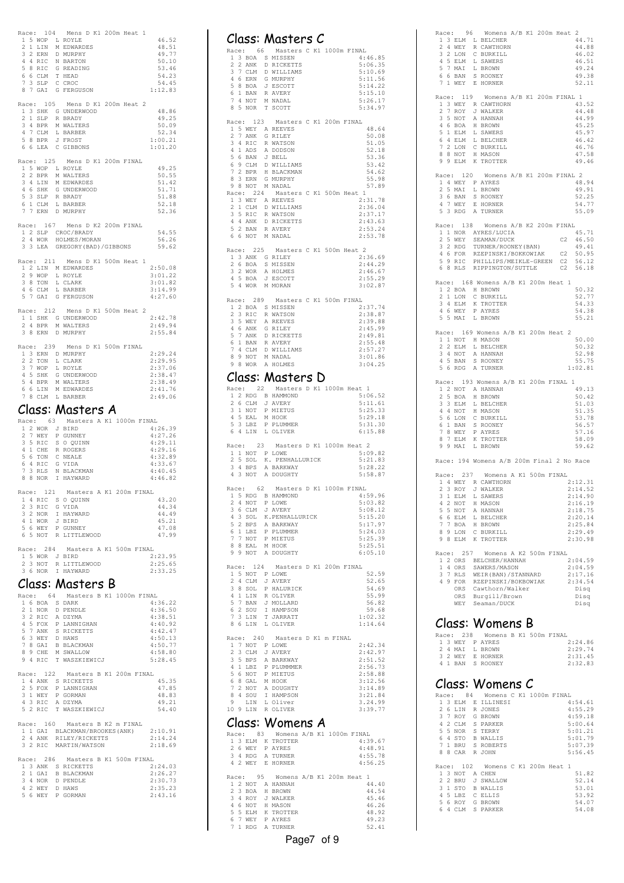Race: 104 Mens D K1 200m Heat 1

| | | | | |
|---|---|---|---|---|
| 1 | 5 | WOP | L ROYLE | 46.52 |
| 2 | 1 | LIN | M EDWARDES | 48.51 |
| 3 | 2 | ERN | D MURPHY | 49.77 |
| 4 | 4 | RIC | N BARTON | 50.10 |
| 5 | 8 | RIC | G READING | 53.46 |
| 6 | 6 | CLM | T HEAD | 54.23 |
| 7 | 3 | SLP | C CROC | 54.45 |
| 8 | 7 | GAI | G FERGUSON | 1:12.83 |

Race: 105 Mens D K1 200m Heat 2

| | | | | |
|---|---|---|---|---|
| 1 | 3 | SHK | G UNDERWOOD | 48.86 |
| 2 | 1 | SLP | R BRADY | 49.25 |
| 3 | 4 | BPR | M WALTERS | 50.09 |
| 4 | 7 | CLM | L BARBER | 52.34 |
| 5 | 8 | BPR | J FROST | 1:00.21 |
| 6 | 6 | LEA | C GIBBONS | 1:01.20 |

Race: 125 Mens D K1 200m FINAL

| | | | | |
|---|---|---|---|---|
| 1 | 5 | WOP | L ROYLE | 49.25 |
| 2 | 2 | BPR | M WALTERS | 50.55 |
| 3 | 4 | LIN | M EDWARDES | 51.42 |
| 4 | 6 | SHK | G UNDERWOOD | 51.71 |
| 5 | 3 | SLP | R BRADY | 51.88 |
| 6 | 1 | CLM | L BARBER | 52.18 |
| 7 | 7 | ERN | D MURPHY | 52.36 |

Race: 167 Mens D K2 200m FINAL

| | | | | |
|---|---|---|---|---|
| 1 | 2 | SLP | CROC/BRADY | 54.55 |
| 2 | 4 | WOR | HOLMES/MORAN | 56.26 |
| 3 | 3 | LEA | GREGORY(BAD)/GIBBONS | 59.62 |

Race: 211 Mens D K1 500m Heat 1

| | | | | |
|---|---|---|---|---|
| 1 | 2 | LIN | M EDWARDES | 2:50.08 |
| 2 | 9 | WOP | L ROYLE | 3:01.22 |
| 3 | 8 | TON | L CLARK | 3:01.82 |
| 4 | 6 | CLM | L BARBER | 3:14.99 |
| 5 | 7 | GAI | G FERGUSON | 4:27.60 |

Race: 212 Mens D K1 500m Heat 2

| | | | | |
|---|---|---|---|---|
| 1 | 1 | SHK | G UNDERWOOD | 2:42.78 |
| 2 | 4 | BPR | M WALTERS | 2:49.94 |
| 3 | 8 | ERN | D MURPHY | 2:55.84 |

Race: 239 Mens D K1 500m FINAL

| | | | | |
|---|---|---|---|---|
| 1 | 3 | ERN | D MURPHY | 2:29.24 |
| 2 | 2 | TON | L CLARK | 2:29.95 |
| 3 | 7 | WOP | L ROYLE | 2:37.06 |
| 4 | 5 | SHK | G UNDERWOOD | 2:38.47 |
| 5 | 4 | BPR | M WALTERS | 2:38.49 |
| 6 | 6 | LIN | M EDWARDES | 2:41.76 |
| 7 | 8 | CLM | L BARBER | 2:49.06 |

## Class: Masters A

Race: 63 Masters A K1 1000m FINAL

| | | | | |
|---|---|---|---|---|
| 1 | 2 | WOR | J BIRD | 4:26.39 |
| 2 | 7 | WEY | P GUNNEY | 4:27.26 |
| 3 | 5 | RIC | S O QUINN | 4:29.11 |
| 4 | 1 | CHE | R ROGERS | 4:29.16 |
| 5 | 6 | TON | C NEALE | 4:32.89 |
| 6 | 4 | RIC | G VIDA | 4:33.67 |
| 7 | 3 | RLS | N BLACKMAN | 4:40.45 |
| 8 | 8 | NOR | I HAYWARD | 4:46.82 |

Race: 121 Masters A K1 200m FINAL

| | | | | |
|---|---|---|---|---|
| 1 | 4 | RIC | S O QUINN | 43.20 |
| 2 | 3 | RIC | G VIDA | 44.34 |
| 3 | 2 | NOR | I HAYWARD | 44.49 |
| 4 | 1 | WOR | J BIRD | 45.21 |
| 5 | 6 | WEY | P GUNNEY | 47.08 |
| 6 | 5 | NOT | R LITTLEWOOD | 47.99 |

Race: 284 Masters A K1 500m FINAL

| | | | | |
|---|---|---|---|---|
| 1 | 5 | WOR | J BIRD | 2:23.95 |
| 2 | 3 | NOT | R LITTLEWOOD | 2:25.65 |
| 3 | 6 | NOR | I HAYWARD | 2:33.25 |

## Class: Masters B

Race: 64 Masters B K1 1000m FINAL

| | | | | |
|---|---|---|---|---|
| 1 | 6 | BOA | S DARK | 4:36.22 |
| 2 | 1 | NOR | D PENDLE | 4:36.50 |
| 3 | 2 | RIC | A DZYMA | 4:38.51 |
| 4 | 5 | FOX | P LANNIGHAN | 4:40.92 |
| 5 | 7 | ANK | S RICKETTS | 4:42.47 |
| 6 | 3 | WEY | D HAWS | 4:50.13 |
| 7 | 8 | GAI | B BLACKMAN | 4:50.77 |
| 8 | 9 | CHE | M SWALLOW | 4:58.80 |
| 9 | 4 | RIC | T WASZKIEWICJ | 5:28.45 |

Race: 122 Masters B K1 200m FINAL

| | | | | |
|---|---|---|---|---|
| 1 | 4 | ANK | S RICKETTS | 45.35 |
| 2 | 5 | FOX | P LANNIGHAN | 47.85 |
| 3 | 1 | WEY | P GORMAN | 48.83 |
| 4 | 3 | RIC | A DZYMA | 49.21 |
| 5 | 2 | RIC | T WASZKIEWICJ | 54.40 |

Race: 160 Masters B K2 m FINAL

| | | | | |
|---|---|---|---|---|
| 1 | 1 | GAI | BLACKMAN/BROOKES(ANK) | 2:10.91 |
| 2 | 4 | ANK | RILEY/RICKETTS | 2:14.24 |
| 3 | 2 | RIC | MARTIN/WATSON | 2:18.69 |

Race: 286 Masters B K1 500m FINAL

| | | | | |
|---|---|---|---|---|
| 1 | 3 | ANK | S RICKETTS | 2:24.03 |
| 2 | 1 | GAI | B BLACKMAN | 2:26.27 |
| 3 | 4 | NOR | D PENDLE | 2:30.73 |
| 4 | 2 | WEY | D HAWS | 2:35.23 |
| 5 | 6 | WEY | P GORMAN | 2:43.16 |

## Class: Masters C

Race: 66 Masters C K1 1000m FINAL

| | | | | |
|---|---|---|---|---|
| 1 | 3 | BOA | S MISSEN | 4:46.85 |
| 2 | 2 | ANK | D RICKETTS | 5:06.35 |
| 3 | 7 | CLM | D WILLIAMS | 5:10.69 |
| 4 | 6 | ERN | G MURPHY | 5:11.56 |
| 5 | 8 | BOA | J ESCOTT | 5:14.22 |
| 6 | 1 | BAN | R AVERY | 5:15.10 |
| 7 | 4 | NOT | M NADAL | 5:26.17 |
| 8 | 5 | NOR | T SCOTT | 5:34.97 |

Race: 123 Masters C K1 200m FINAL

| | | | | |
|---|---|---|---|---|
| 1 | 5 | WEY | A REEVES | 48.64 |
| 2 | 7 | ANK | G RILEY | 50.08 |
| 3 | 4 | RIC | R WATSON | 51.05 |
| 4 | 1 | ADS | A DODSON | 52.18 |
| 5 | 6 | BAN | J BELL | 53.36 |
| 6 | 9 | CLM | D WILLIAMS | 53.42 |
| 7 | 2 | BPR | H BLACKMAN | 54.62 |
| 8 | 3 | ERN | G MURPHY | 55.98 |
| 9 | 8 | NOT | M NADAL | 57.89 |

Race: 224 Masters C K1 500m Heat 1

| | | | | |
|---|---|---|---|---|
| 1 | 3 | WEY | A REEVES | 2:31.78 |
| 2 | 1 | CLM | D WILLIAMS | 2:36.04 |
| 3 | 5 | RIC | R WATSON | 2:37.17 |
| 4 | 4 | ANK | D RICKETTS | 2:43.63 |
| 5 | 2 | BAN | R AVERY | 2:53.24 |
| 6 | 6 | NOT | M NADAL | 2:53.78 |

Race: 225 Masters C K1 500m Heat 2

| | | | | |
|---|---|---|---|---|
| 1 | 3 | ANK | G RILEY | 2:36.69 |
| 2 | 6 | BOA | S MISSEN | 2:44.29 |
| 3 | 2 | WOR | A HOLMES | 2:46.67 |
| 4 | 5 | BOA | J ESCOTT | 2:55.29 |
| 5 | 4 | WOR | M MORAN | 3:02.87 |

Race: 289 Masters C K1 500m FINAL

| | | | | |
|---|---|---|---|---|
| 1 | 2 | BOA | S MISSEN | 2:37.74 |
| 2 | 3 | RIC | R WATSON | 2:38.87 |
| 3 | 5 | WEY | A REEVES | 2:39.88 |
| 4 | 6 | ANK | G RILEY | 2:45.99 |
| 5 | 7 | ANK | D RICKETTS | 2:49.81 |
| 6 | 1 | BAN | R AVERY | 2:55.48 |
| 7 | 4 | CLM | D WILLIAMS | 2:57.27 |
| 8 | 9 | NOT | M NADAL | 3:01.86 |
| 9 | 8 | WOR | A HOLMES | 3:04.25 |

## Class: Masters D

Race: 22 Masters D K1 1000m Heat 1

| | | | | |
|---|---|---|---|---|
| 1 | 2 | RDG | B HAMMOND | 5:06.52 |
| 2 | 6 | CLM | J AVERY | 5:11.61 |
| 3 | 1 | NOT | P MIETUS | 5:25.33 |
| 4 | 5 | EAL | M HOOK | 5:29.18 |
| 5 | 3 | LBZ | P PLUMMER | 5:31.30 |
| 6 | 4 | LIN | L OLIVER | 6:15.88 |

Race: 23 Masters D K1 1000m Heat 2

| | | | | |
|---|---|---|---|---|
| 1 | 1 | NOT | P LOWE | 5:09.82 |
| 2 | 5 | SOL | K. PENHALLURICK | 5:21.83 |
| 3 | 4 | BPS | A BARKWAY | 5:28.22 |
| 4 | 3 | NOT | A DOUGHTY | 5:58.87 |

Race: 62 Masters D K1 1000m FINAL

| | | | | |
|---|---|---|---|---|
| 1 | 5 | RDG | B HAMMOND | 4:59.96 |
| 2 | 4 | NOT | P LOWE | 5:03.82 |
| 3 | 6 | CLM | J AVERY | 5:08.12 |
| 4 | 3 | SOL | K.PENHALLURICK | 5:15.20 |
| 5 | 2 | BPS | A BARKWAY | 5:17.97 |
| 6 | 1 | LBZ | P PLUMMER | 5:24.03 |
| 7 | 7 | NOT | P MIETUS | 5:25.39 |
| 8 | 8 | EAL | M HOOK | 5:25.51 |
| 9 | 9 | NOT | A DOUGHTY | 6:05.10 |

Race: 124 Masters D K1 200m FINAL

| | | | | |
|---|---|---|---|---|
| 1 | 5 | NOT | P LOWE | 52.59 |
| 2 | 4 | CLM | J AVERY | 52.65 |
| 3 | 8 | SOL | P HALURICK | 54.69 |
| 4 | 1 | LIN | R OLIVER | 55.99 |
| 5 | 7 | BAN | J MOLLARD | 56.82 |
| 6 | 2 | SOU | I HAMPSON | 59.68 |
| 7 | 3 | LIN | T JARRATT | 1:02.32 |
| 8 | 6 | LIN | L OLIVER | 1:14.64 |

Race: 240 Masters D K1 m FINAL

| | | | | |
|---|---|---|---|---|
| 1 | 7 | NOT | P LOWE | 2:42.34 |
| 2 | 3 | CLM | J AVERY | 2:42.97 |
| 3 | 5 | BPS | A BARKWAY | 2:51.52 |
| 4 | 1 | LBZ | P PLUMMER | 2:56.73 |
| 5 | 6 | NOT | P MIETUS | 2:58.88 |
| 6 | 8 | GAL | M HOOK | 3:12.56 |
| 7 | 2 | NOT | A DOUGHTY | 3:14.89 |
| 8 | 4 | SOU | I HAMPSON | 3:21.84 |
| 9 | | LIN | L Oliver | 3:24.99 |
| 10 | 9 | LIN | R OLIVER | 3:39.77 |

## Class: Womens A

Race: 83 Womens A/B K1 1000m FINAL

| | | | | |
|---|---|---|---|---|
| 1 | 3 | ELM | K TROTTER | 4:39.67 |
| 2 | 6 | WEY | P AYRES | 4:48.91 |
| 3 | 4 | RDG | A TURNER | 4:55.78 |
| 4 | 2 | WEY | E HORNER | 4:56.25 |

Race: 95 Womens A/B K1 200m Heat 1

| | | | | |
|---|---|---|---|---|
| 1 | 2 | NOT | A HANNAH | 44.40 |
| 2 | 3 | BOA | H BROWN | 44.54 |
| 3 | 4 | ROY | J WALKER | 45.46 |
| 4 | 6 | NOT | H MASON | 46.26 |
| 5 | 5 | ELM | K TROTTER | 48.92 |
| 6 | 7 | WEY | P AYRES | 49.23 |
| 7 | 1 | RDG | A TURNER | 52.41 |

Race: 96 Womens A/B K1 200m Heat 2

| | | | | |
|---|---|---|---|---|
| 1 | 3 | ELM | L BELCHER | 44.71 |
| 2 | 4 | WEY | R CAWTHORN | 44.88 |
| 3 | 2 | LON | C BURKILL | 46.02 |
| 4 | 5 | ELM | L SAWERS | 46.51 |
| 5 | 7 | MAI | L BROWN | 49.24 |
| 6 | 6 | BAN | S ROONEY | 49.38 |
| 7 | 1 | WEY | E HORNER | 52.11 |

Race: 119 Womens A/B K1 200m FINAL 1

| | | | | |
|---|---|---|---|---|
| 1 | 3 | WEY | R CAWTHORN | 43.52 |
| 2 | 7 | ROY | J WALKER | 44.48 |
| 3 | 5 | NOT | A HANNAH | 44.99 |
| 4 | 6 | BOA | H BROWN | 45.25 |
| 5 | 1 | ELM | L SAWERS | 45.97 |
| 6 | 4 | ELM | L BELCHER | 46.42 |
| 7 | 2 | LON | C BURKILL | 46.76 |
| 8 | 8 | NOT | H MASON | 47.58 |
| 9 | 9 | ELM | K TROTTER | 49.46 |

Race: 120 Womens A/B K1 200m FINAL 2

| | | | | |
|---|---|---|---|---|
| 1 | 4 | WEY | P AYRES | 48.94 |
| 2 | 5 | MAI | L BROWN | 49.91 |
| 3 | 6 | BAN | S ROONEY | 52.25 |
| 4 | 7 | WEY | E HORNER | 54.77 |
| 5 | 3 | RDG | A TURNER | 55.09 |

Race: 138 Womens A/B K2 200m FINAL

| | | | | | |
|---|---|---|---|---|---|
| 1 | 1 | NOR | AYRES/LUCIA | | 45.71 |
| 2 | 5 | WEY | SEAMAN/DUCK | C2 | 46.50 |
| 3 | 2 | RDG | TURNER/ROONEY(BAN) | | 49.41 |
| 4 | 6 | FOR | RZEPINSKI/BOKKOWIAK | C2 | 50.95 |
| 5 | 9 | RIC | PHILLIPS/MEIKLE-GREEN | C2 | 56.12 |
| 6 | 8 | RLS | RIPPINGTON/SUTTLE | C2 | 56.18 |

Race: 168 Womens A/B K1 200m Heat 1

| | | | | |
|---|---|---|---|---|
| 1 | 2 | BOA | H BROWN | 50.32 |
| 2 | 1 | LON | C BURKILL | 52.77 |
| 3 | 4 | ELM | K TROTTER | 54.33 |
| 4 | 6 | WEY | P AYRES | 54.38 |
| 5 | 5 | MAI | L BROWN | 55.21 |

Race: 169 Womens A/B K1 200m Heat 2

| | | | | |
|---|---|---|---|---|
| 1 | 1 | NOT | H MASON | 50.00 |
| 2 | 2 | ELM | L BELCHER | 50.32 |
| 3 | 4 | NOT | A HANNAH | 52.98 |
| 4 | 5 | BAN | S ROONEY | 55.75 |
| 5 | 6 | RDG | A TURNER | 1:02.81 |

Race: 193 Womens A/B K1 200m FINAL 1

| | | | | |
|---|---|---|---|---|
| 1 | 2 | NOT | A HANNAH | 49.13 |
| 2 | 5 | BOA | H BROWN | 50.42 |
| 3 | 3 | ELM | L BELCHER | 51.03 |
| 4 | 4 | NOT | H MASON | 51.35 |
| 5 | 6 | LON | C BURKILL | 53.78 |
| 6 | 1 | BAN | S ROONEY | 56.57 |
| 7 | 8 | WEY | P AYRES | 57.16 |
| 8 | 7 | ELM | K TROTTER | 58.09 |
| 9 | 9 | MAI | L BROWN | 59.62 |

Race: 194 Womens A/B 200m Final 2 No Race

Race: 237 Womens A K1 500m FINAL

| | | | | |
|---|---|---|---|---|
| 1 | 4 | WEY | R CAWTHORN | 2:12.31 |
| 2 | 3 | ROY | J WALKER | 2:14.52 |
| 3 | 1 | ELM | L SAWERS | 2:14.90 |
| 4 | 2 | NOT | H MASON | 2:16.19 |
| 5 | 5 | NOT | A HANNAH | 2:18.75 |
| 6 | 6 | ELM | L BELCHER | 2:20.14 |
| 7 | 7 | BOA | H BROWN | 2:25.84 |
| 8 | 9 | LON | C BURKILL | 2:29.49 |
| 9 | 8 | ELM | K TROTTER | 2:30.98 |

Race: 257 Womens A K2 500m FINAL

| | | | | |
|---|---|---|---|---|
| 1 | 2 | ORS | BELCHER/HANNAH | 2:04.59 |
| 1 | 4 | ORS | SAWERS/MASON | 2:04.59 |
| 3 | 7 | RLS | WEIR(BAN)/STANNARD | 2:17.16 |
| 4 | 9 | FOR | RZEPINSKI/BOKBOWIAK | 2:34.54 |
| | | ORS | Cawthorn/Walker | Disq |
| | | ORS | Burgill/Brown | Disq |
| | | WEY | Seaman/DUCK | Disq |

## Class: Womens B

Race: 238 Womens B K1 500m FINAL

| | | | | |
|---|---|---|---|---|
| 1 | 3 | WEY | P AYRES | 2:24.86 |
| 2 | 4 | MAI | L BROWN | 2:29.74 |
| 3 | 2 | WEY | E HORNER | 2:31.45 |
| 4 | 1 | BAN | S ROONEY | 2:32.83 |

## Class: Womens C

Race: 84 Womens C K1 1000m FINAL

| | | | | |
|---|---|---|---|---|
| 1 | 3 | ELM | E ILLINESI | 4:54.61 |
| 2 | 6 | LIN | R JONES | 4:55.29 |
| 3 | 7 | ROY | G BROWN | 4:59.18 |
| 4 | 2 | CLM | S PARKER | 5:00.64 |
| 5 | 5 | NOR | S TERRY | 5:01.21 |
| 6 | 4 | STO | B WALLIS | 5:01.79 |
| 7 | 1 | BRU | S ROBERTS | 5:07.39 |
| 8 | 8 | CAR | R JOHN | 5:56.45 |

Race: 102 Womens C K1 200m Heat 1

| | | | | |
|---|---|---|---|---|
| 1 | 3 | NOT | A CHEN | 51.82 |
| 2 | 2 | BRU | J SWALLOW | 52.14 |
| 3 | 1 | STO | B WALLIS | 53.01 |
| 4 | 5 | LBZ | C ELLIS | 53.92 |
| 5 | 6 | ROY | G BROWN | 54.07 |
| 6 | 4 | CLM | S PARKER | 54.08 |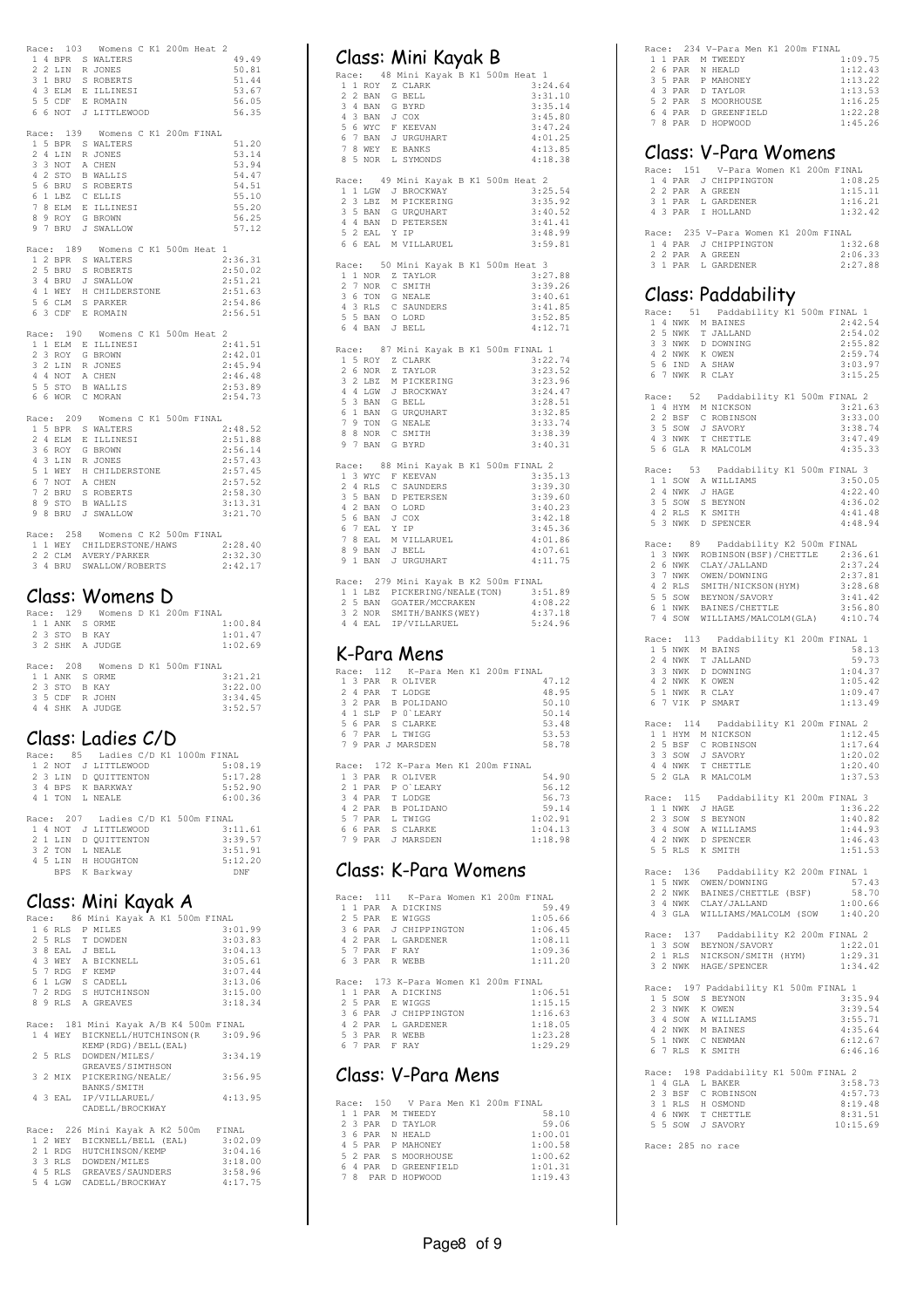Race: 103 Womens C K1 200m Heat 2

| | | | | |
|---|---|---|---|---|
| 1 | 4 | BPR | S WALTERS | 49.49 |
| 2 | 2 | LIN | R JONES | 50.81 |
| 3 | 1 | BRU | S ROBERTS | 51.44 |
| 4 | 3 | ELM | E ILLINESI | 53.67 |
| 5 | 5 | CDF | E ROMAIN | 56.05 |
| 6 | 6 | NOT | J LITTLEWOOD | 56.35 |

Race: 139 Womens C K1 200m FINAL

| | | | | |
|---|---|---|---|---|
| 1 | 5 | BPR | S WALTERS | 51.20 |
| 2 | 4 | LIN | R JONES | 53.14 |
| 3 | 3 | NOT | A CHEN | 53.94 |
| 4 | 2 | STO | B WALLIS | 54.47 |
| 5 | 6 | BRU | S ROBERTS | 54.51 |
| 6 | 1 | LBZ | C ELLIS | 55.10 |
| 7 | 8 | ELM | E ILLINESI | 55.20 |
| 8 | 9 | ROY | G BROWN | 56.25 |
| 9 | 7 | BRU | J SWALLOW | 57.12 |

Race: 189 Womens C K1 500m Heat 1

| | | | | |
|---|---|---|---|---|
| 1 | 2 | BPR | S WALTERS | 2:36.31 |
| 2 | 5 | BRU | S ROBERTS | 2:50.02 |
| 3 | 4 | BRU | J SWALLOW | 2:51.21 |
| 4 | 1 | WEY | H CHILDERSTONE | 2:51.63 |
| 5 | 6 | CLM | S PARKER | 2:54.86 |
| 6 | 3 | CDF | E ROMAIN | 2:56.51 |

Race: 190 Womens C K1 500m Heat 2

| | | | | |
|---|---|---|---|---|
| 1 | 1 | ELM | E ILLINESI | 2:41.51 |
| 2 | 3 | ROY | G BROWN | 2:42.01 |
| 3 | 2 | LIN | R JONES | 2:45.94 |
| 4 | 4 | NOT | A CHEN | 2:46.48 |
| 5 | 5 | STO | B WALLIS | 2:53.89 |
| 6 | 6 | WOR | C MORAN | 2:54.73 |

Race: 209 Womens C K1 500m FINAL

| | | | | |
|---|---|---|---|---|
| 1 | 5 | BPR | S WALTERS | 2:48.52 |
| 2 | 4 | ELM | E ILLINESI | 2:51.88 |
| 3 | 6 | ROY | G BROWN | 2:56.14 |
| 4 | 3 | LIN | R JONES | 2:57.43 |
| 5 | 1 | WEY | H CHILDERSTONE | 2:57.45 |
| 6 | 7 | NOT | A CHEN | 2:57.52 |
| 7 | 2 | BRU | S ROBERTS | 2:58.30 |
| 8 | 9 | STO | B WALLIS | 3:13.31 |
| 9 | 8 | BRU | J SWALLOW | 3:21.70 |

Race: 258 Womens C K2 500m FINAL

| | | | | |
|---|---|---|---|---|
| 1 | 1 | WEY | CHILDERSTONE/HAWS | 2:28.40 |
| 2 | 2 | CLM | AVERY/PARKER | 2:32.30 |
| 3 | 4 | BRU | SWALLOW/ROBERTS | 2:42.17 |

## Class: Womens D

Race: 129 Womens D K1 200m FINAL

| | | | | |
|---|---|---|---|---|
| 1 | 1 | ANK | S ORME | 1:00.84 |
| 2 | 3 | STO | B KAY | 1:01.47 |
| 3 | 2 | SHK | A JUDGE | 1:02.69 |

Race: 208 Womens D K1 500m FINAL

| | | | | |
|---|---|---|---|---|
| 1 | 1 | ANK | S ORME | 3:21.21 |
| 2 | 3 | STO | B KAY | 3:22.00 |
| 3 | 5 | CDF | R JOHN | 3:34.45 |
| 4 | 4 | SHK | A JUDGE | 3:52.57 |

## Class: Ladies C/D

Race: 85 Ladies C/D K1 1000m FINAL

| | | | | |
|---|---|---|---|---|
| 1 | 2 | NOT | J LITTLEWOOD | 5:08.19 |
| 2 | 3 | LIN | D QUITTENTON | 5:17.28 |
| 3 | 4 | BPS | K BARKWAY | 5:52.90 |
| 4 | 1 | TON | L NEALE | 6:00.36 |

Race: 207 Ladies C/D K1 500m FINAL

| | | | | |
|---|---|---|---|---|
| 1 | 4 | NOT | J LITTLEWOOD | 3:11.61 |
| 2 | 1 | LIN | D QUITTENTON | 3:39.57 |
| 3 | 2 | TON | L NEALE | 3:51.91 |
| 4 | 5 | LIN | H HOUGHTON | 5:12.20 |
| | | BPS | K Barkway | DNF |

## Class: Mini Kayak A

Race: 86 Mini Kayak A K1 500m FINAL

| | | | | |
|---|---|---|---|---|
| 1 | 6 | RLS | P MILES | 3:01.99 |
| 2 | 5 | RLS | T DOWDEN | 3:03.83 |
| 3 | 8 | EAL | J BELL | 3:04.13 |
| 4 | 3 | WEY | A BICKNELL | 3:05.61 |
| 5 | 7 | RDG | F KEMP | 3:07.44 |
| 6 | 1 | LGW | S CADELL | 3:13.06 |
| 7 | 2 | RDG | S HUTCHINSON | 3:15.00 |
| 8 | 9 | RLS | A GREAVES | 3:18.34 |

Race: 181 Mini Kayak A/B K4 500m FINAL

| | | | | |
|---|---|---|---|---|
| 1 | 4 | WEY | BICKNELL/HUTCHINSON(R KEMP(RDG)/BELL(EAL) | 3:09.96 |
| 2 | 5 | RLS | DOWDEN/MILES/ GREAVES/SIMTHSON | 3:34.19 |
| 3 | 2 | MIX | PICKERING/NEALE/ BANKS/SMITH | 3:56.95 |
| 4 | 3 | EAL | IP/VILLARUEL/ CADELL/BROCKWAY | 4:13.95 |

Race: 226 Mini Kayak A K2 500m FINAL

| | | | | |
|---|---|---|---|---|
| 1 | 2 | WEY | BICKNELL/BELL (EAL) | 3:02.09 |
| 2 | 1 | RDG | HUTCHINSON/KEMP | 3:04.16 |
| 3 | 3 | RLS | DOWDEN/MILES | 3:18.00 |
| 4 | 5 | RLS | GREAVES/SAUNDERS | 3:58.96 |
| 5 | 4 | LGW | CADELL/BROCKWAY | 4:17.75 |

## Class: Mini Kayak B

Race: 48 Mini Kayak B K1 500m Heat 1

| | | | | |
|---|---|---|---|---|
| 1 | 1 | ROY | Z CLARK | 3:24.64 |
| 2 | 2 | BAN | G BELL | 3:31.10 |
| 3 | 4 | BAN | G BYRD | 3:35.14 |
| 4 | 3 | BAN | J COX | 3:45.80 |
| 5 | 6 | WYC | F KEEVAN | 3:47.24 |
| 6 | 7 | BAN | J URGUHART | 4:01.25 |
| 7 | 8 | WEY | E BANKS | 4:13.85 |
| 8 | 5 | NOR | L SYMONDS | 4:18.38 |

Race: 49 Mini Kayak B K1 500m Heat 2

| | | | | |
|---|---|---|---|---|
| 1 | 1 | LGW | J BROCKWAY | 3:25.54 |
| 2 | 3 | LBZ | M PICKERING | 3:35.92 |
| 3 | 5 | BAN | G URQUHART | 3:40.52 |
| 4 | 4 | BAN | D PETERSEN | 3:41.41 |
| 5 | 2 | EAL | Y IP | 3:48.99 |
| 6 | 6 | EAL | M VILLARUEL | 3:59.81 |

Race: 50 Mini Kayak B K1 500m Heat 3

| | | | | |
|---|---|---|---|---|
| 1 | 1 | NOR | Z TAYLOR | 3:27.88 |
| 2 | 7 | NOR | C SMITH | 3:39.26 |
| 3 | 6 | TON | G NEALE | 3:40.61 |
| 4 | 3 | RLS | C SAUNDERS | 3:41.85 |
| 5 | 5 | BAN | O LORD | 3:52.85 |
| 6 | 4 | BAN | J BELL | 4:12.71 |

Race: 87 Mini Kayak B K1 500m FINAL 1

| | | | | |
|---|---|---|---|---|
| 1 | 5 | ROY | Z CLARK | 3:22.74 |
| 2 | 6 | NOR | Z TAYLOR | 3:23.52 |
| 3 | 2 | LBZ | M PICKERING | 3:23.96 |
| 4 | 4 | LGW | J BROCKWAY | 3:24.47 |
| 5 | 3 | BAN | G BELL | 3:28.51 |
| 6 | 1 | BAN | G URQUHART | 3:32.85 |
| 7 | 9 | TON | G NEALE | 3:33.74 |
| 8 | 8 | NOR | C SMITH | 3:38.39 |
| 9 | 7 | BAN | G BYRD | 3:40.31 |

Race: 88 Mini Kayak B K1 500m FINAL 2

| | | | | |
|---|---|---|---|---|
| 1 | 3 | WYC | F KEEVAN | 3:35.13 |
| 2 | 4 | RLS | C SAUNDERS | 3:39.30 |
| 3 | 5 | BAN | D PETERSEN | 3:39.60 |
| 4 | 2 | BAN | O LORD | 3:40.23 |
| 5 | 6 | BAN | J COX | 3:42.18 |
| 6 | 7 | EAL | Y IP | 3:45.36 |
| 7 | 8 | EAL | M VILLARUEL | 4:01.86 |
| 8 | 9 | BAN | J BELL | 4:07.61 |
| 9 | 1 | BAN | J URQUHART | 4:11.75 |

Race: 279 Mini Kayak B K2 500m FINAL

| | | | | |
|---|---|---|---|---|
| 1 | 1 | LBZ | PICKERING/NEALE(TON) | 3:51.89 |
| 2 | 5 | BAN | GOATER/MCCRAKEN | 4:08.22 |
| 3 | 2 | NOR | SMITH/BANKS(WEY) | 4:37.18 |
| 4 | 4 | EAL | IP/VILLARUEL | 5:24.96 |

## K-Para Mens

Race: 112 K-Para Men K1 200m FINAL

| | | | | |
|---|---|---|---|---|
| 1 | 3 | PAR | R OLIVER | 47.12 |
| 2 | 4 | PAR | T LODGE | 48.95 |
| 3 | 2 | PAR | B POLIDANO | 50.10 |
| 4 | 1 | SLP | P O`LEARY | 50.14 |
| 5 | 6 | PAR | S CLARKE | 53.48 |
| 6 | 7 | PAR | L TWIGG | 53.53 |
| 7 | 9 | PAR | J MARSDEN | 58.78 |

Race: 172 K-Para Men K1 200m FINAL

| | | | | |
|---|---|---|---|---|
| 1 | 3 | PAR | R OLIVER | 54.90 |
| 2 | 1 | PAR | P O`LEARY | 56.12 |
| 3 | 4 | PAR | T LODGE | 56.73 |
| 4 | 2 | PAR | B POLIDANO | 59.14 |
| 5 | 7 | PAR | L TWIGG | 1:02.91 |
| 6 | 6 | PAR | S CLARKE | 1:04.13 |
| 7 | 9 | PAR | J MARSDEN | 1:18.98 |

## Class: K-Para Womens

Race: 111 K-Para Women K1 200m FINAL

| | | | | |
|---|---|---|---|---|
| 1 | 1 | PAR | A DICKINS | 59.49 |
| 2 | 5 | PAR | E WIGGS | 1:05.66 |
| 3 | 6 | PAR | J CHIPPINGTON | 1:06.45 |
| 4 | 2 | PAR | L GARDENER | 1:08.11 |
| 5 | 7 | PAR | F RAY | 1:09.36 |
| 6 | 3 | PAR | R WEBB | 1:11.20 |

Race: 173 K-Para Women K1 200m FINAL

| | | | | |
|---|---|---|---|---|
| 1 | 1 | PAR | A DICKINS | 1:06.51 |
| 2 | 5 | PAR | E WIGGS | 1:15.15 |
| 3 | 6 | PAR | J CHIPPINGTON | 1:16.63 |
| 4 | 2 | PAR | L GARDENER | 1:18.05 |
| 5 | 3 | PAR | R WEBB | 1:23.28 |
| 6 | 7 | PAR | F RAY | 1:29.29 |

## Class: V-Para Mens

Race: 150 V Para Men K1 200m FINAL

| | | | | |
|---|---|---|---|---|
| 1 | 1 | PAR | M TWEEDY | 58.10 |
| 2 | 3 | PAR | D TAYLOR | 59.06 |
| 3 | 6 | PAR | N HEALD | 1:00.01 |
| 4 | 5 | PAR | P MAHONEY | 1:00.58 |
| 5 | 2 | PAR | S MOORHOUSE | 1:00.62 |
| 6 | 4 | PAR | D GREENFIELD | 1:01.31 |
| 7 | 8 | PAR | D HOPWOOD | 1:19.43 |

Race: 234 V-Para Men K1 200m FINAL

| | | | | |
|---|---|---|---|---|
| 1 | 1 | PAR | M TWEEDY | 1:09.75 |
| 2 | 6 | PAR | N HEALD | 1:12.43 |
| 3 | 5 | PAR | P MAHONEY | 1:13.22 |
| 4 | 3 | PAR | D TAYLOR | 1:13.53 |
| 5 | 2 | PAR | S MOORHOUSE | 1:16.25 |
| 6 | 4 | PAR | D GREENFIELD | 1:22.28 |
| 7 | 8 | PAR | D HOPWOOD | 1:45.26 |

## Class: V-Para Womens

Race: 151 V-Para Women K1 200m FINAL

| | | | | |
|---|---|---|---|---|
| 1 | 4 | PAR | J CHIPPINGTON | 1:08.25 |
| 2 | 2 | PAR | A GREEN | 1:15.11 |
| 3 | 1 | PAR | L GARDENER | 1:16.21 |
| 4 | 3 | PAR | I HOLLAND | 1:32.42 |

Race: 235 V-Para Women K1 200m FINAL

| | | | | |
|---|---|---|---|---|
| 1 | 4 | PAR | J CHIPPINGTON | 1:32.68 |
| 2 | 2 | PAR | A GREEN | 2:06.33 |
| 3 | 1 | PAR | L GARDENER | 2:27.88 |

## Class: Paddability

Race: 51 Paddability K1 500m FINAL 1

| | | | | |
|---|---|---|---|---|
| 1 | 4 | NWK | M BAINES | 2:42.54 |
| 2 | 5 | NWK | T JALLAND | 2:54.02 |
| 3 | 3 | NWK | D DOWNING | 2:55.82 |
| 4 | 2 | NWK | K OWEN | 2:59.74 |
| 5 | 6 | IND | A SHAW | 3:03.97 |
| 6 | 7 | NWK | R CLAY | 3:15.25 |

Race: 52 Paddability K1 500m FINAL 2

| | | | | |
|---|---|---|---|---|
| 1 | 4 | HYM | M NICKSON | 3:21.63 |
| 2 | 2 | BSF | C ROBINSON | 3:33.00 |
| 3 | 5 | SOW | J SAVORY | 3:38.74 |
| 4 | 3 | NWK | T CHETTLE | 3:47.49 |
| 5 | 6 | GLA | R MALCOLM | 4:35.33 |

Race: 53 Paddability K1 500m FINAL 3

| | | | | |
|---|---|---|---|---|
| 1 | 1 | SOW | A WILLIAMS | 3:50.05 |
| 2 | 4 | NWK | J HAGE | 4:22.40 |
| 3 | 5 | SOW | S BEYNON | 4:36.02 |
| 4 | 2 | RLS | K SMITH | 4:41.48 |
| 5 | 3 | NWK | D SPENCER | 4:48.94 |

Race: 89 Paddability K2 500m FINAL

| | | | | |
|---|---|---|---|---|
| 1 | 3 | NWK | ROBINSON(BSF)/CHETTLE | 2:36.61 |
| 2 | 6 | NWK | CLAY/JALLAND | 2:37.24 |
| 3 | 7 | NWK | OWEN/DOWNING | 2:37.81 |
| 4 | 2 | RLS | SMITH/NICKSON(HYM) | 3:28.68 |
| 5 | 5 | SOW | BEYNON/SAVORY | 3:41.42 |
| 6 | 1 | NWK | BAINES/CHETTLE | 3:56.80 |
| 7 | 4 | SOW | WILLIAMS/MALCOLM(GLA) | 4:10.74 |

Race: 113 Paddability K1 200m FINAL 1

| | | | | |
|---|---|---|---|---|
| 1 | 5 | NWK | M BAINS | 58.13 |
| 2 | 4 | NWK | T JALLAND | 59.73 |
| 3 | 3 | NWK | D DOWNING | 1:04.37 |
| 4 | 2 | NWK | K OWEN | 1:05.42 |
| 5 | 1 | NWK | R CLAY | 1:09.47 |
| 6 | 7 | VIK | P SMART | 1:13.49 |

Race: 114 Paddability K1 200m FINAL 2

| | | | | |
|---|---|---|---|---|
| 1 | 1 | HYM | M NICKSON | 1:12.45 |
| 2 | 5 | BSF | C ROBINSON | 1:17.64 |
| 3 | 3 | SOW | J SAVORY | 1:20.02 |
| 4 | 4 | NWK | T CHETTLE | 1:20.40 |
| 5 | 2 | GLA | R MALCOLM | 1:37.53 |

Race: 115 Paddability K1 200m FINAL 3

| | | | | |
|---|---|---|---|---|
| 1 | 1 | NWK | J HAGE | 1:36.22 |
| 2 | 3 | SOW | S BEYNON | 1:40.82 |
| 3 | 4 | SOW | A WILLIAMS | 1:44.93 |
| 4 | 2 | NWK | D SPENCER | 1:46.43 |
| 5 | 5 | RLS | K SMITH | 1:51.53 |

Race: 136 Paddability K2 200m FINAL 1

| | | | | |
|---|---|---|---|---|
| 1 | 5 | NWK | OWEN/DOWNING | 57.43 |
| 2 | 2 | NWK | BAINES/CHETTLE (BSF) | 58.70 |
| 3 | 4 | NWK | CLAY/JALLAND | 1:00.66 |
| 4 | 3 | GLA | WILLIAMS/MALCOLM (SOW | 1:40.20 |

Race: 137 Paddability K2 200m FINAL 2

| | | | | |
|---|---|---|---|---|
| 1 | 3 | SOW | BEYNON/SAVORY | 1:22.01 |
| 2 | 1 | RLS | NICKSON/SMITH (HYM) | 1:29.31 |
| 3 | 2 | NWK | HAGE/SPENCER | 1:34.42 |

Race: 197 Paddability K1 500m FINAL 1

| | | | | |
|---|---|---|---|---|
| 1 | 5 | SOW | S BEYNON | 3:35.94 |
| 2 | 3 | NWK | K OWEN | 3:39.54 |
| 3 | 4 | SOW | A WILLIAMS | 3:55.71 |
| 4 | 2 | NWK | M BAINES | 4:35.64 |
| 5 | 1 | NWK | C NEWMAN | 6:12.67 |
| 6 | 7 | RLS | K SMITH | 6:46.16 |

Race: 198 Paddability K1 500m FINAL 2

| | | | | |
|---|---|---|---|---|
| 1 | 4 | GLA | L BAKER | 3:58.73 |
| 2 | 3 | BSF | C ROBINSON | 4:57.73 |
| 3 | 1 | RLS | H OSMOND | 8:19.48 |
| 4 | 6 | NWK | T CHETTLE | 8:31.51 |
| 5 | 5 | SOW | J SAVORY | 10:15.69 |

Race: 285 no race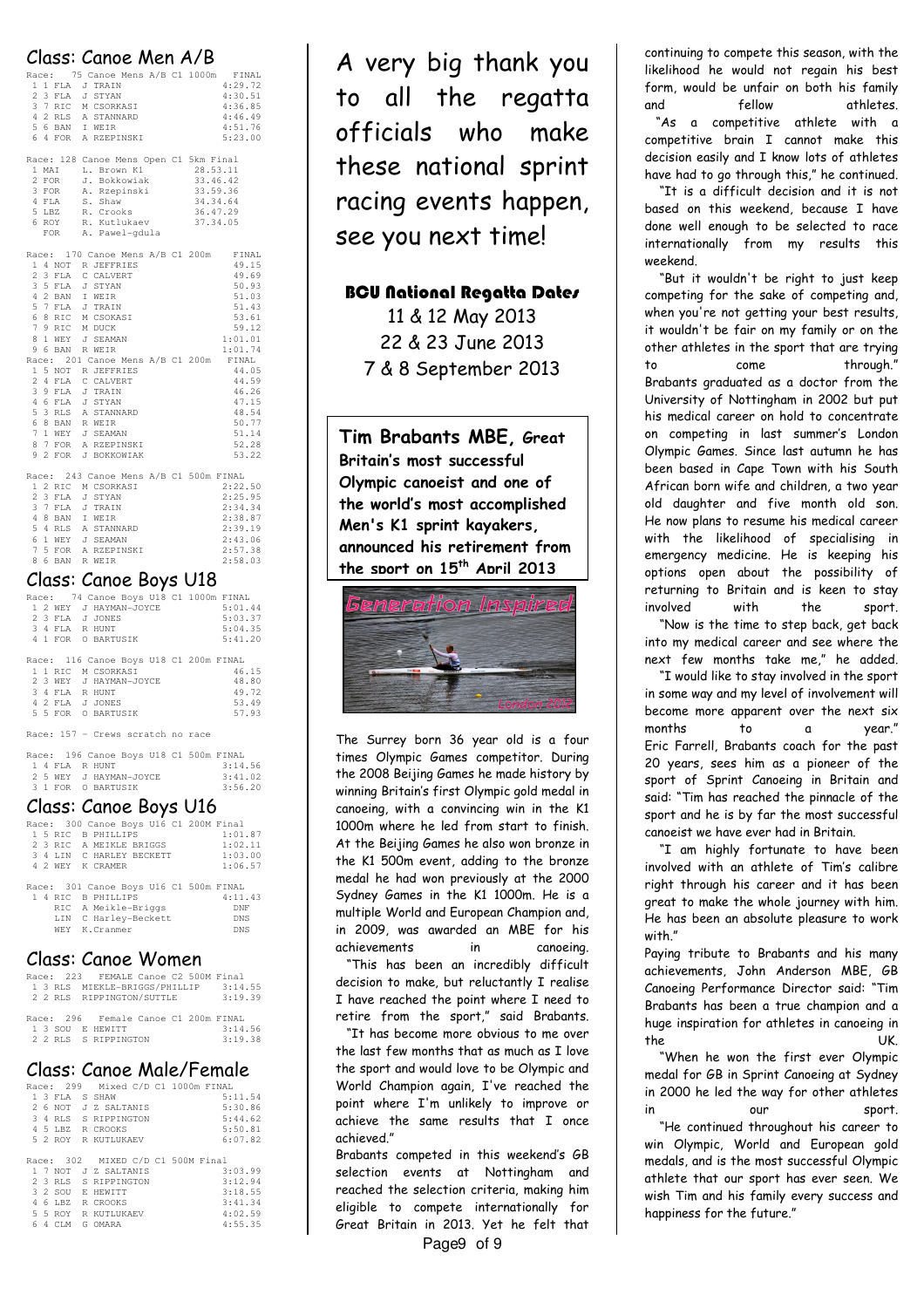## Class: Canoe Men A/B

Race: 75 Canoe Mens A/B C1 1000m FINAL

| | | | | |
|---|---|---|---|---|
| 1 | 1 | FLA | J TRAIN | 4:29.72 |
| 2 | 3 | FLA | J STYAN | 4:30.51 |
| 3 | 7 | RIC | M CSORKASI | 4:36.85 |
| 4 | 2 | RLS | A STANNARD | 4:46.49 |
| 5 | 6 | BAN | I WEIR | 4:51.76 |
| 6 | 4 | FOR | A RZEPINSKI | 5:23.00 |

Race: 128 Canoe Mens Open C1 5km Final

| | | | |
|---|---|---|---|
| 1 | MAI | L. Brown K1 | 28.53.11 |
| 2 | FOR | J. Bokkowiak | 33.46.42 |
| 3 | FOR | A. Rzepinski | 33.59.36 |
| 4 | FLA | S. Shaw | 34.34.64 |
| 5 | LBZ | R. Crooks | 36.47.29 |
| 6 | ROY | R. Kutlukaev | 37.34.05 |
| | FOR | A. Pawel-gdula | |

Race: 170 Canoe Mens A/B C1 200m FINAL

| | | | | |
|---|---|---|---|---|
| 1 | 4 | NOT | R JEFFRIES | 49.15 |
| 2 | 3 | FLA | C CALVERT | 49.69 |
| 3 | 5 | FLA | J STYAN | 50.93 |
| 4 | 2 | BAN | I WEIR | 51.31 |
| 5 | 7 | FLA | J TRAIN | 51.43 |
| 6 | 8 | RIC | M CSOKASI | 53.61 |
| 7 | 9 | RIC | M DUCK | 59.12 |
| 8 | 1 | WEY | J SEAMAN | 1:01.01 |
| 9 | 6 | BAN | R WEIR | 1:01.74 |

Race: 201 Canoe Mens A/B C1 200m FINAL

| | | | | |
|---|---|---|---|---|
| 1 | 5 | NOT | R JEFFRIES | 44.05 |
| 2 | 4 | FLA | C CALVERT | 44.59 |
| 3 | 9 | FLA | J TRAIN | 46.26 |
| 4 | 6 | FLA | J STYAN | 47.15 |
| 5 | 3 | RLS | A STANNARD | 48.54 |
| 6 | 8 | BAN | R WEIR | 50.77 |
| 7 | 1 | WEY | J SEAMAN | 51.14 |
| 8 | 7 | FOR | A RZEPINSKI | 52.28 |
| 9 | 2 | FOR | J BOKKOWIAK | 53.22 |

Race: 243 Canoe Mens A/B C1 500m FINAL

| | | | | |
|---|---|---|---|---|
| 1 | 2 | RIC | M CSORKASI | 2:22.50 |
| 2 | 3 | FLA | J STYAN | 2:25.95 |
| 3 | 7 | FLA | J TRAIN | 2:34.34 |
| 4 | 8 | BAN | I WEIR | 2:38.87 |
| 5 | 4 | RLS | A STANNARD | 2:39.19 |
| 6 | 1 | WEY | J SEAMAN | 2:43.06 |
| 7 | 5 | FOR | A RZEPINSKI | 2:57.38 |
| 8 | 6 | BAN | R WEIR | 2:58.03 |

## Class: Canoe Boys U18

Race: 74 Canoe Boys U18 C1 1000m FINAL

| | | | | |
|---|---|---|---|---|
| 1 | 2 | WEY | J HAYMAN-JOYCE | 5:01.44 |
| 2 | 3 | FLA | J JONES | 5:03.37 |
| 3 | 4 | FLA | R HUNT | 5:04.35 |
| 4 | 1 | FOR | O BARTUSIK | 5:41.20 |

Race: 116 Canoe Boys U18 C1 200m FINAL

| | | | | |
|---|---|---|---|---|
| 1 | 1 | RIC | M CSORKASI | 46.15 |
| 2 | 3 | WEY | J HAYMAN-JOYCE | 48.80 |
| 3 | 4 | FLA | R HUNT | 49.72 |
| 4 | 2 | FLA | J JONES | 53.49 |
| 5 | 5 | FOR | O BARTUSIK | 57.93 |

Race: 157 - Crews scratch no race

Race: 196 Canoe Boys U18 C1 500m FINAL

| | | | | |
|---|---|---|---|---|
| 1 | 4 | FLA | R HUNT | 3:14.56 |
| 2 | 5 | WEY | J HAYMAN-JOYCE | 3:41.02 |
| 3 | 1 | FOR | O BARTUSIK | 3:56.20 |

## Class: Canoe Boys U16

Race: 300 Canoe Boys U16 C1 200M Final

| | | | | |
|---|---|---|---|---|
| 1 | 5 | RIC | B PHILLIPS | 1:01.87 |
| 2 | 3 | RIC | A MEIKLE BRIGGS | 1:02.11 |
| 3 | 4 | LIN | C HARLEY BECKETT | 1:03.00 |
| 4 | 2 | WEY | K CRAMER | 1:06.57 |

Race: 301 Canoe Boys U16 C1 500m FINAL

| | | | | |
|---|---|---|---|---|
| 1 | 4 | RIC | B PHILLIPS | 4:11.43 |
| | | RIC | A Meikle-Briggs | DNF |
| | | LIN | C Harley-Beckett | DNS |
| | | WEY | K.Cranmer | DNS |

## Class: Canoe Women

Race: 223 FEMALE Canoe C2 500M Final

| | | | | |
|---|---|---|---|---|
| 1 | 3 | RLS | MIEKLE-BRIGGS/PHILLIP | 3:14.55 |
| 2 | 2 | RLS | RIPPINGTON/SUTTLE | 3:19.39 |

Race: 296 Female Canoe C1 200m FINAL

| | | | | |
|---|---|---|---|---|
| 1 | 3 | SOU | E HEWITT | 3:14.56 |
| 2 | 2 | RLS | S RIPPINGTON | 3:19.38 |

## Class: Canoe Male/Female

Race: 299 Mixed C/D C1 1000m FINAL

| | | | | |
|---|---|---|---|---|
| 1 | 3 | FLA | S SHAW | 5:11.54 |
| 2 | 6 | NOT | J Z SALTANIS | 5:30.86 |
| 3 | 4 | RLS | S RIPPINGTON | 5:44.62 |
| 4 | 5 | LBZ | R CROOKS | 5:50.81 |
| 5 | 2 | ROY | R KUTLUKAEV | 6:07.82 |

Race: 302 MIXED C/D C1 500M Final

| | | | | |
|---|---|---|---|---|
| 1 | 7 | NOT | J Z SALTANIS | 3:03.99 |
| 2 | 3 | RLS | S RIPPINGTON | 3:12.94 |
| 3 | 2 | SOU | E HEWITT | 3:18.55 |
| 4 | 6 | LBZ | R CROOKS | 3:41.34 |
| 5 | 5 | ROY | R KUTLUKAEV | 4:02.59 |
| 6 | 4 | CLM | G OMARA | 4:55.35 |

# A very big thank you to all the regatta officials who make these national sprint racing events happen, see you next time!

### BCU National Regatta Dates

11 & 12 May 2013
22 & 23 June 2013
7 & 8 September 2013

**Tim Brabants MBE, Great Britain's most successful Olympic canoeist and one of the world's most accomplished Men's K1 sprint kayakers, announced his retirement from the sport on 15th April 2013**

Generation Inspired

London 2012

The Surrey born 36 year old is a four times Olympic Games competitor. During the 2008 Beijing Games he made history by winning Britain's first Olympic gold medal in canoeing, with a convincing win in the K1 1000m where he led from start to finish. At the Beijing Games he also won bronze in the K1 500m event, adding to the bronze medal he had won previously at the 2000 Sydney Games in the K1 1000m. He is a multiple World and European Champion and, in 2009, was awarded an MBE for his achievements in canoeing.

"This has been an incredibly difficult decision to make, but reluctantly I realise I have reached the point where I need to retire from the sport," said Brabants.

"It has become more obvious to me over the last few months that as much as I love the sport and would love to be Olympic and World Champion again, I've reached the point where I'm unlikely to improve or achieve the same results that I once achieved."

Brabants competed in this weekend's GB selection events at Nottingham and reached the selection criteria, making him eligible to compete internationally for Great Britain in 2013. Yet he felt that continuing to compete this season, with the likelihood he would not regain his best form, would be unfair on both his family and fellow athletes.

"As a competitive athlete with a competitive brain I cannot make this decision easily and I know lots of athletes have had to go through this," he continued.

"It is a difficult decision and it is not based on this weekend, because I have done well enough to be selected to race internationally from my results this weekend.

"But it wouldn't be right to just keep competing for the sake of competing and, when you're not getting your best results, it wouldn't be fair on my family or on the other athletes in the sport that are trying to come through."

Brabants graduated as a doctor from the University of Nottingham in 2002 but put his medical career on hold to concentrate on competing in last summer's London Olympic Games. Since last autumn he has been based in Cape Town with his South African born wife and children, a two year old daughter and five month old son. He now plans to resume his medical career with the likelihood of specialising in emergency medicine. He is keeping his options open about the possibility of returning to Britain and is keen to stay involved with the sport.

"Now is the time to step back, get back into my medical career and see where the next few months take me," he added.

"I would like to stay involved in the sport in some way and my level of involvement will become more apparent over the next six months to a year."

Eric Farrell, Brabants coach for the past 20 years, sees him as a pioneer of the sport of Sprint Canoeing in Britain and said: "Tim has reached the pinnacle of the sport and he is by far the most successful canoeist we have ever had in Britain.

"I am highly fortunate to have been involved with an athlete of Tim's calibre right through his career and it has been great to make the whole journey with him. He has been an absolute pleasure to work with."

Paying tribute to Brabants and his many achievements, John Anderson MBE, GB Canoeing Performance Director said: "Tim Brabants has been a true champion and a huge inspiration for athletes in canoeing in the UK.

"When he won the first ever Olympic medal for GB in Sprint Canoeing at Sydney in 2000 he led the way for other athletes in our sport.

"He continued throughout his career to win Olympic, World and European gold medals, and is the most successful Olympic athlete that our sport has ever seen. We wish Tim and his family every success and happiness for the future."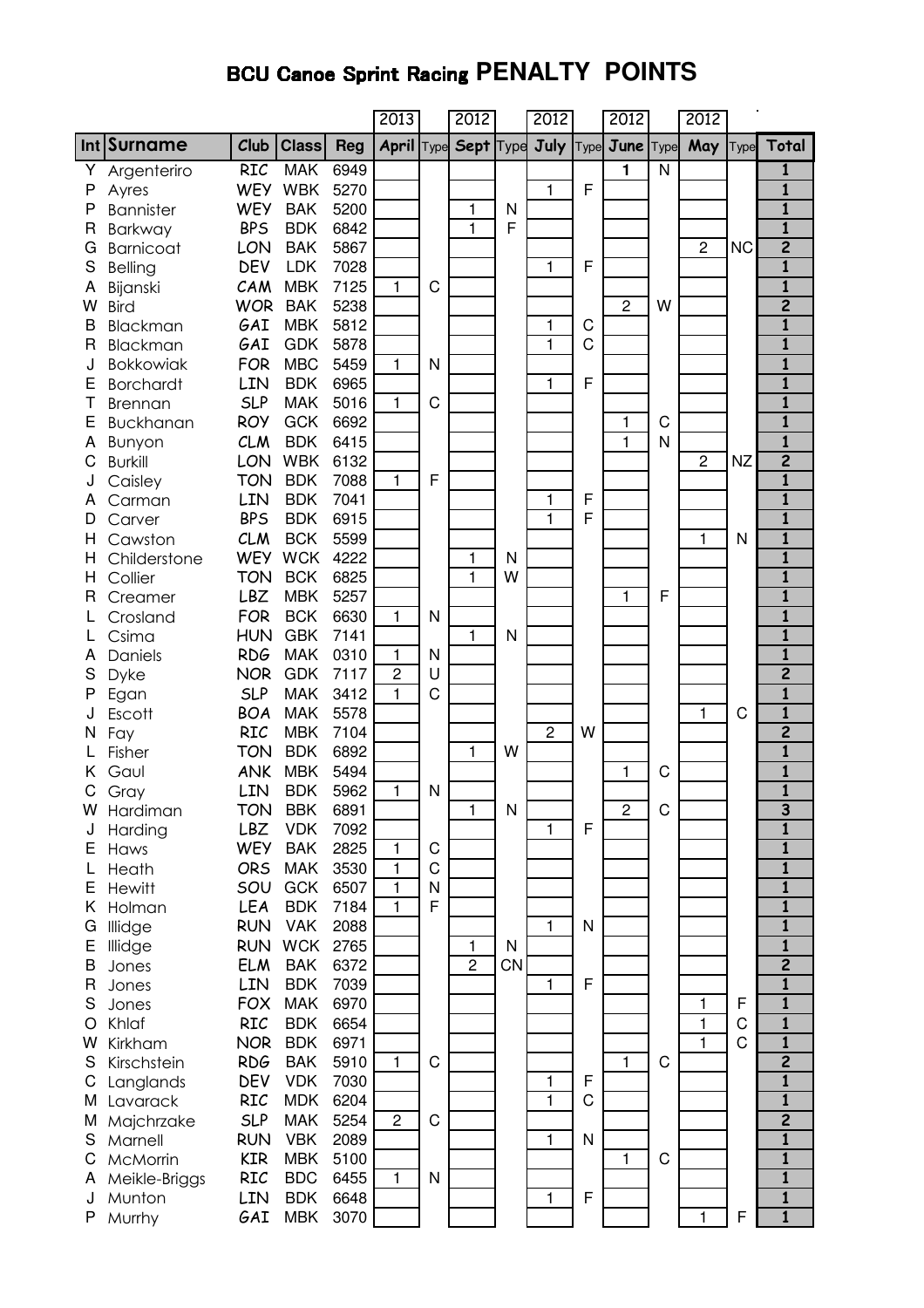# BCU Canoe Sprint Racing PENALTY POINTS

| | | | | | 2013 | | 2012 | | 2012 | | 2012 | | 2012 | | |
|---|---|---|---|---|---|---|---|---|---|---|---|---|---|---|---|
| Int | Surname | Club | Class | Reg | April | Type | Sept | Type | July | Type | June | Type | May | Type | Total |
| Y | Argenteriro | RIC | MAK | 6949 | | | | | | | 1 | N | | | 1 |
| P | Ayres | WEY | WBK | 5270 | | | | | 1 | F | | | | | 1 |
| P | Bannister | WEY | BAK | 5200 | | | 1 | N | | | | | | | 1 |
| R | Barkway | BPS | BDK | 6842 | | | 1 | F | | | | | | | 1 |
| G | Barnicoat | LON | BAK | 5867 | | | | | | | | | 2 | NC | 2 |
| S | Belling | DEV | LDK | 7028 | | | | | 1 | F | | | | | 1 |
| A | Bijanski | CAM | MBK | 7125 | 1 | C | | | | | | | | | 1 |
| W | Bird | WOR | BAK | 5238 | | | | | | | 2 | W | | | 2 |
| B | Blackman | GAI | MBK | 5812 | | | | | 1 | C | | | | | 1 |
| R | Blackman | GAI | GDK | 5878 | | | | | 1 | C | | | | | 1 |
| J | Bokkowiak | FOR | MBC | 5459 | 1 | N | | | | | | | | | 1 |
| E | Borchardt | LIN | BDK | 6965 | | | | | 1 | F | | | | | 1 |
| T | Brennan | SLP | MAK | 5016 | 1 | C | | | | | | | | | 1 |
| E | Buckhanan | ROY | GCK | 6692 | | | | | | | 1 | C | | | 1 |
| A | Bunyon | CLM | BDK | 6415 | | | | | | | 1 | N | | | 1 |
| C | Burkill | LON | WBK | 6132 | | | | | | | | | 2 | NZ | 2 |
| J | Caisley | TON | BDK | 7088 | 1 | F | | | | | | | | | 1 |
| A | Carman | LIN | BDK | 7041 | | | | | 1 | F | | | | | 1 |
| D | Carver | BPS | BDK | 6915 | | | | | 1 | F | | | | | 1 |
| H | Cawston | CLM | BCK | 5599 | | | | | | | | | 1 | N | 1 |
| H | Childerstone | WEY | WCK | 4222 | | | 1 | N | | | | | | | 1 |
| H | Collier | TON | BCK | 6825 | | | 1 | W | | | | | | | 1 |
| R | Creamer | LBZ | MBK | 5257 | | | | | | | 1 | F | | | 1 |
| L | Crosland | FOR | BCK | 6630 | 1 | N | | | | | | | | | 1 |
| L | Csima | HUN | GBK | 7141 | | | 1 | N | | | | | | | 1 |
| A | Daniels | RDG | MAK | 0310 | 1 | N | | | | | | | | | 1 |
| S | Dyke | NOR | GDK | 7117 | 2 | U | | | | | | | | | 2 |
| P | Egan | SLP | MAK | 3412 | 1 | C | | | | | | | | | 1 |
| J | Escott | BOA | MAK | 5578 | | | | | | | | | 1 | C | 1 |
| N | Fay | RIC | MBK | 7104 | | | | | 2 | W | | | | | 2 |
| L | Fisher | TON | BDK | 6892 | | | 1 | W | | | | | | | 1 |
| K | Gaul | ANK | MBK | 5494 | | | | | | | 1 | C | | | 1 |
| C | Gray | LIN | BDK | 5962 | 1 | N | | | | | | | | | 1 |
| W | Hardiman | TON | BBK | 6891 | | | 1 | N | | | 2 | C | | | 3 |
| J | Harding | LBZ | VDK | 7092 | | | | | 1 | F | | | | | 1 |
| E | Haws | WEY | BAK | 2825 | 1 | C | | | | | | | | | 1 |
| L | Heath | ORS | MAK | 3530 | 1 | C | | | | | | | | | 1 |
| E | Hewitt | SOU | GCK | 6507 | 1 | N | | | | | | | | | 1 |
| K | Holman | LEA | BDK | 7184 | 1 | F | | | | | | | | | 1 |
| G | Illidge | RUN | VAK | 2088 | | | | | 1 | N | | | | | 1 |
| E | Illidge | RUN | WCK | 2765 | | | 1 | N | | | | | | | 1 |
| B | Jones | ELM | BAK | 6372 | | | 2 | CN | | | | | | | 2 |
| R | Jones | LIN | BDK | 7039 | | | | | 1 | F | | | | | 1 |
| S | Jones | FOX | MAK | 6970 | | | | | | | | | 1 | F | 1 |
| O | Khlaf | RIC | BDK | 6654 | | | | | | | | | 1 | C | 1 |
| W | Kirkham | NOR | BDK | 6971 | | | | | | | | | 1 | C | 1 |
| S | Kirschstein | RDG | BAK | 5910 | 1 | C | | | | | 1 | C | | | 2 |
| C | Langlands | DEV | VDK | 7030 | | | | | 1 | F | | | | | 1 |
| M | Lavarack | RIC | MDK | 6204 | | | | | 1 | C | | | | | 1 |
| M | Majchrzake | SLP | MAK | 5254 | 2 | C | | | | | | | | | 2 |
| S | Marnell | RUN | VBK | 2089 | | | | | 1 | N | | | | | 1 |
| C | McMorrin | KIR | MBK | 5100 | | | | | | | 1 | C | | | 1 |
| A | Meikle-Briggs | RIC | BDC | 6455 | 1 | N | | | | | | | | | 1 |
| J | Munton | LIN | BDK | 6648 | | | | | 1 | F | | | | | 1 |
| P | Murrhy | GAI | MBK | 3070 | | | | | | | | | 1 | F | 1 |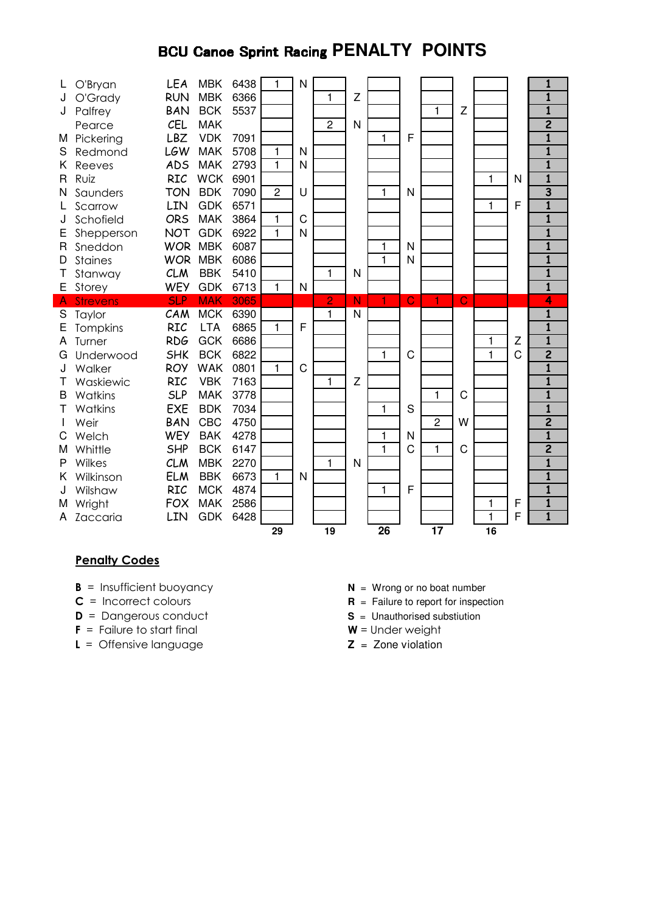# BCU Canoe Sprint Racing PENALTY POINTS

| | | | | | | | | | | | | | | | |
|---|---|---|---|---|---|---|---|---|---|---|---|---|---|---|---|
| L | O'Bryan | LEA | MBK | 6438 | 1 | N | | | | | | | | | 1 |
| J | O'Grady | RUN | MBK | 6366 | | | 1 | Z | | | | | | | 1 |
| J | Palfrey | BAN | BCK | 5537 | | | | | | | 1 | Z | | | 1 |
| | Pearce | CEL | MAK | | | | 2 | N | | | | | | | 2 |
| M | Pickering | LBZ | VDK | 7091 | | | | | 1 | F | | | | | 1 |
| S | Redmond | LGW | MAK | 5708 | 1 | N | | | | | | | | | 1 |
| K | Reeves | ADS | MAK | 2793 | 1 | N | | | | | | | | | 1 |
| R | Ruiz | RIC | WCK | 6901 | | | | | | | | | 1 | N | 1 |
| N | Saunders | TON | BDK | 7090 | 2 | U | | | 1 | N | | | | | 3 |
| L | Scarrow | LIN | GDK | 6571 | | | | | | | | | 1 | F | 1 |
| J | Schofield | ORS | MAK | 3864 | 1 | C | | | | | | | | | 1 |
| E | Shepperson | NOT | GDK | 6922 | 1 | N | | | | | | | | | 1 |
| R | Sneddon | WOR | MBK | 6087 | | | | | 1 | N | | | | | 1 |
| D | Staines | WOR | MBK | 6086 | | | | | 1 | N | | | | | 1 |
| T | Stanway | CLM | BBK | 5410 | | | 1 | N | | | | | | | 1 |
| E | Storey | WEY | GDK | 6713 | 1 | N | | | | | | | | | 1 |
| A | Strevens | SLP | MAK | 3065 | | | 2 | N | 1 | C | 1 | C | | | 4 |
| S | Taylor | CAM | MCK | 6390 | | | 1 | N | | | | | | | 1 |
| E | Tompkins | RIC | LTA | 6865 | 1 | F | | | | | | | | | 1 |
| A | Turner | RDG | GCK | 6686 | | | | | | | | | 1 | Z | 1 |
| G | Underwood | SHK | BCK | 6822 | | | | | 1 | C | | | 1 | C | 2 |
| J | Walker | ROY | WAK | 0801 | 1 | C | | | | | | | | | 1 |
| T | Waskiewic | RIC | VBK | 7163 | | | 1 | Z | | | | | | | 1 |
| B | Watkins | SLP | MAK | 3778 | | | | | | | 1 | C | | | 1 |
| T | Watkins | EXE | BDK | 7034 | | | | | 1 | S | | | | | 1 |
| I | Weir | BAN | CBC | 4750 | | | | | | | 2 | W | | | 2 |
| C | Welch | WEY | BAK | 4278 | | | | | 1 | N | | | | | 1 |
| M | Whittle | SHP | BCK | 6147 | | | | | 1 | C | 1 | C | | | 2 |
| P | Wilkes | CLM | MBK | 2270 | | | 1 | N | | | | | | | 1 |
| K | Wilkinson | ELM | BBK | 6673 | 1 | N | | | | | | | | | 1 |
| J | Wilshaw | RIC | MCK | 4874 | | | | | 1 | F | | | | | 1 |
| M | Wright | FOX | MAK | 2586 | | | | | | | | | 1 | F | 1 |
| A | Zaccaria | LIN | GDK | 6428 | | | | | | | | | 1 | F | 1 |
| | | | | | 29 | | 19 | | 26 | | 17 | | 16 | | |

## Penalty Codes

- **B** = Insufficient buoyancy
- **C** = Incorrect colours
- **D** = Dangerous conduct
- **F** = Failure to start final
- **L** = Offensive language
- **N** = Wrong or no boat number
- **R** = Failure to report for inspection
- **S** = Unauthorised substiution
- **W** = Under weight
- **Z** = Zone violation